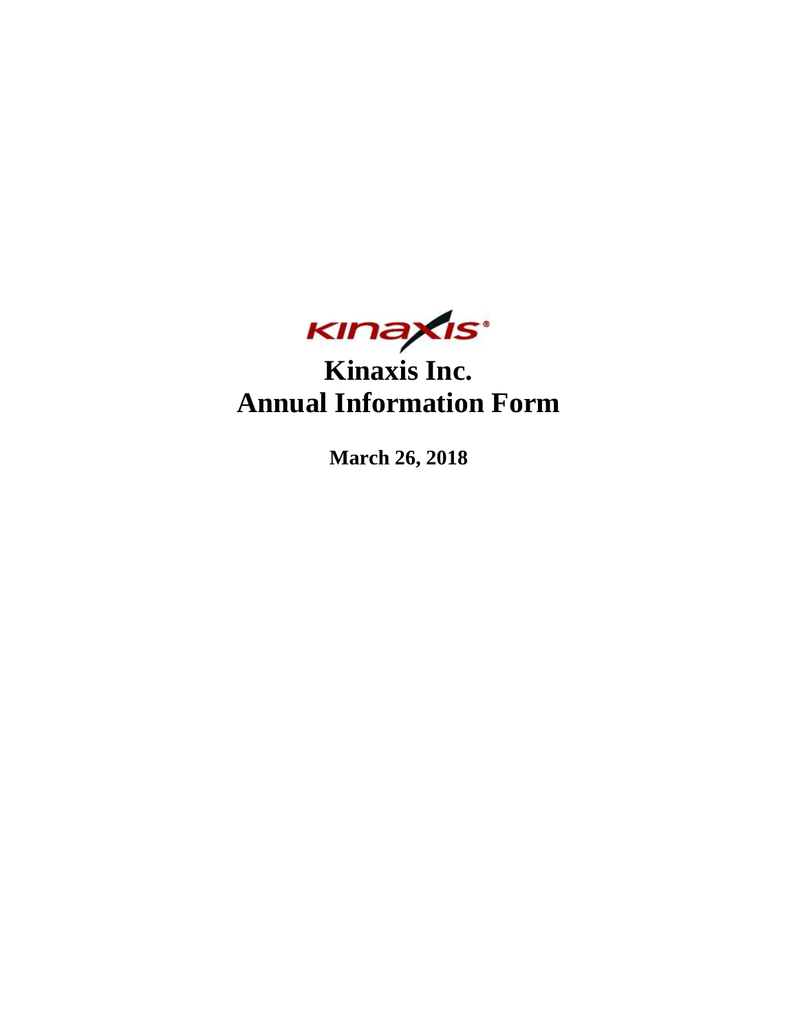# Kinaxis Inc.
# Annual Information Form

**March 26, 2018**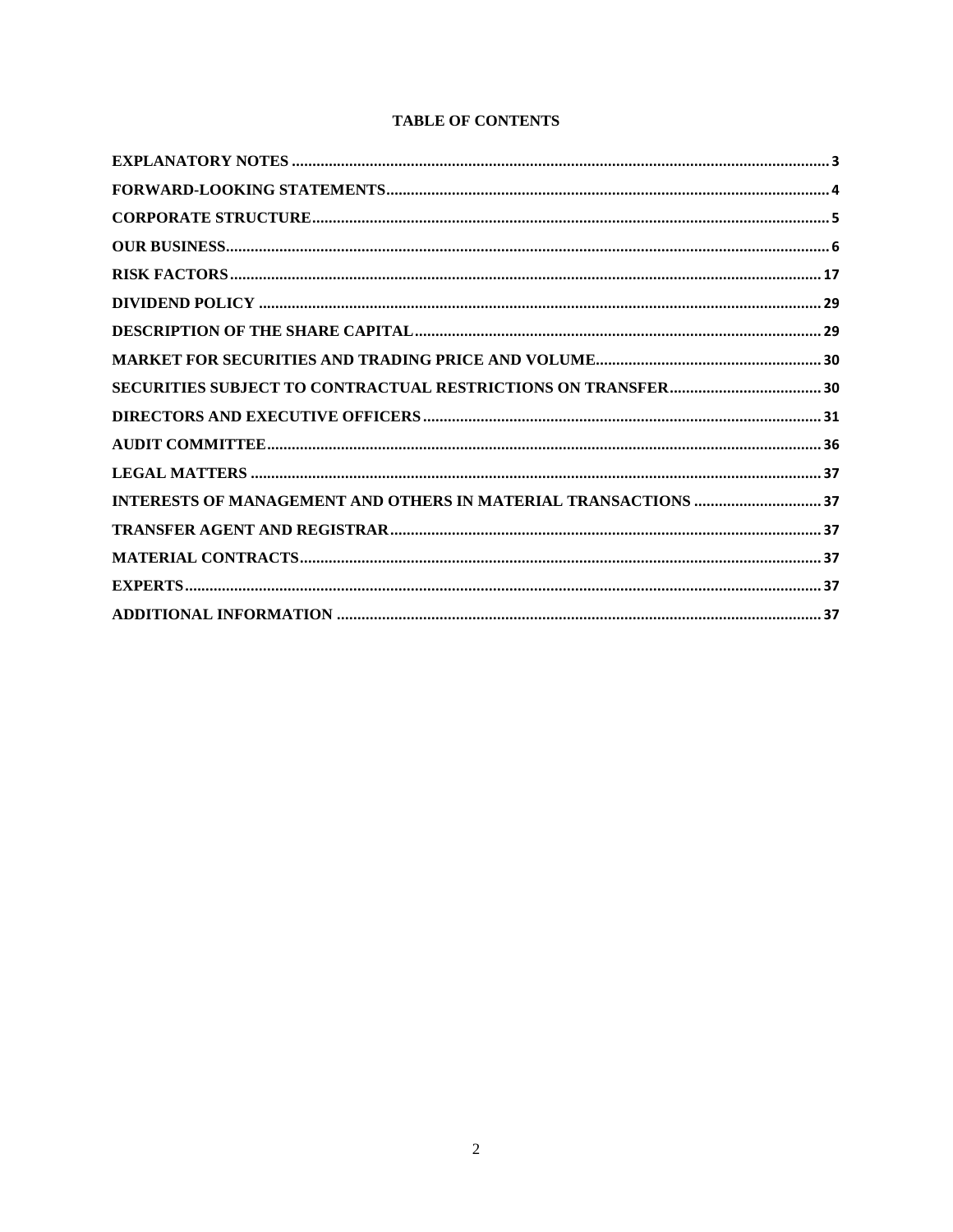## TABLE OF CONTENTS

| | |
|---|---|
| **EXPLANATORY NOTES** | 3 |
| **FORWARD-LOOKING STATEMENTS** | 4 |
| **CORPORATE STRUCTURE** | 5 |
| **OUR BUSINESS** | 6 |
| **RISK FACTORS** | 17 |
| **DIVIDEND POLICY** | 29 |
| **DESCRIPTION OF THE SHARE CAPITAL** | 29 |
| **MARKET FOR SECURITIES AND TRADING PRICE AND VOLUME** | 30 |
| **SECURITIES SUBJECT TO CONTRACTUAL RESTRICTIONS ON TRANSFER** | 30 |
| **DIRECTORS AND EXECUTIVE OFFICERS** | 31 |
| **AUDIT COMMITTEE** | 36 |
| **LEGAL MATTERS** | 37 |
| **INTERESTS OF MANAGEMENT AND OTHERS IN MATERIAL TRANSACTIONS** | 37 |
| **TRANSFER AGENT AND REGISTRAR** | 37 |
| **MATERIAL CONTRACTS** | 37 |
| **EXPERTS** | 37 |
| **ADDITIONAL INFORMATION** | 37 |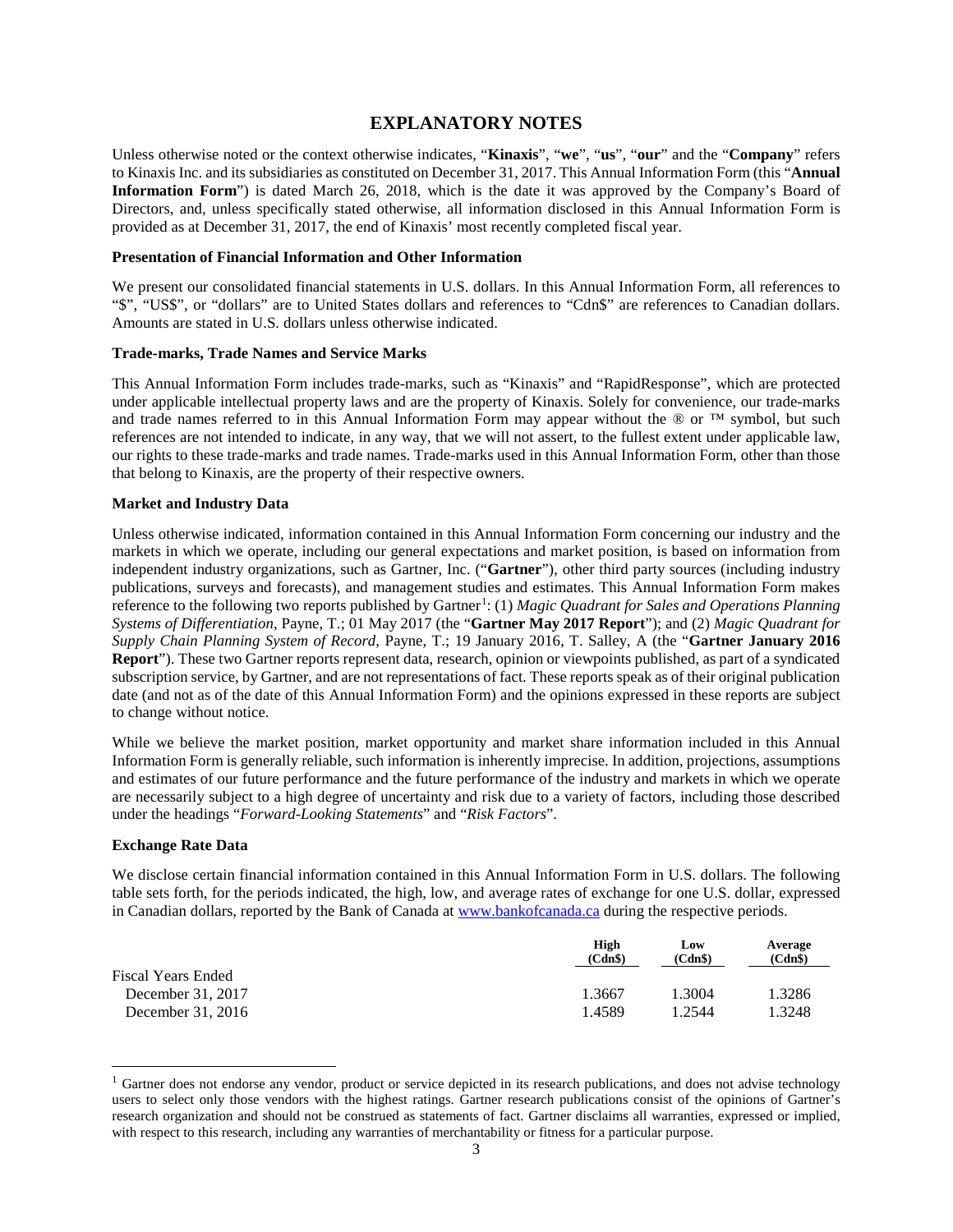# EXPLANATORY NOTES

Unless otherwise noted or the context otherwise indicates, "**Kinaxis**", "**we**", "**us**", "**our**" and the "**Company**" refers to Kinaxis Inc. and its subsidiaries as constituted on December 31, 2017. This Annual Information Form (this "**Annual Information Form**") is dated March 26, 2018, which is the date it was approved by the Company's Board of Directors, and, unless specifically stated otherwise, all information disclosed in this Annual Information Form is provided as at December 31, 2017, the end of Kinaxis' most recently completed fiscal year.

### Presentation of Financial Information and Other Information

We present our consolidated financial statements in U.S. dollars. In this Annual Information Form, all references to "$", "US$", or "dollars" are to United States dollars and references to "Cdn$" are references to Canadian dollars. Amounts are stated in U.S. dollars unless otherwise indicated.

### Trade-marks, Trade Names and Service Marks

This Annual Information Form includes trade-marks, such as "Kinaxis" and "RapidResponse", which are protected under applicable intellectual property laws and are the property of Kinaxis. Solely for convenience, our trade-marks and trade names referred to in this Annual Information Form may appear without the ® or ™ symbol, but such references are not intended to indicate, in any way, that we will not assert, to the fullest extent under applicable law, our rights to these trade-marks and trade names. Trade-marks used in this Annual Information Form, other than those that belong to Kinaxis, are the property of their respective owners.

### Market and Industry Data

Unless otherwise indicated, information contained in this Annual Information Form concerning our industry and the markets in which we operate, including our general expectations and market position, is based on information from independent industry organizations, such as Gartner, Inc. ("**Gartner**"), other third party sources (including industry publications, surveys and forecasts), and management studies and estimates. This Annual Information Form makes reference to the following two reports published by Gartner[1]: (1) *Magic Quadrant for Sales and Operations Planning Systems of Differentiation*, Payne, T.; 01 May 2017 (the "**Gartner May 2017 Report**"); and (2) *Magic Quadrant for Supply Chain Planning System of Record*, Payne, T.; 19 January 2016, T. Salley, A (the "**Gartner January 2016 Report**"). These two Gartner reports represent data, research, opinion or viewpoints published, as part of a syndicated subscription service, by Gartner, and are not representations of fact. These reports speak as of their original publication date (and not as of the date of this Annual Information Form) and the opinions expressed in these reports are subject to change without notice.

While we believe the market position, market opportunity and market share information included in this Annual Information Form is generally reliable, such information is inherently imprecise. In addition, projections, assumptions and estimates of our future performance and the future performance of the industry and markets in which we operate are necessarily subject to a high degree of uncertainty and risk due to a variety of factors, including those described under the headings "*Forward-Looking Statements*" and "*Risk Factors*".

### Exchange Rate Data

We disclose certain financial information contained in this Annual Information Form in U.S. dollars. The following table sets forth, for the periods indicated, the high, low, and average rates of exchange for one U.S. dollar, expressed in Canadian dollars, reported by the Bank of Canada at www.bankofcanada.ca during the respective periods.

| | High (Cdn$) | Low (Cdn$) | Average (Cdn$) |
|---|---|---|---|
| Fiscal Years Ended | | | |
| December 31, 2017 | 1.3667 | 1.3004 | 1.3286 |
| December 31, 2016 | 1.4589 | 1.2544 | 1.3248 |

[1] Gartner does not endorse any vendor, product or service depicted in its research publications, and does not advise technology users to select only those vendors with the highest ratings. Gartner research publications consist of the opinions of Gartner's research organization and should not be construed as statements of fact. Gartner disclaims all warranties, expressed or implied, with respect to this research, including any warranties of merchantability or fitness for a particular purpose.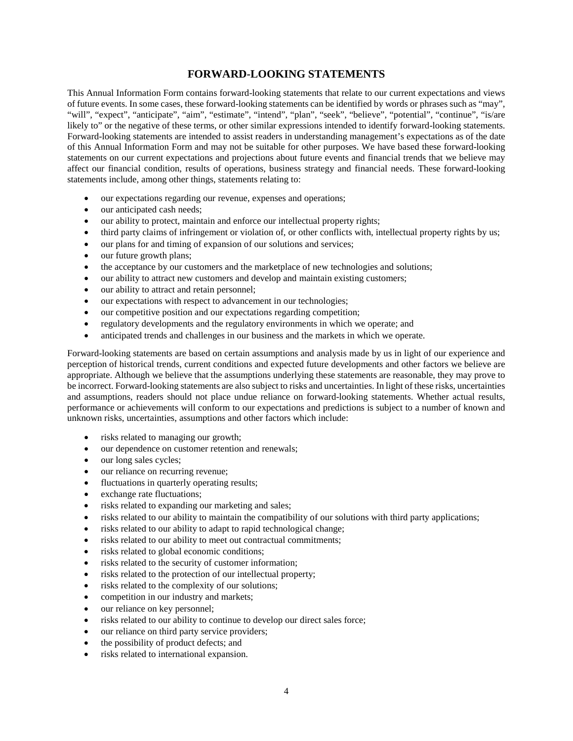## FORWARD-LOOKING STATEMENTS

This Annual Information Form contains forward-looking statements that relate to our current expectations and views of future events. In some cases, these forward-looking statements can be identified by words or phrases such as "may", "will", "expect", "anticipate", "aim", "estimate", "intend", "plan", "seek", "believe", "potential", "continue", "is/are likely to" or the negative of these terms, or other similar expressions intended to identify forward-looking statements. Forward-looking statements are intended to assist readers in understanding management's expectations as of the date of this Annual Information Form and may not be suitable for other purposes. We have based these forward-looking statements on our current expectations and projections about future events and financial trends that we believe may affect our financial condition, results of operations, business strategy and financial needs. These forward-looking statements include, among other things, statements relating to:

- our expectations regarding our revenue, expenses and operations;
- our anticipated cash needs;
- our ability to protect, maintain and enforce our intellectual property rights;
- third party claims of infringement or violation of, or other conflicts with, intellectual property rights by us;
- our plans for and timing of expansion of our solutions and services;
- our future growth plans;
- the acceptance by our customers and the marketplace of new technologies and solutions;
- our ability to attract new customers and develop and maintain existing customers;
- our ability to attract and retain personnel;
- our expectations with respect to advancement in our technologies;
- our competitive position and our expectations regarding competition;
- regulatory developments and the regulatory environments in which we operate; and
- anticipated trends and challenges in our business and the markets in which we operate.

Forward-looking statements are based on certain assumptions and analysis made by us in light of our experience and perception of historical trends, current conditions and expected future developments and other factors we believe are appropriate. Although we believe that the assumptions underlying these statements are reasonable, they may prove to be incorrect. Forward-looking statements are also subject to risks and uncertainties. In light of these risks, uncertainties and assumptions, readers should not place undue reliance on forward-looking statements. Whether actual results, performance or achievements will conform to our expectations and predictions is subject to a number of known and unknown risks, uncertainties, assumptions and other factors which include:

- risks related to managing our growth;
- our dependence on customer retention and renewals;
- our long sales cycles;
- our reliance on recurring revenue;
- fluctuations in quarterly operating results;
- exchange rate fluctuations;
- risks related to expanding our marketing and sales;
- risks related to our ability to maintain the compatibility of our solutions with third party applications;
- risks related to our ability to adapt to rapid technological change;
- risks related to our ability to meet out contractual commitments;
- risks related to global economic conditions;
- risks related to the security of customer information;
- risks related to the protection of our intellectual property;
- risks related to the complexity of our solutions;
- competition in our industry and markets;
- our reliance on key personnel;
- risks related to our ability to continue to develop our direct sales force;
- our reliance on third party service providers;
- the possibility of product defects; and
- risks related to international expansion.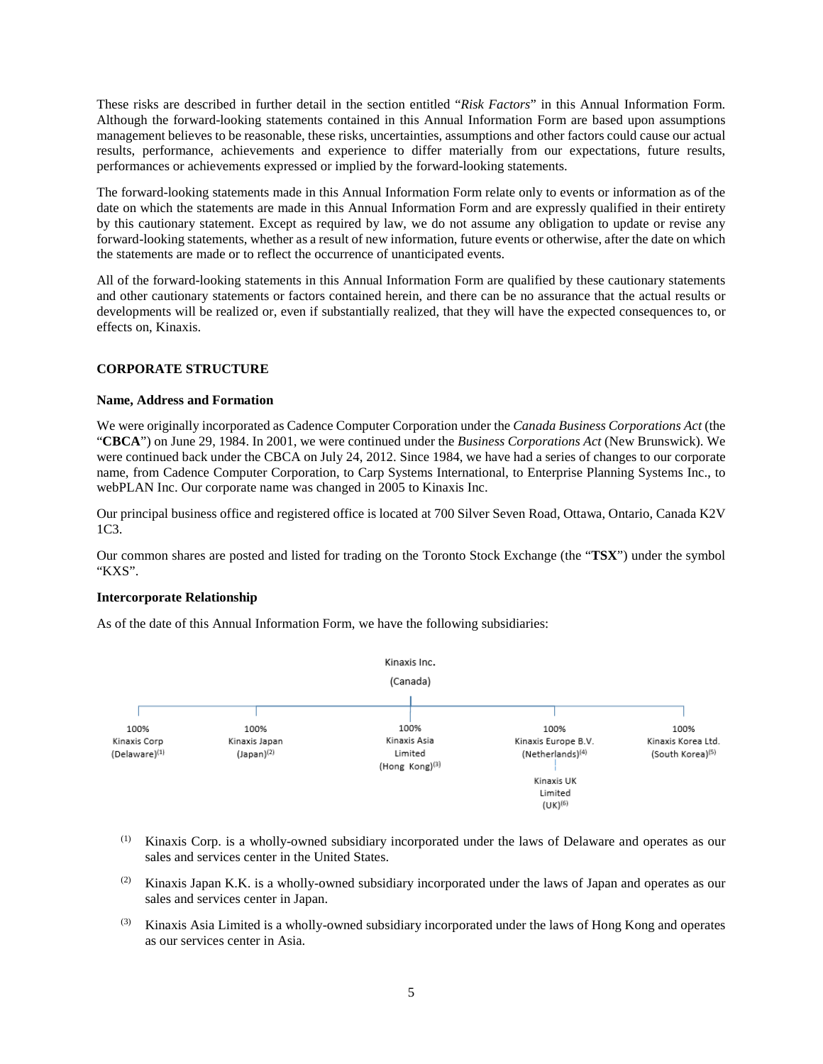These risks are described in further detail in the section entitled "*Risk Factors*" in this Annual Information Form. Although the forward-looking statements contained in this Annual Information Form are based upon assumptions management believes to be reasonable, these risks, uncertainties, assumptions and other factors could cause our actual results, performance, achievements and experience to differ materially from our expectations, future results, performances or achievements expressed or implied by the forward-looking statements.

The forward-looking statements made in this Annual Information Form relate only to events or information as of the date on which the statements are made in this Annual Information Form and are expressly qualified in their entirety by this cautionary statement. Except as required by law, we do not assume any obligation to update or revise any forward-looking statements, whether as a result of new information, future events or otherwise, after the date on which the statements are made or to reflect the occurrence of unanticipated events.

All of the forward-looking statements in this Annual Information Form are qualified by these cautionary statements and other cautionary statements or factors contained herein, and there can be no assurance that the actual results or developments will be realized or, even if substantially realized, that they will have the expected consequences to, or effects on, Kinaxis.

## CORPORATE STRUCTURE

### Name, Address and Formation

We were originally incorporated as Cadence Computer Corporation under the *Canada Business Corporations Act* (the "**CBCA**") on June 29, 1984. In 2001, we were continued under the *Business Corporations Act* (New Brunswick). We were continued back under the CBCA on July 24, 2012. Since 1984, we have had a series of changes to our corporate name, from Cadence Computer Corporation, to Carp Systems International, to Enterprise Planning Systems Inc., to webPLAN Inc. Our corporate name was changed in 2005 to Kinaxis Inc.

Our principal business office and registered office is located at 700 Silver Seven Road, Ottawa, Ontario, Canada K2V 1C3.

Our common shares are posted and listed for trading on the Toronto Stock Exchange (the "**TSX**") under the symbol "KXS".

### Intercorporate Relationship

As of the date of this Annual Information Form, we have the following subsidiaries:

Kinaxis Inc.
(Canada)

- 100% Kinaxis Corp (Delaware)(1)
- 100% Kinaxis Japan (Japan)(2)
- 100% Kinaxis Asia Limited (Hong Kong)(3)
- 100% Kinaxis Europe B.V. (Netherlands)(4)
  - Kinaxis UK Limited (UK)(6)
- 100% Kinaxis Korea Ltd. (South Korea)(5)

(1) Kinaxis Corp. is a wholly-owned subsidiary incorporated under the laws of Delaware and operates as our sales and services center in the United States.

(2) Kinaxis Japan K.K. is a wholly-owned subsidiary incorporated under the laws of Japan and operates as our sales and services center in Japan.

(3) Kinaxis Asia Limited is a wholly-owned subsidiary incorporated under the laws of Hong Kong and operates as our services center in Asia.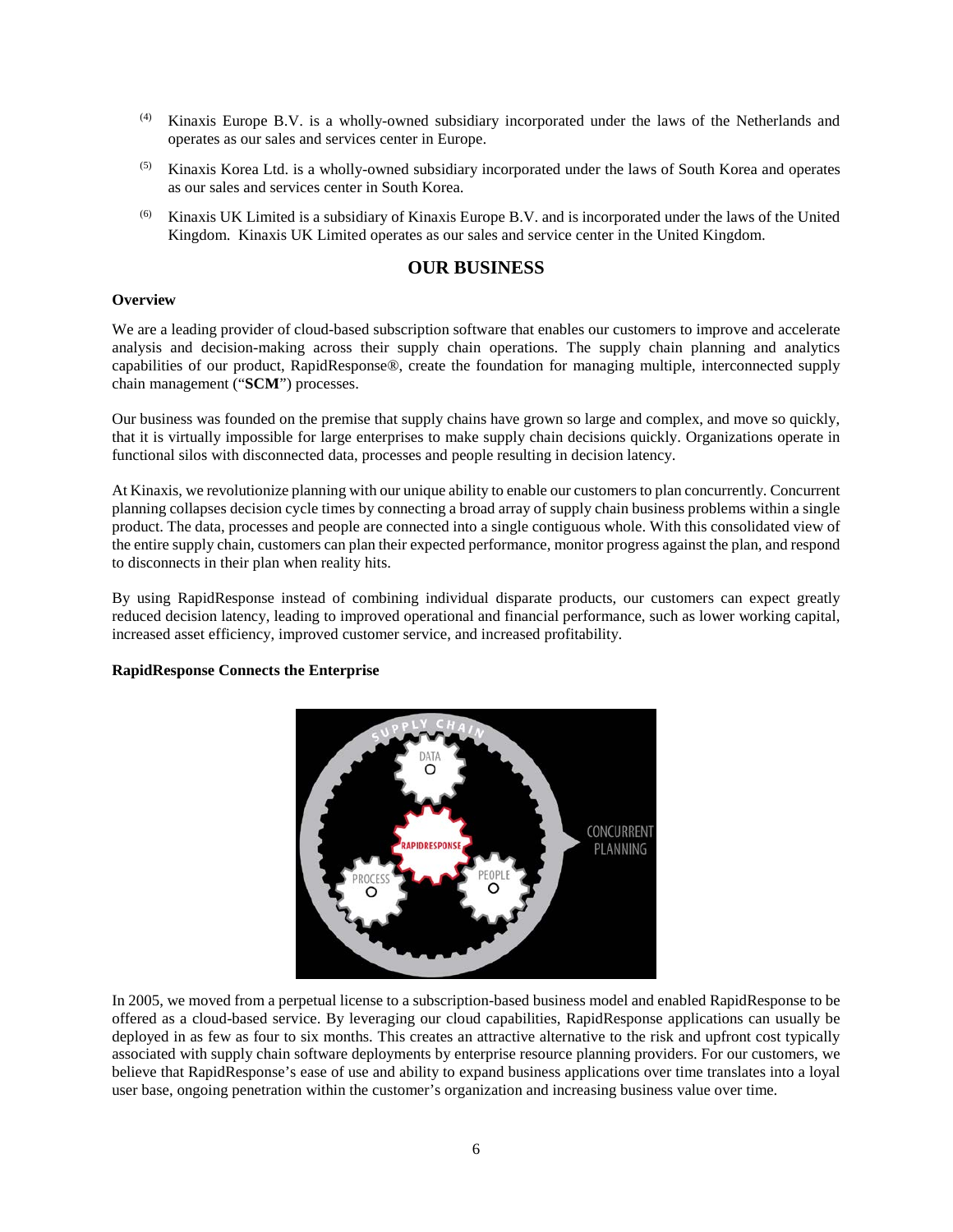(4) Kinaxis Europe B.V. is a wholly-owned subsidiary incorporated under the laws of the Netherlands and operates as our sales and services center in Europe.

(5) Kinaxis Korea Ltd. is a wholly-owned subsidiary incorporated under the laws of South Korea and operates as our sales and services center in South Korea.

(6) Kinaxis UK Limited is a subsidiary of Kinaxis Europe B.V. and is incorporated under the laws of the United Kingdom. Kinaxis UK Limited operates as our sales and service center in the United Kingdom.

## OUR BUSINESS

### Overview

We are a leading provider of cloud-based subscription software that enables our customers to improve and accelerate analysis and decision-making across their supply chain operations. The supply chain planning and analytics capabilities of our product, RapidResponse®, create the foundation for managing multiple, interconnected supply chain management ("**SCM**") processes.

Our business was founded on the premise that supply chains have grown so large and complex, and move so quickly, that it is virtually impossible for large enterprises to make supply chain decisions quickly. Organizations operate in functional silos with disconnected data, processes and people resulting in decision latency.

At Kinaxis, we revolutionize planning with our unique ability to enable our customers to plan concurrently. Concurrent planning collapses decision cycle times by connecting a broad array of supply chain business problems within a single product. The data, processes and people are connected into a single contiguous whole. With this consolidated view of the entire supply chain, customers can plan their expected performance, monitor progress against the plan, and respond to disconnects in their plan when reality hits.

By using RapidResponse instead of combining individual disparate products, our customers can expect greatly reduced decision latency, leading to improved operational and financial performance, such as lower working capital, increased asset efficiency, improved customer service, and increased profitability.

### RapidResponse Connects the Enterprise

In 2005, we moved from a perpetual license to a subscription-based business model and enabled RapidResponse to be offered as a cloud-based service. By leveraging our cloud capabilities, RapidResponse applications can usually be deployed in as few as four to six months. This creates an attractive alternative to the risk and upfront cost typically associated with supply chain software deployments by enterprise resource planning providers. For our customers, we believe that RapidResponse's ease of use and ability to expand business applications over time translates into a loyal user base, ongoing penetration within the customer's organization and increasing business value over time.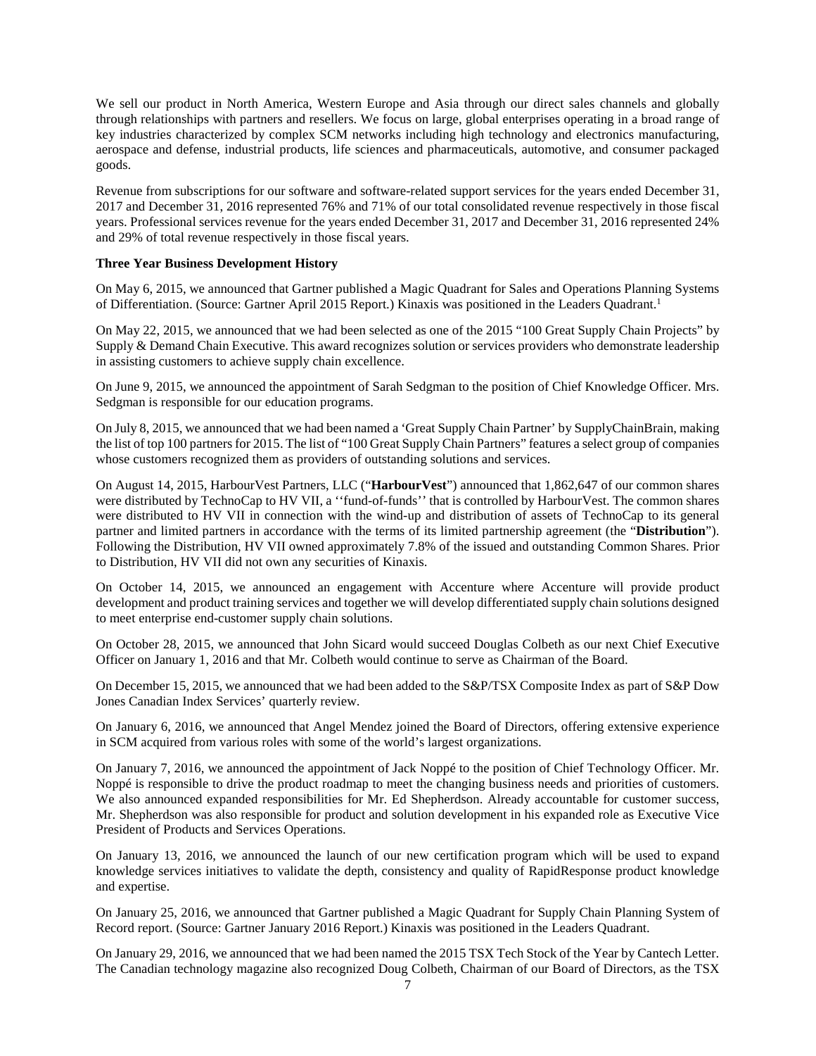We sell our product in North America, Western Europe and Asia through our direct sales channels and globally through relationships with partners and resellers. We focus on large, global enterprises operating in a broad range of key industries characterized by complex SCM networks including high technology and electronics manufacturing, aerospace and defense, industrial products, life sciences and pharmaceuticals, automotive, and consumer packaged goods.

Revenue from subscriptions for our software and software-related support services for the years ended December 31, 2017 and December 31, 2016 represented 76% and 71% of our total consolidated revenue respectively in those fiscal years. Professional services revenue for the years ended December 31, 2017 and December 31, 2016 represented 24% and 29% of total revenue respectively in those fiscal years.

**Three Year Business Development History**

On May 6, 2015, we announced that Gartner published a Magic Quadrant for Sales and Operations Planning Systems of Differentiation. (Source: Gartner April 2015 Report.) Kinaxis was positioned in the Leaders Quadrant.[1]

On May 22, 2015, we announced that we had been selected as one of the 2015 "100 Great Supply Chain Projects" by Supply & Demand Chain Executive. This award recognizes solution or services providers who demonstrate leadership in assisting customers to achieve supply chain excellence.

On June 9, 2015, we announced the appointment of Sarah Sedgman to the position of Chief Knowledge Officer. Mrs. Sedgman is responsible for our education programs.

On July 8, 2015, we announced that we had been named a 'Great Supply Chain Partner' by SupplyChainBrain, making the list of top 100 partners for 2015. The list of "100 Great Supply Chain Partners" features a select group of companies whose customers recognized them as providers of outstanding solutions and services.

On August 14, 2015, HarbourVest Partners, LLC ("**HarbourVest**") announced that 1,862,647 of our common shares were distributed by TechnoCap to HV VII, a ''fund-of-funds'' that is controlled by HarbourVest. The common shares were distributed to HV VII in connection with the wind-up and distribution of assets of TechnoCap to its general partner and limited partners in accordance with the terms of its limited partnership agreement (the "**Distribution**"). Following the Distribution, HV VII owned approximately 7.8% of the issued and outstanding Common Shares. Prior to Distribution, HV VII did not own any securities of Kinaxis.

On October 14, 2015, we announced an engagement with Accenture where Accenture will provide product development and product training services and together we will develop differentiated supply chain solutions designed to meet enterprise end-customer supply chain solutions.

On October 28, 2015, we announced that John Sicard would succeed Douglas Colbeth as our next Chief Executive Officer on January 1, 2016 and that Mr. Colbeth would continue to serve as Chairman of the Board.

On December 15, 2015, we announced that we had been added to the S&P/TSX Composite Index as part of S&P Dow Jones Canadian Index Services' quarterly review.

On January 6, 2016, we announced that Angel Mendez joined the Board of Directors, offering extensive experience in SCM acquired from various roles with some of the world's largest organizations.

On January 7, 2016, we announced the appointment of Jack Noppé to the position of Chief Technology Officer. Mr. Noppé is responsible to drive the product roadmap to meet the changing business needs and priorities of customers. We also announced expanded responsibilities for Mr. Ed Shepherdson. Already accountable for customer success, Mr. Shepherdson was also responsible for product and solution development in his expanded role as Executive Vice President of Products and Services Operations.

On January 13, 2016, we announced the launch of our new certification program which will be used to expand knowledge services initiatives to validate the depth, consistency and quality of RapidResponse product knowledge and expertise.

On January 25, 2016, we announced that Gartner published a Magic Quadrant for Supply Chain Planning System of Record report. (Source: Gartner January 2016 Report.) Kinaxis was positioned in the Leaders Quadrant.

On January 29, 2016, we announced that we had been named the 2015 TSX Tech Stock of the Year by Cantech Letter. The Canadian technology magazine also recognized Doug Colbeth, Chairman of our Board of Directors, as the TSX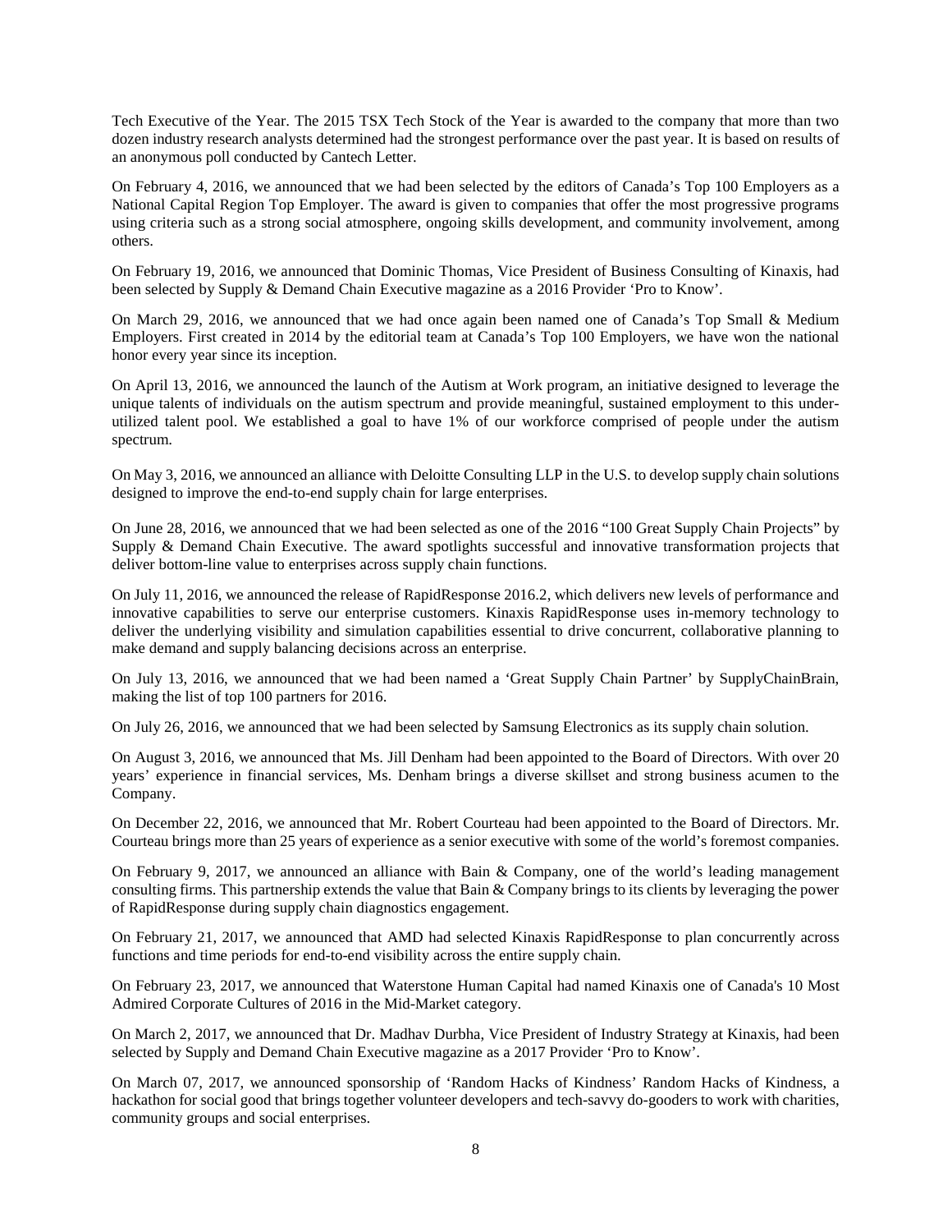Tech Executive of the Year. The 2015 TSX Tech Stock of the Year is awarded to the company that more than two dozen industry research analysts determined had the strongest performance over the past year. It is based on results of an anonymous poll conducted by Cantech Letter.

On February 4, 2016, we announced that we had been selected by the editors of Canada's Top 100 Employers as a National Capital Region Top Employer. The award is given to companies that offer the most progressive programs using criteria such as a strong social atmosphere, ongoing skills development, and community involvement, among others.

On February 19, 2016, we announced that Dominic Thomas, Vice President of Business Consulting of Kinaxis, had been selected by Supply & Demand Chain Executive magazine as a 2016 Provider 'Pro to Know'.

On March 29, 2016, we announced that we had once again been named one of Canada's Top Small & Medium Employers. First created in 2014 by the editorial team at Canada's Top 100 Employers, we have won the national honor every year since its inception.

On April 13, 2016, we announced the launch of the Autism at Work program, an initiative designed to leverage the unique talents of individuals on the autism spectrum and provide meaningful, sustained employment to this under-utilized talent pool. We established a goal to have 1% of our workforce comprised of people under the autism spectrum.

On May 3, 2016, we announced an alliance with Deloitte Consulting LLP in the U.S. to develop supply chain solutions designed to improve the end-to-end supply chain for large enterprises.

On June 28, 2016, we announced that we had been selected as one of the 2016 "100 Great Supply Chain Projects" by Supply & Demand Chain Executive. The award spotlights successful and innovative transformation projects that deliver bottom-line value to enterprises across supply chain functions.

On July 11, 2016, we announced the release of RapidResponse 2016.2, which delivers new levels of performance and innovative capabilities to serve our enterprise customers. Kinaxis RapidResponse uses in-memory technology to deliver the underlying visibility and simulation capabilities essential to drive concurrent, collaborative planning to make demand and supply balancing decisions across an enterprise.

On July 13, 2016, we announced that we had been named a 'Great Supply Chain Partner' by SupplyChainBrain, making the list of top 100 partners for 2016.

On July 26, 2016, we announced that we had been selected by Samsung Electronics as its supply chain solution.

On August 3, 2016, we announced that Ms. Jill Denham had been appointed to the Board of Directors. With over 20 years' experience in financial services, Ms. Denham brings a diverse skillset and strong business acumen to the Company.

On December 22, 2016, we announced that Mr. Robert Courteau had been appointed to the Board of Directors. Mr. Courteau brings more than 25 years of experience as a senior executive with some of the world's foremost companies.

On February 9, 2017, we announced an alliance with Bain & Company, one of the world's leading management consulting firms. This partnership extends the value that Bain & Company brings to its clients by leveraging the power of RapidResponse during supply chain diagnostics engagement.

On February 21, 2017, we announced that AMD had selected Kinaxis RapidResponse to plan concurrently across functions and time periods for end-to-end visibility across the entire supply chain.

On February 23, 2017, we announced that Waterstone Human Capital had named Kinaxis one of Canada's 10 Most Admired Corporate Cultures of 2016 in the Mid-Market category.

On March 2, 2017, we announced that Dr. Madhav Durbha, Vice President of Industry Strategy at Kinaxis, had been selected by Supply and Demand Chain Executive magazine as a 2017 Provider 'Pro to Know'.

On March 07, 2017, we announced sponsorship of 'Random Hacks of Kindness' Random Hacks of Kindness, a hackathon for social good that brings together volunteer developers and tech-savvy do-gooders to work with charities, community groups and social enterprises.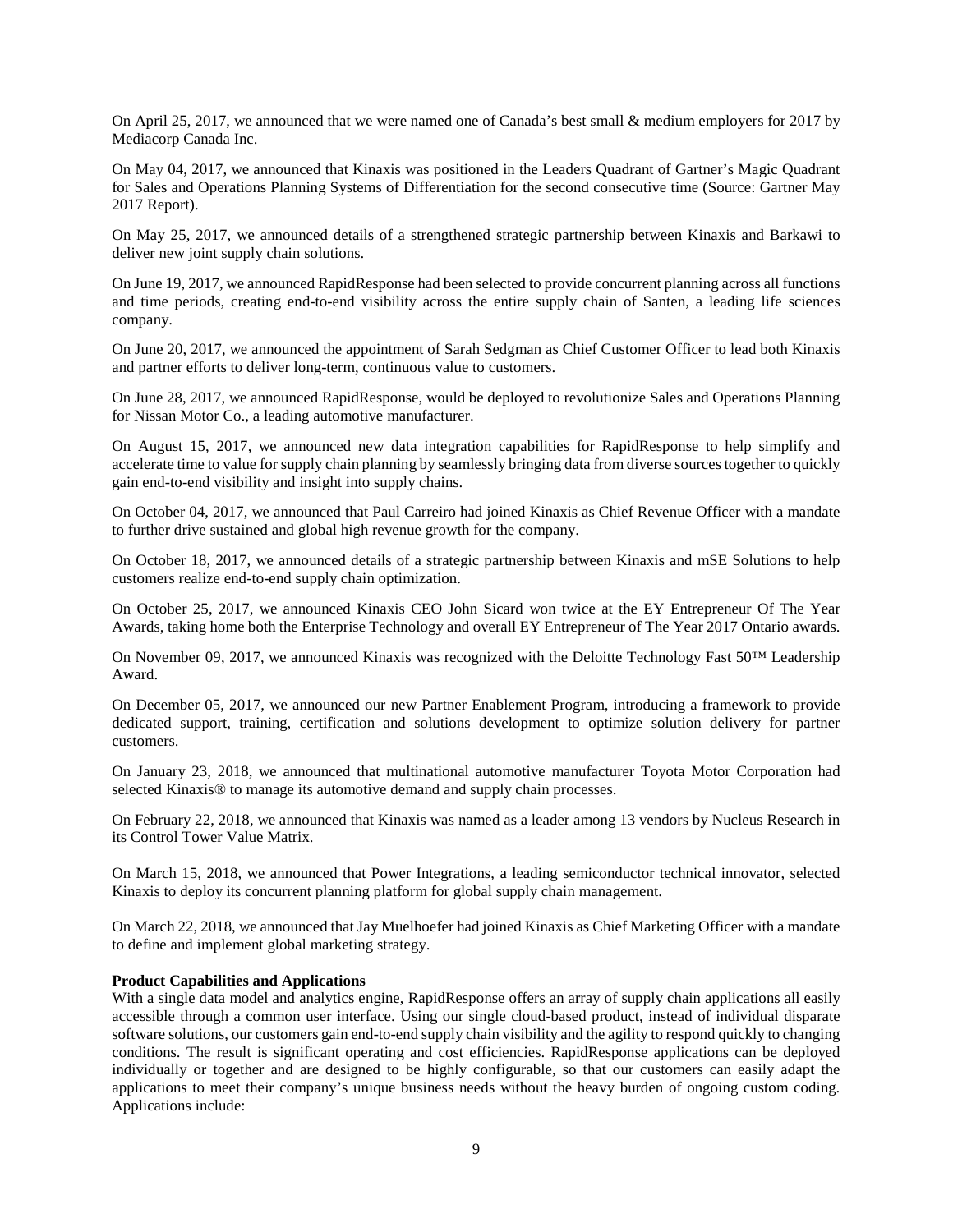On April 25, 2017, we announced that we were named one of Canada's best small & medium employers for 2017 by Mediacorp Canada Inc.

On May 04, 2017, we announced that Kinaxis was positioned in the Leaders Quadrant of Gartner's Magic Quadrant for Sales and Operations Planning Systems of Differentiation for the second consecutive time (Source: Gartner May 2017 Report).

On May 25, 2017, we announced details of a strengthened strategic partnership between Kinaxis and Barkawi to deliver new joint supply chain solutions.

On June 19, 2017, we announced RapidResponse had been selected to provide concurrent planning across all functions and time periods, creating end-to-end visibility across the entire supply chain of Santen, a leading life sciences company.

On June 20, 2017, we announced the appointment of Sarah Sedgman as Chief Customer Officer to lead both Kinaxis and partner efforts to deliver long-term, continuous value to customers.

On June 28, 2017, we announced RapidResponse, would be deployed to revolutionize Sales and Operations Planning for Nissan Motor Co., a leading automotive manufacturer.

On August 15, 2017, we announced new data integration capabilities for RapidResponse to help simplify and accelerate time to value for supply chain planning by seamlessly bringing data from diverse sources together to quickly gain end-to-end visibility and insight into supply chains.

On October 04, 2017, we announced that Paul Carreiro had joined Kinaxis as Chief Revenue Officer with a mandate to further drive sustained and global high revenue growth for the company.

On October 18, 2017, we announced details of a strategic partnership between Kinaxis and mSE Solutions to help customers realize end-to-end supply chain optimization.

On October 25, 2017, we announced Kinaxis CEO John Sicard won twice at the EY Entrepreneur Of The Year Awards, taking home both the Enterprise Technology and overall EY Entrepreneur of The Year 2017 Ontario awards.

On November 09, 2017, we announced Kinaxis was recognized with the Deloitte Technology Fast 50™ Leadership Award.

On December 05, 2017, we announced our new Partner Enablement Program, introducing a framework to provide dedicated support, training, certification and solutions development to optimize solution delivery for partner customers.

On January 23, 2018, we announced that multinational automotive manufacturer Toyota Motor Corporation had selected Kinaxis® to manage its automotive demand and supply chain processes.

On February 22, 2018, we announced that Kinaxis was named as a leader among 13 vendors by Nucleus Research in its Control Tower Value Matrix.

On March 15, 2018, we announced that Power Integrations, a leading semiconductor technical innovator, selected Kinaxis to deploy its concurrent planning platform for global supply chain management.

On March 22, 2018, we announced that Jay Muelhoefer had joined Kinaxis as Chief Marketing Officer with a mandate to define and implement global marketing strategy.

**Product Capabilities and Applications**

With a single data model and analytics engine, RapidResponse offers an array of supply chain applications all easily accessible through a common user interface. Using our single cloud-based product, instead of individual disparate software solutions, our customers gain end-to-end supply chain visibility and the agility to respond quickly to changing conditions. The result is significant operating and cost efficiencies. RapidResponse applications can be deployed individually or together and are designed to be highly configurable, so that our customers can easily adapt the applications to meet their company's unique business needs without the heavy burden of ongoing custom coding. Applications include: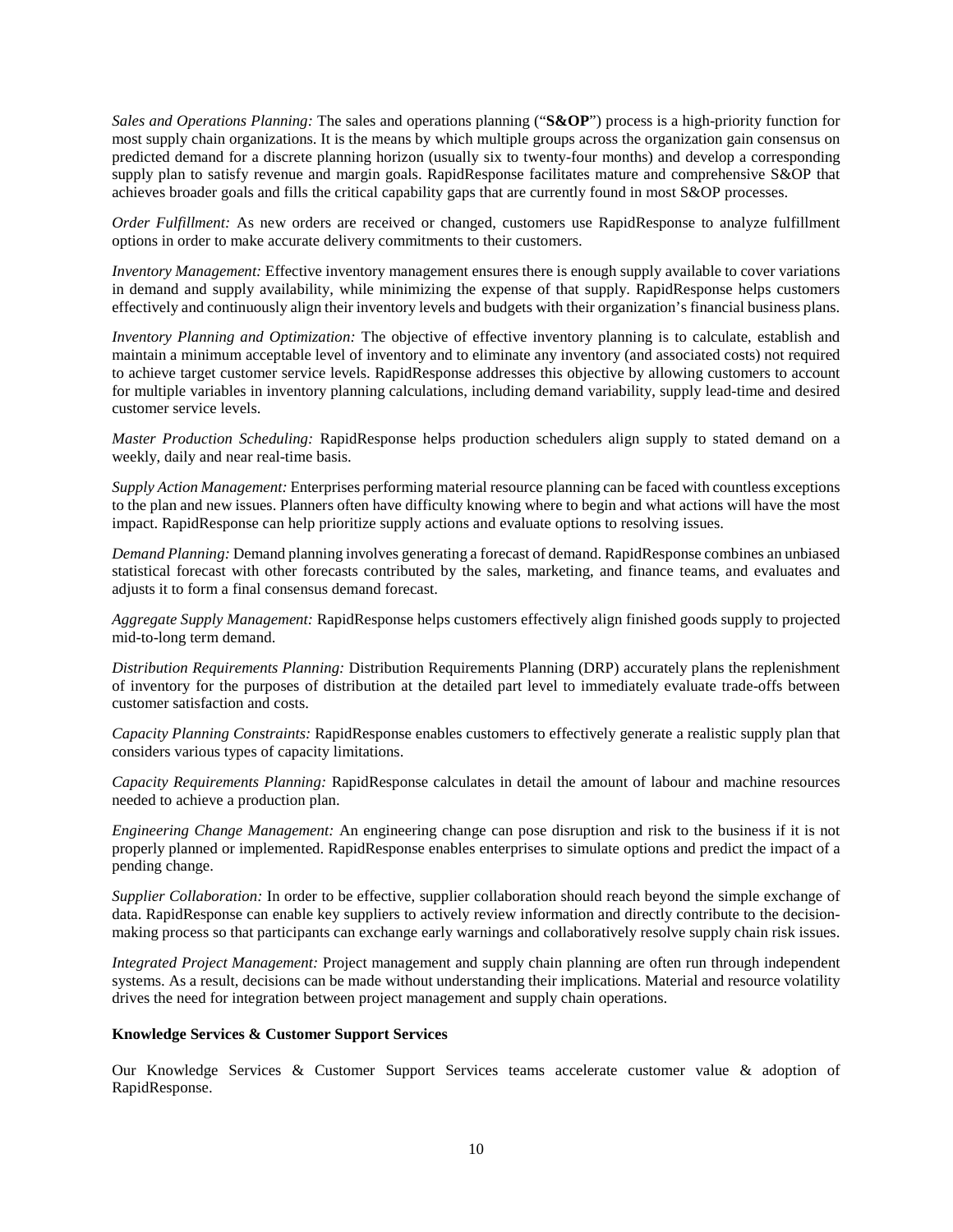*Sales and Operations Planning:* The sales and operations planning ("**S&OP**") process is a high-priority function for most supply chain organizations. It is the means by which multiple groups across the organization gain consensus on predicted demand for a discrete planning horizon (usually six to twenty-four months) and develop a corresponding supply plan to satisfy revenue and margin goals. RapidResponse facilitates mature and comprehensive S&OP that achieves broader goals and fills the critical capability gaps that are currently found in most S&OP processes.

*Order Fulfillment:* As new orders are received or changed, customers use RapidResponse to analyze fulfillment options in order to make accurate delivery commitments to their customers.

*Inventory Management:* Effective inventory management ensures there is enough supply available to cover variations in demand and supply availability, while minimizing the expense of that supply. RapidResponse helps customers effectively and continuously align their inventory levels and budgets with their organization's financial business plans.

*Inventory Planning and Optimization:* The objective of effective inventory planning is to calculate, establish and maintain a minimum acceptable level of inventory and to eliminate any inventory (and associated costs) not required to achieve target customer service levels. RapidResponse addresses this objective by allowing customers to account for multiple variables in inventory planning calculations, including demand variability, supply lead-time and desired customer service levels.

*Master Production Scheduling:* RapidResponse helps production schedulers align supply to stated demand on a weekly, daily and near real-time basis.

*Supply Action Management:* Enterprises performing material resource planning can be faced with countless exceptions to the plan and new issues. Planners often have difficulty knowing where to begin and what actions will have the most impact. RapidResponse can help prioritize supply actions and evaluate options to resolving issues.

*Demand Planning:* Demand planning involves generating a forecast of demand. RapidResponse combines an unbiased statistical forecast with other forecasts contributed by the sales, marketing, and finance teams, and evaluates and adjusts it to form a final consensus demand forecast.

*Aggregate Supply Management:* RapidResponse helps customers effectively align finished goods supply to projected mid-to-long term demand.

*Distribution Requirements Planning:* Distribution Requirements Planning (DRP) accurately plans the replenishment of inventory for the purposes of distribution at the detailed part level to immediately evaluate trade-offs between customer satisfaction and costs.

*Capacity Planning Constraints:* RapidResponse enables customers to effectively generate a realistic supply plan that considers various types of capacity limitations.

*Capacity Requirements Planning:* RapidResponse calculates in detail the amount of labour and machine resources needed to achieve a production plan.

*Engineering Change Management:* An engineering change can pose disruption and risk to the business if it is not properly planned or implemented. RapidResponse enables enterprises to simulate options and predict the impact of a pending change.

*Supplier Collaboration:* In order to be effective, supplier collaboration should reach beyond the simple exchange of data. RapidResponse can enable key suppliers to actively review information and directly contribute to the decision-making process so that participants can exchange early warnings and collaboratively resolve supply chain risk issues.

*Integrated Project Management:* Project management and supply chain planning are often run through independent systems. As a result, decisions can be made without understanding their implications. Material and resource volatility drives the need for integration between project management and supply chain operations.

**Knowledge Services & Customer Support Services**

Our Knowledge Services & Customer Support Services teams accelerate customer value & adoption of RapidResponse.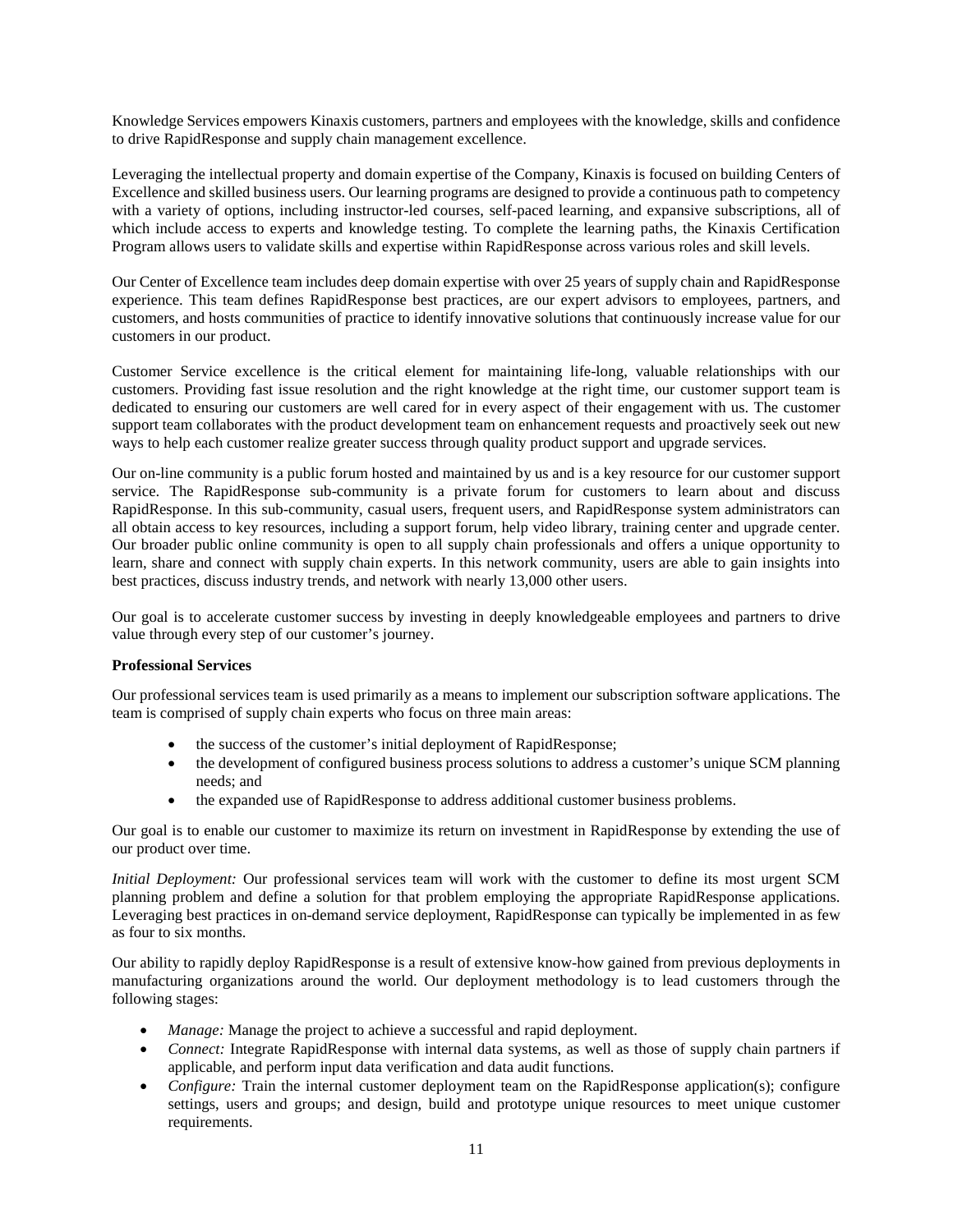Knowledge Services empowers Kinaxis customers, partners and employees with the knowledge, skills and confidence to drive RapidResponse and supply chain management excellence.

Leveraging the intellectual property and domain expertise of the Company, Kinaxis is focused on building Centers of Excellence and skilled business users. Our learning programs are designed to provide a continuous path to competency with a variety of options, including instructor-led courses, self-paced learning, and expansive subscriptions, all of which include access to experts and knowledge testing. To complete the learning paths, the Kinaxis Certification Program allows users to validate skills and expertise within RapidResponse across various roles and skill levels.

Our Center of Excellence team includes deep domain expertise with over 25 years of supply chain and RapidResponse experience. This team defines RapidResponse best practices, are our expert advisors to employees, partners, and customers, and hosts communities of practice to identify innovative solutions that continuously increase value for our customers in our product.

Customer Service excellence is the critical element for maintaining life-long, valuable relationships with our customers. Providing fast issue resolution and the right knowledge at the right time, our customer support team is dedicated to ensuring our customers are well cared for in every aspect of their engagement with us. The customer support team collaborates with the product development team on enhancement requests and proactively seek out new ways to help each customer realize greater success through quality product support and upgrade services.

Our on-line community is a public forum hosted and maintained by us and is a key resource for our customer support service. The RapidResponse sub-community is a private forum for customers to learn about and discuss RapidResponse. In this sub-community, casual users, frequent users, and RapidResponse system administrators can all obtain access to key resources, including a support forum, help video library, training center and upgrade center. Our broader public online community is open to all supply chain professionals and offers a unique opportunity to learn, share and connect with supply chain experts. In this network community, users are able to gain insights into best practices, discuss industry trends, and network with nearly 13,000 other users.

Our goal is to accelerate customer success by investing in deeply knowledgeable employees and partners to drive value through every step of our customer's journey.

**Professional Services**

Our professional services team is used primarily as a means to implement our subscription software applications. The team is comprised of supply chain experts who focus on three main areas:

- the success of the customer's initial deployment of RapidResponse;
- the development of configured business process solutions to address a customer's unique SCM planning needs; and
- the expanded use of RapidResponse to address additional customer business problems.

Our goal is to enable our customer to maximize its return on investment in RapidResponse by extending the use of our product over time.

*Initial Deployment:* Our professional services team will work with the customer to define its most urgent SCM planning problem and define a solution for that problem employing the appropriate RapidResponse applications. Leveraging best practices in on-demand service deployment, RapidResponse can typically be implemented in as few as four to six months.

Our ability to rapidly deploy RapidResponse is a result of extensive know-how gained from previous deployments in manufacturing organizations around the world. Our deployment methodology is to lead customers through the following stages:

- *Manage:* Manage the project to achieve a successful and rapid deployment.
- *Connect:* Integrate RapidResponse with internal data systems, as well as those of supply chain partners if applicable, and perform input data verification and data audit functions.
- *Configure:* Train the internal customer deployment team on the RapidResponse application(s); configure settings, users and groups; and design, build and prototype unique resources to meet unique customer requirements.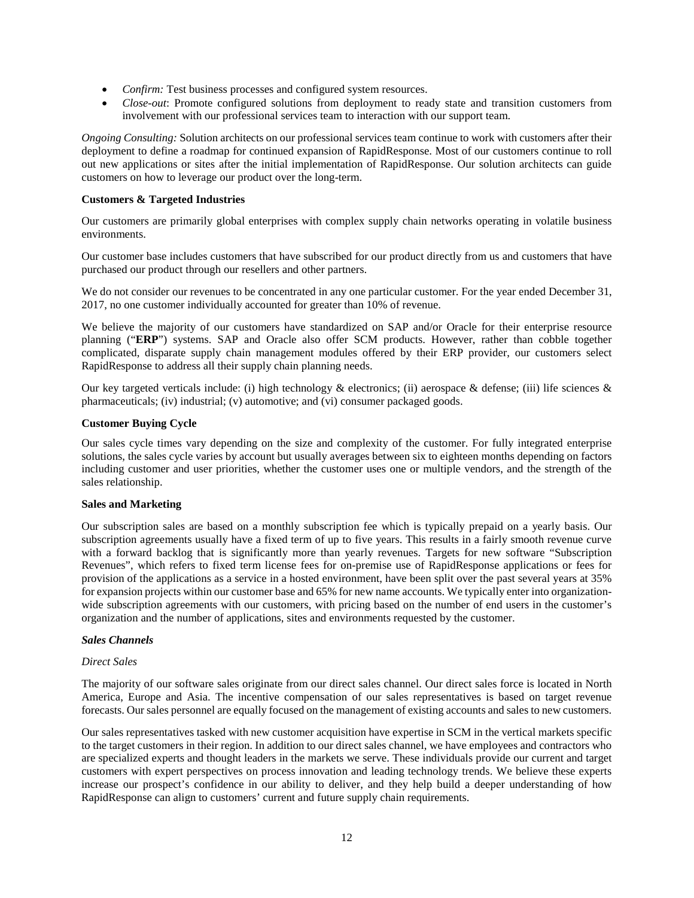- *Confirm:* Test business processes and configured system resources.
- *Close-out*: Promote configured solutions from deployment to ready state and transition customers from involvement with our professional services team to interaction with our support team.

*Ongoing Consulting:* Solution architects on our professional services team continue to work with customers after their deployment to define a roadmap for continued expansion of RapidResponse. Most of our customers continue to roll out new applications or sites after the initial implementation of RapidResponse. Our solution architects can guide customers on how to leverage our product over the long-term.

**Customers & Targeted Industries**

Our customers are primarily global enterprises with complex supply chain networks operating in volatile business environments.

Our customer base includes customers that have subscribed for our product directly from us and customers that have purchased our product through our resellers and other partners.

We do not consider our revenues to be concentrated in any one particular customer. For the year ended December 31, 2017, no one customer individually accounted for greater than 10% of revenue.

We believe the majority of our customers have standardized on SAP and/or Oracle for their enterprise resource planning ("**ERP**") systems. SAP and Oracle also offer SCM products. However, rather than cobble together complicated, disparate supply chain management modules offered by their ERP provider, our customers select RapidResponse to address all their supply chain planning needs.

Our key targeted verticals include: (i) high technology & electronics; (ii) aerospace & defense; (iii) life sciences & pharmaceuticals; (iv) industrial; (v) automotive; and (vi) consumer packaged goods.

**Customer Buying Cycle**

Our sales cycle times vary depending on the size and complexity of the customer. For fully integrated enterprise solutions, the sales cycle varies by account but usually averages between six to eighteen months depending on factors including customer and user priorities, whether the customer uses one or multiple vendors, and the strength of the sales relationship.

**Sales and Marketing**

Our subscription sales are based on a monthly subscription fee which is typically prepaid on a yearly basis. Our subscription agreements usually have a fixed term of up to five years. This results in a fairly smooth revenue curve with a forward backlog that is significantly more than yearly revenues. Targets for new software "Subscription Revenues", which refers to fixed term license fees for on-premise use of RapidResponse applications or fees for provision of the applications as a service in a hosted environment, have been split over the past several years at 35% for expansion projects within our customer base and 65% for new name accounts. We typically enter into organization-wide subscription agreements with our customers, with pricing based on the number of end users in the customer's organization and the number of applications, sites and environments requested by the customer.

***Sales Channels***

*Direct Sales*

The majority of our software sales originate from our direct sales channel. Our direct sales force is located in North America, Europe and Asia. The incentive compensation of our sales representatives is based on target revenue forecasts. Our sales personnel are equally focused on the management of existing accounts and sales to new customers.

Our sales representatives tasked with new customer acquisition have expertise in SCM in the vertical markets specific to the target customers in their region. In addition to our direct sales channel, we have employees and contractors who are specialized experts and thought leaders in the markets we serve. These individuals provide our current and target customers with expert perspectives on process innovation and leading technology trends. We believe these experts increase our prospect's confidence in our ability to deliver, and they help build a deeper understanding of how RapidResponse can align to customers' current and future supply chain requirements.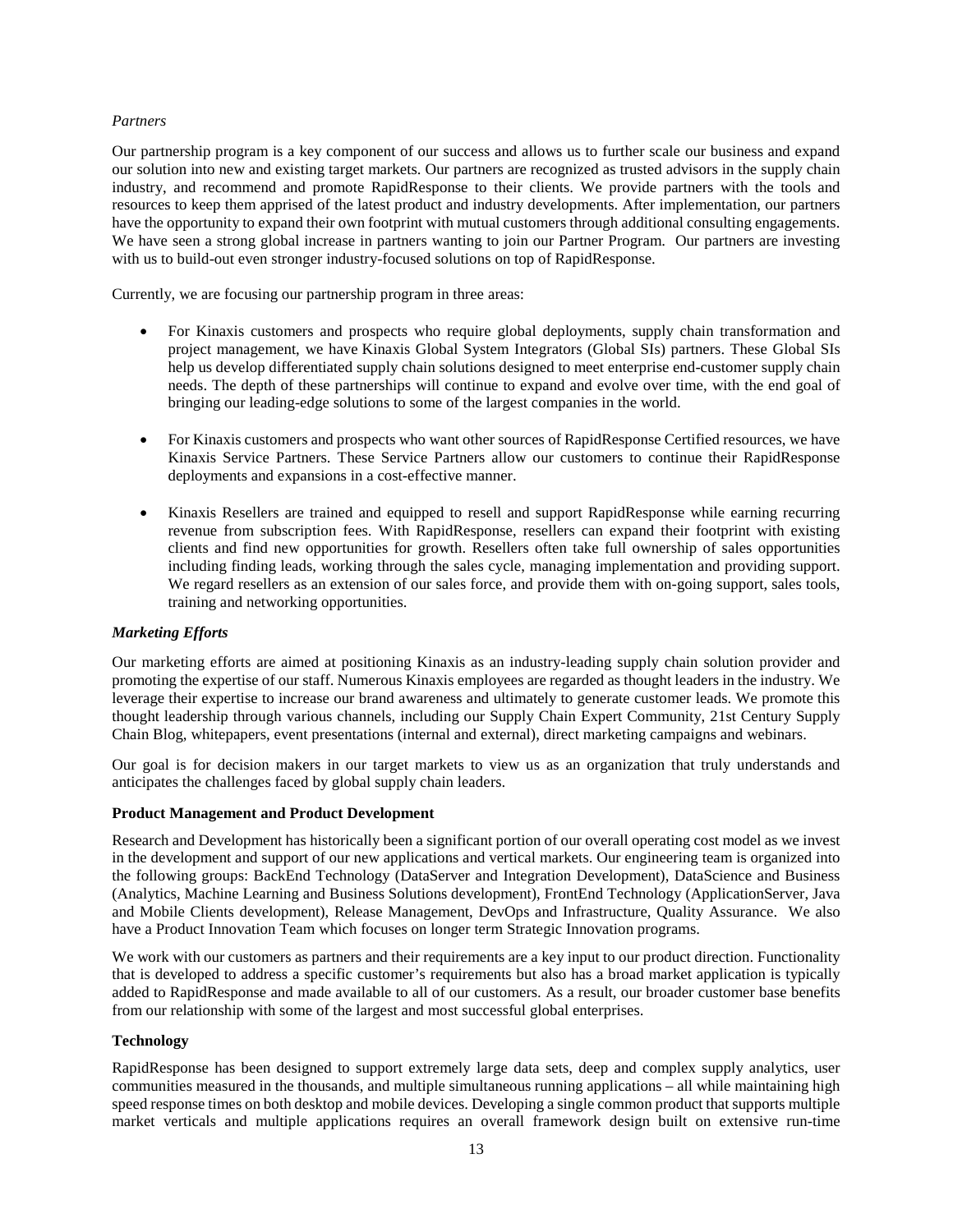*Partners*

Our partnership program is a key component of our success and allows us to further scale our business and expand our solution into new and existing target markets. Our partners are recognized as trusted advisors in the supply chain industry, and recommend and promote RapidResponse to their clients. We provide partners with the tools and resources to keep them apprised of the latest product and industry developments. After implementation, our partners have the opportunity to expand their own footprint with mutual customers through additional consulting engagements. We have seen a strong global increase in partners wanting to join our Partner Program. Our partners are investing with us to build-out even stronger industry-focused solutions on top of RapidResponse.

Currently, we are focusing our partnership program in three areas:

- For Kinaxis customers and prospects who require global deployments, supply chain transformation and project management, we have Kinaxis Global System Integrators (Global SIs) partners. These Global SIs help us develop differentiated supply chain solutions designed to meet enterprise end-customer supply chain needs. The depth of these partnerships will continue to expand and evolve over time, with the end goal of bringing our leading-edge solutions to some of the largest companies in the world.

- For Kinaxis customers and prospects who want other sources of RapidResponse Certified resources, we have Kinaxis Service Partners. These Service Partners allow our customers to continue their RapidResponse deployments and expansions in a cost-effective manner.

- Kinaxis Resellers are trained and equipped to resell and support RapidResponse while earning recurring revenue from subscription fees. With RapidResponse, resellers can expand their footprint with existing clients and find new opportunities for growth. Resellers often take full ownership of sales opportunities including finding leads, working through the sales cycle, managing implementation and providing support. We regard resellers as an extension of our sales force, and provide them with on-going support, sales tools, training and networking opportunities.

***Marketing Efforts***

Our marketing efforts are aimed at positioning Kinaxis as an industry-leading supply chain solution provider and promoting the expertise of our staff. Numerous Kinaxis employees are regarded as thought leaders in the industry. We leverage their expertise to increase our brand awareness and ultimately to generate customer leads. We promote this thought leadership through various channels, including our Supply Chain Expert Community, 21st Century Supply Chain Blog, whitepapers, event presentations (internal and external), direct marketing campaigns and webinars.

Our goal is for decision makers in our target markets to view us as an organization that truly understands and anticipates the challenges faced by global supply chain leaders.

**Product Management and Product Development**

Research and Development has historically been a significant portion of our overall operating cost model as we invest in the development and support of our new applications and vertical markets. Our engineering team is organized into the following groups: BackEnd Technology (DataServer and Integration Development), DataScience and Business (Analytics, Machine Learning and Business Solutions development), FrontEnd Technology (ApplicationServer, Java and Mobile Clients development), Release Management, DevOps and Infrastructure, Quality Assurance. We also have a Product Innovation Team which focuses on longer term Strategic Innovation programs.

We work with our customers as partners and their requirements are a key input to our product direction. Functionality that is developed to address a specific customer's requirements but also has a broad market application is typically added to RapidResponse and made available to all of our customers. As a result, our broader customer base benefits from our relationship with some of the largest and most successful global enterprises.

**Technology**

RapidResponse has been designed to support extremely large data sets, deep and complex supply analytics, user communities measured in the thousands, and multiple simultaneous running applications – all while maintaining high speed response times on both desktop and mobile devices. Developing a single common product that supports multiple market verticals and multiple applications requires an overall framework design built on extensive run-time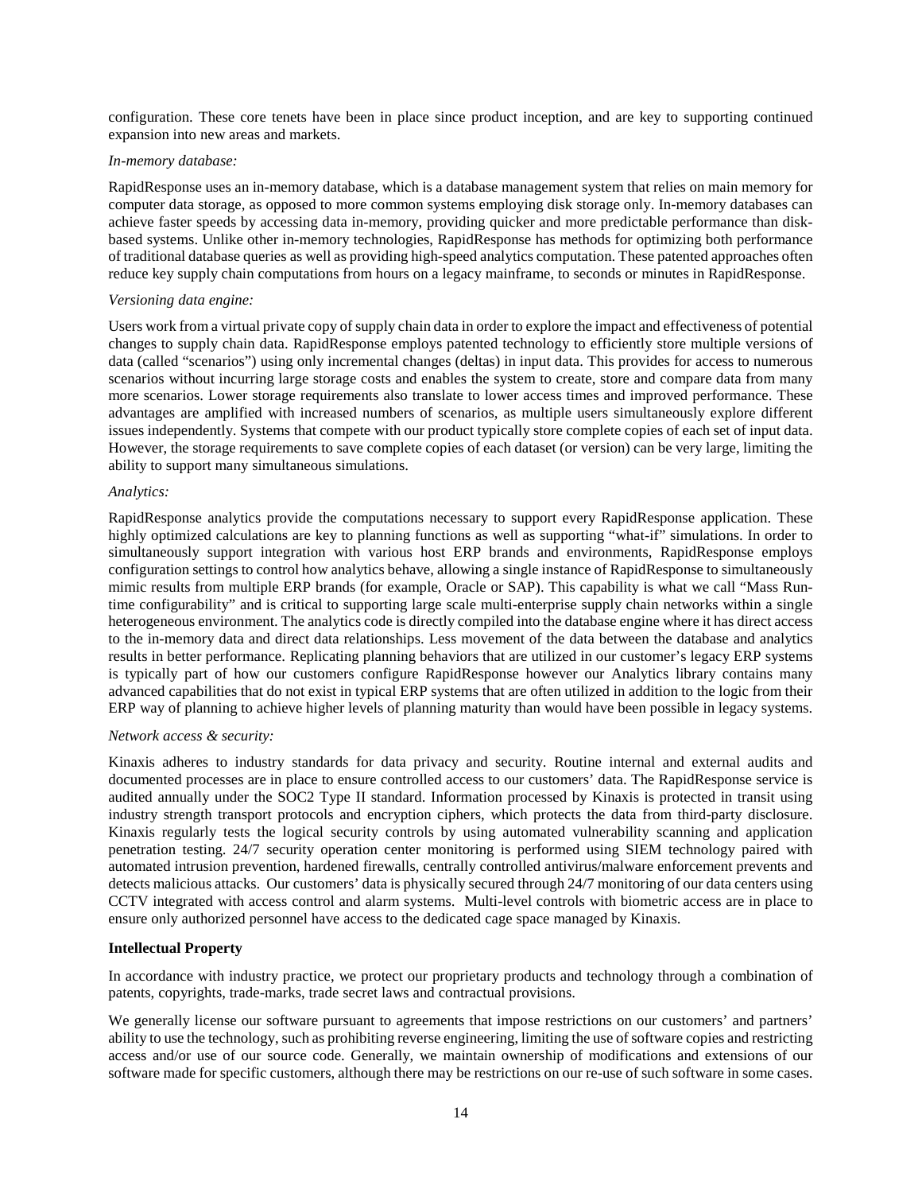configuration. These core tenets have been in place since product inception, and are key to supporting continued expansion into new areas and markets.

*In-memory database:*

RapidResponse uses an in-memory database, which is a database management system that relies on main memory for computer data storage, as opposed to more common systems employing disk storage only. In-memory databases can achieve faster speeds by accessing data in-memory, providing quicker and more predictable performance than disk-based systems. Unlike other in-memory technologies, RapidResponse has methods for optimizing both performance of traditional database queries as well as providing high-speed analytics computation. These patented approaches often reduce key supply chain computations from hours on a legacy mainframe, to seconds or minutes in RapidResponse.

*Versioning data engine:*

Users work from a virtual private copy of supply chain data in order to explore the impact and effectiveness of potential changes to supply chain data. RapidResponse employs patented technology to efficiently store multiple versions of data (called "scenarios") using only incremental changes (deltas) in input data. This provides for access to numerous scenarios without incurring large storage costs and enables the system to create, store and compare data from many more scenarios. Lower storage requirements also translate to lower access times and improved performance. These advantages are amplified with increased numbers of scenarios, as multiple users simultaneously explore different issues independently. Systems that compete with our product typically store complete copies of each set of input data. However, the storage requirements to save complete copies of each dataset (or version) can be very large, limiting the ability to support many simultaneous simulations.

*Analytics:*

RapidResponse analytics provide the computations necessary to support every RapidResponse application. These highly optimized calculations are key to planning functions as well as supporting "what-if" simulations. In order to simultaneously support integration with various host ERP brands and environments, RapidResponse employs configuration settings to control how analytics behave, allowing a single instance of RapidResponse to simultaneously mimic results from multiple ERP brands (for example, Oracle or SAP). This capability is what we call "Mass Run-time configurability" and is critical to supporting large scale multi-enterprise supply chain networks within a single heterogeneous environment. The analytics code is directly compiled into the database engine where it has direct access to the in-memory data and direct data relationships. Less movement of the data between the database and analytics results in better performance. Replicating planning behaviors that are utilized in our customer's legacy ERP systems is typically part of how our customers configure RapidResponse however our Analytics library contains many advanced capabilities that do not exist in typical ERP systems that are often utilized in addition to the logic from their ERP way of planning to achieve higher levels of planning maturity than would have been possible in legacy systems.

*Network access & security:*

Kinaxis adheres to industry standards for data privacy and security. Routine internal and external audits and documented processes are in place to ensure controlled access to our customers' data. The RapidResponse service is audited annually under the SOC2 Type II standard. Information processed by Kinaxis is protected in transit using industry strength transport protocols and encryption ciphers, which protects the data from third-party disclosure. Kinaxis regularly tests the logical security controls by using automated vulnerability scanning and application penetration testing. 24/7 security operation center monitoring is performed using SIEM technology paired with automated intrusion prevention, hardened firewalls, centrally controlled antivirus/malware enforcement prevents and detects malicious attacks. Our customers' data is physically secured through 24/7 monitoring of our data centers using CCTV integrated with access control and alarm systems. Multi-level controls with biometric access are in place to ensure only authorized personnel have access to the dedicated cage space managed by Kinaxis.

**Intellectual Property**

In accordance with industry practice, we protect our proprietary products and technology through a combination of patents, copyrights, trade-marks, trade secret laws and contractual provisions.

We generally license our software pursuant to agreements that impose restrictions on our customers' and partners' ability to use the technology, such as prohibiting reverse engineering, limiting the use of software copies and restricting access and/or use of our source code. Generally, we maintain ownership of modifications and extensions of our software made for specific customers, although there may be restrictions on our re-use of such software in some cases.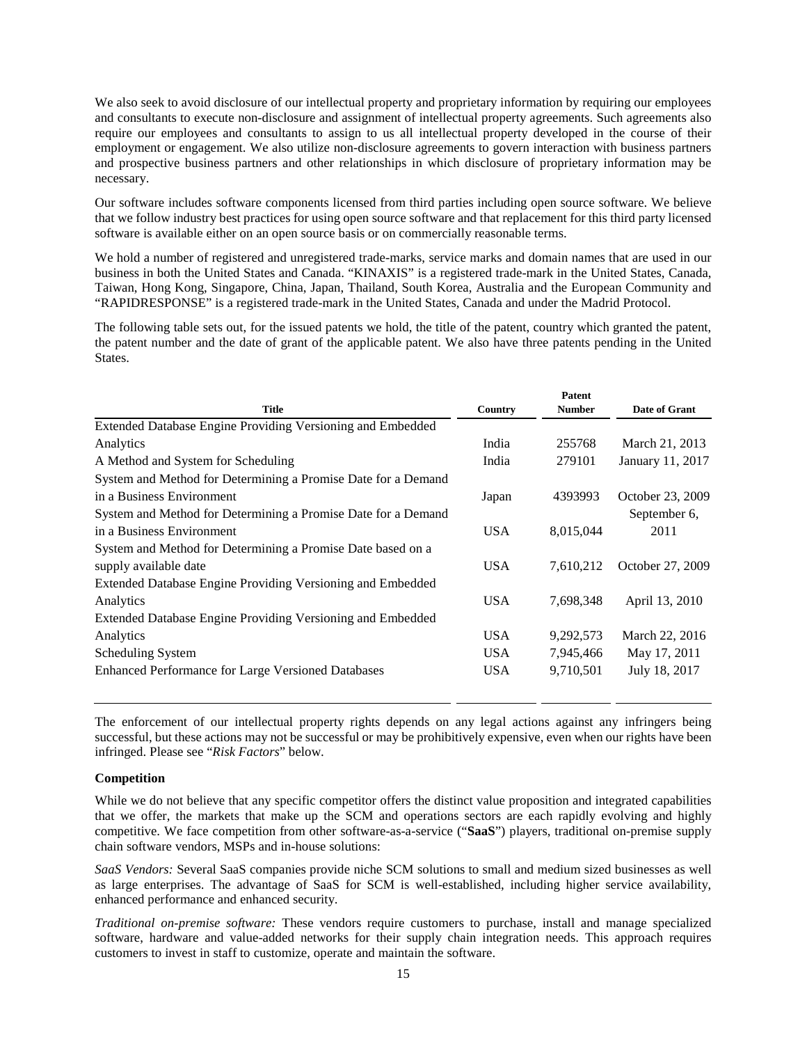We also seek to avoid disclosure of our intellectual property and proprietary information by requiring our employees and consultants to execute non-disclosure and assignment of intellectual property agreements. Such agreements also require our employees and consultants to assign to us all intellectual property developed in the course of their employment or engagement. We also utilize non-disclosure agreements to govern interaction with business partners and prospective business partners and other relationships in which disclosure of proprietary information may be necessary.

Our software includes software components licensed from third parties including open source software. We believe that we follow industry best practices for using open source software and that replacement for this third party licensed software is available either on an open source basis or on commercially reasonable terms.

We hold a number of registered and unregistered trade-marks, service marks and domain names that are used in our business in both the United States and Canada. "KINAXIS" is a registered trade-mark in the United States, Canada, Taiwan, Hong Kong, Singapore, China, Japan, Thailand, South Korea, Australia and the European Community and "RAPIDRESPONSE" is a registered trade-mark in the United States, Canada and under the Madrid Protocol.

The following table sets out, for the issued patents we hold, the title of the patent, country which granted the patent, the patent number and the date of grant of the applicable patent. We also have three patents pending in the United States.

| Title | Country | Patent Number | Date of Grant |
|---|---|---|---|
| Extended Database Engine Providing Versioning and Embedded Analytics | India | 255768 | March 21, 2013 |
| A Method and System for Scheduling | India | 279101 | January 11, 2017 |
| System and Method for Determining a Promise Date for a Demand in a Business Environment | Japan | 4393993 | October 23, 2009 |
| System and Method for Determining a Promise Date for a Demand in a Business Environment | USA | 8,015,044 | September 6, 2011 |
| System and Method for Determining a Promise Date based on a supply available date | USA | 7,610,212 | October 27, 2009 |
| Extended Database Engine Providing Versioning and Embedded Analytics | USA | 7,698,348 | April 13, 2010 |
| Extended Database Engine Providing Versioning and Embedded Analytics | USA | 9,292,573 | March 22, 2016 |
| Scheduling System | USA | 7,945,466 | May 17, 2011 |
| Enhanced Performance for Large Versioned Databases | USA | 9,710,501 | July 18, 2017 |

The enforcement of our intellectual property rights depends on any legal actions against any infringers being successful, but these actions may not be successful or may be prohibitively expensive, even when our rights have been infringed. Please see "*Risk Factors*" below.

### Competition

While we do not believe that any specific competitor offers the distinct value proposition and integrated capabilities that we offer, the markets that make up the SCM and operations sectors are each rapidly evolving and highly competitive. We face competition from other software-as-a-service ("**SaaS**") players, traditional on-premise supply chain software vendors, MSPs and in-house solutions:

*SaaS Vendors:* Several SaaS companies provide niche SCM solutions to small and medium sized businesses as well as large enterprises. The advantage of SaaS for SCM is well-established, including higher service availability, enhanced performance and enhanced security.

*Traditional on-premise software:* These vendors require customers to purchase, install and manage specialized software, hardware and value-added networks for their supply chain integration needs. This approach requires customers to invest in staff to customize, operate and maintain the software.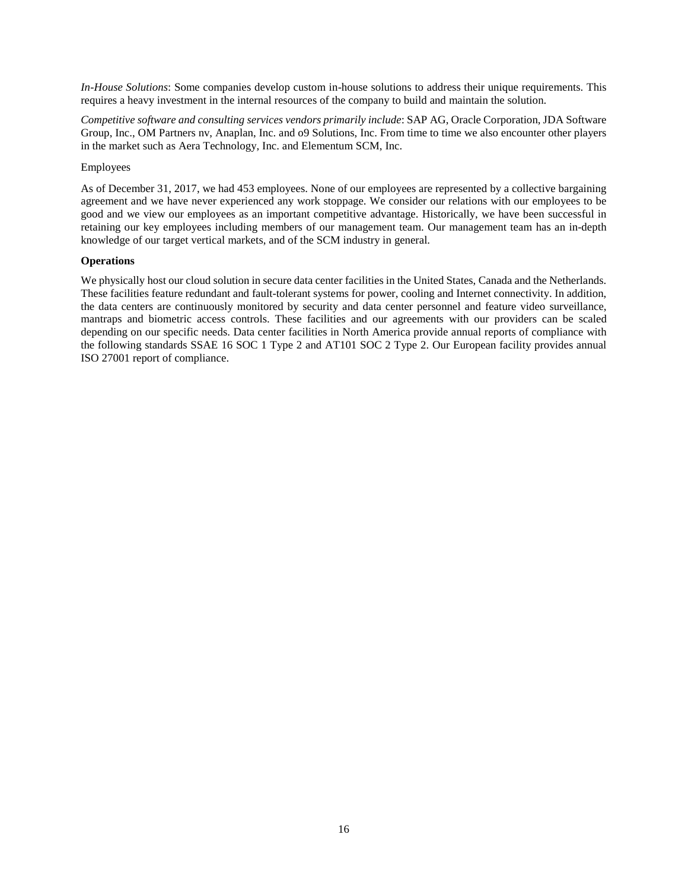*In-House Solutions*: Some companies develop custom in-house solutions to address their unique requirements. This requires a heavy investment in the internal resources of the company to build and maintain the solution.

*Competitive software and consulting services vendors primarily include*: SAP AG, Oracle Corporation, JDA Software Group, Inc., OM Partners nv, Anaplan, Inc. and o9 Solutions, Inc. From time to time we also encounter other players in the market such as Aera Technology, Inc. and Elementum SCM, Inc.

Employees

As of December 31, 2017, we had 453 employees. None of our employees are represented by a collective bargaining agreement and we have never experienced any work stoppage. We consider our relations with our employees to be good and we view our employees as an important competitive advantage. Historically, we have been successful in retaining our key employees including members of our management team. Our management team has an in-depth knowledge of our target vertical markets, and of the SCM industry in general.

**Operations**

We physically host our cloud solution in secure data center facilities in the United States, Canada and the Netherlands. These facilities feature redundant and fault-tolerant systems for power, cooling and Internet connectivity. In addition, the data centers are continuously monitored by security and data center personnel and feature video surveillance, mantraps and biometric access controls. These facilities and our agreements with our providers can be scaled depending on our specific needs. Data center facilities in North America provide annual reports of compliance with the following standards SSAE 16 SOC 1 Type 2 and AT101 SOC 2 Type 2. Our European facility provides annual ISO 27001 report of compliance.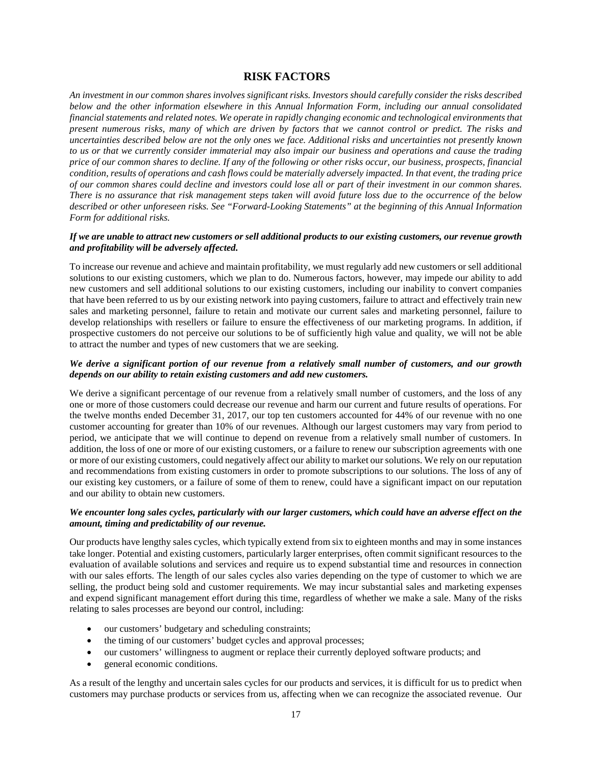## RISK FACTORS

*An investment in our common shares involves significant risks. Investors should carefully consider the risks described below and the other information elsewhere in this Annual Information Form, including our annual consolidated financial statements and related notes. We operate in rapidly changing economic and technological environments that present numerous risks, many of which are driven by factors that we cannot control or predict. The risks and uncertainties described below are not the only ones we face. Additional risks and uncertainties not presently known to us or that we currently consider immaterial may also impair our business and operations and cause the trading price of our common shares to decline. If any of the following or other risks occur, our business, prospects, financial condition, results of operations and cash flows could be materially adversely impacted. In that event, the trading price of our common shares could decline and investors could lose all or part of their investment in our common shares. There is no assurance that risk management steps taken will avoid future loss due to the occurrence of the below described or other unforeseen risks. See "Forward-Looking Statements" at the beginning of this Annual Information Form for additional risks.*

***If we are unable to attract new customers or sell additional products to our existing customers, our revenue growth and profitability will be adversely affected.***

To increase our revenue and achieve and maintain profitability, we must regularly add new customers or sell additional solutions to our existing customers, which we plan to do. Numerous factors, however, may impede our ability to add new customers and sell additional solutions to our existing customers, including our inability to convert companies that have been referred to us by our existing network into paying customers, failure to attract and effectively train new sales and marketing personnel, failure to retain and motivate our current sales and marketing personnel, failure to develop relationships with resellers or failure to ensure the effectiveness of our marketing programs. In addition, if prospective customers do not perceive our solutions to be of sufficiently high value and quality, we will not be able to attract the number and types of new customers that we are seeking.

***We derive a significant portion of our revenue from a relatively small number of customers, and our growth depends on our ability to retain existing customers and add new customers.***

We derive a significant percentage of our revenue from a relatively small number of customers, and the loss of any one or more of those customers could decrease our revenue and harm our current and future results of operations. For the twelve months ended December 31, 2017, our top ten customers accounted for 44% of our revenue with no one customer accounting for greater than 10% of our revenues. Although our largest customers may vary from period to period, we anticipate that we will continue to depend on revenue from a relatively small number of customers. In addition, the loss of one or more of our existing customers, or a failure to renew our subscription agreements with one or more of our existing customers, could negatively affect our ability to market our solutions. We rely on our reputation and recommendations from existing customers in order to promote subscriptions to our solutions. The loss of any of our existing key customers, or a failure of some of them to renew, could have a significant impact on our reputation and our ability to obtain new customers.

***We encounter long sales cycles, particularly with our larger customers, which could have an adverse effect on the amount, timing and predictability of our revenue.***

Our products have lengthy sales cycles, which typically extend from six to eighteen months and may in some instances take longer. Potential and existing customers, particularly larger enterprises, often commit significant resources to the evaluation of available solutions and services and require us to expend substantial time and resources in connection with our sales efforts. The length of our sales cycles also varies depending on the type of customer to which we are selling, the product being sold and customer requirements. We may incur substantial sales and marketing expenses and expend significant management effort during this time, regardless of whether we make a sale. Many of the risks relating to sales processes are beyond our control, including:

- our customers' budgetary and scheduling constraints;
- the timing of our customers' budget cycles and approval processes;
- our customers' willingness to augment or replace their currently deployed software products; and
- general economic conditions.

As a result of the lengthy and uncertain sales cycles for our products and services, it is difficult for us to predict when customers may purchase products or services from us, affecting when we can recognize the associated revenue. Our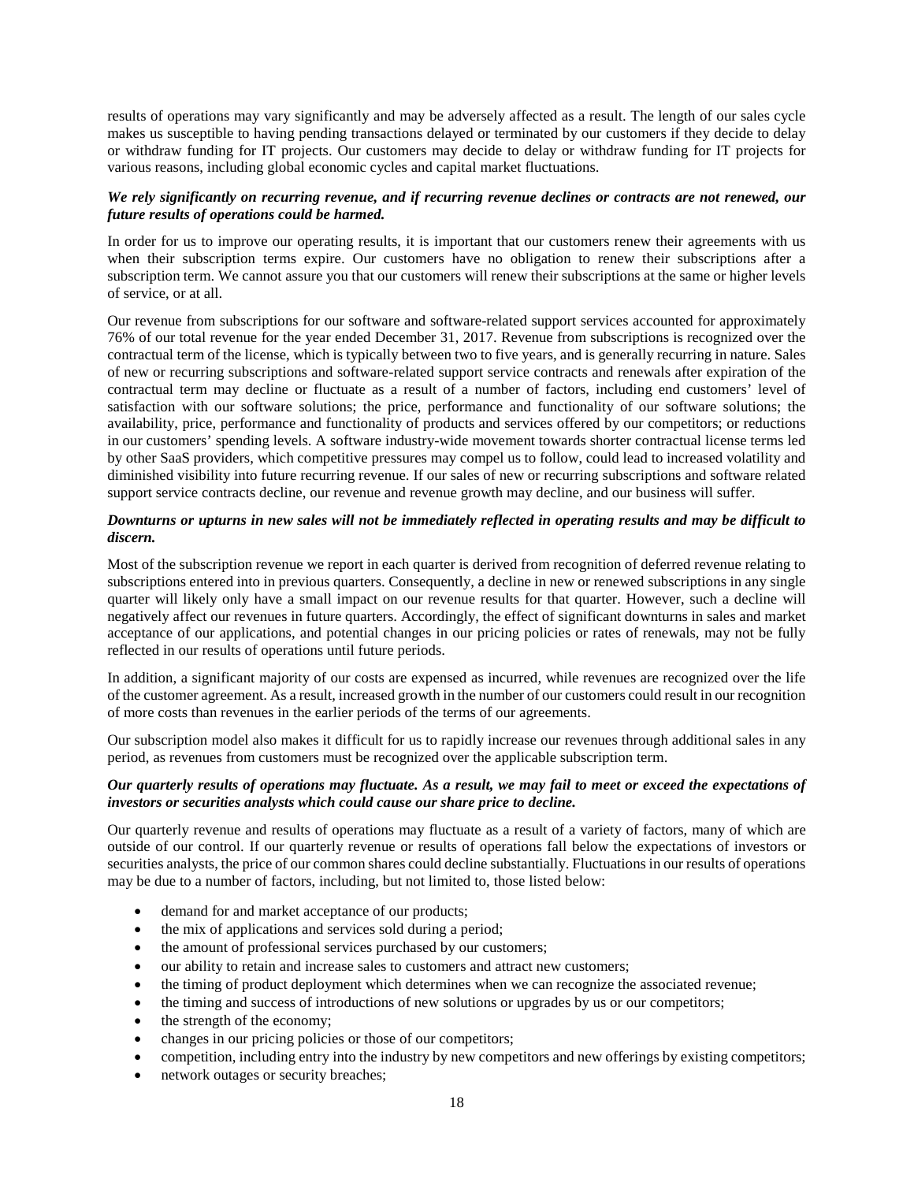results of operations may vary significantly and may be adversely affected as a result. The length of our sales cycle makes us susceptible to having pending transactions delayed or terminated by our customers if they decide to delay or withdraw funding for IT projects. Our customers may decide to delay or withdraw funding for IT projects for various reasons, including global economic cycles and capital market fluctuations.

***We rely significantly on recurring revenue, and if recurring revenue declines or contracts are not renewed, our future results of operations could be harmed.***

In order for us to improve our operating results, it is important that our customers renew their agreements with us when their subscription terms expire. Our customers have no obligation to renew their subscriptions after a subscription term. We cannot assure you that our customers will renew their subscriptions at the same or higher levels of service, or at all.

Our revenue from subscriptions for our software and software-related support services accounted for approximately 76% of our total revenue for the year ended December 31, 2017. Revenue from subscriptions is recognized over the contractual term of the license, which is typically between two to five years, and is generally recurring in nature. Sales of new or recurring subscriptions and software-related support service contracts and renewals after expiration of the contractual term may decline or fluctuate as a result of a number of factors, including end customers' level of satisfaction with our software solutions; the price, performance and functionality of our software solutions; the availability, price, performance and functionality of products and services offered by our competitors; or reductions in our customers' spending levels. A software industry-wide movement towards shorter contractual license terms led by other SaaS providers, which competitive pressures may compel us to follow, could lead to increased volatility and diminished visibility into future recurring revenue. If our sales of new or recurring subscriptions and software related support service contracts decline, our revenue and revenue growth may decline, and our business will suffer.

***Downturns or upturns in new sales will not be immediately reflected in operating results and may be difficult to discern.***

Most of the subscription revenue we report in each quarter is derived from recognition of deferred revenue relating to subscriptions entered into in previous quarters. Consequently, a decline in new or renewed subscriptions in any single quarter will likely only have a small impact on our revenue results for that quarter. However, such a decline will negatively affect our revenues in future quarters. Accordingly, the effect of significant downturns in sales and market acceptance of our applications, and potential changes in our pricing policies or rates of renewals, may not be fully reflected in our results of operations until future periods.

In addition, a significant majority of our costs are expensed as incurred, while revenues are recognized over the life of the customer agreement. As a result, increased growth in the number of our customers could result in our recognition of more costs than revenues in the earlier periods of the terms of our agreements.

Our subscription model also makes it difficult for us to rapidly increase our revenues through additional sales in any period, as revenues from customers must be recognized over the applicable subscription term.

***Our quarterly results of operations may fluctuate. As a result, we may fail to meet or exceed the expectations of investors or securities analysts which could cause our share price to decline.***

Our quarterly revenue and results of operations may fluctuate as a result of a variety of factors, many of which are outside of our control. If our quarterly revenue or results of operations fall below the expectations of investors or securities analysts, the price of our common shares could decline substantially. Fluctuations in our results of operations may be due to a number of factors, including, but not limited to, those listed below:

- demand for and market acceptance of our products;
- the mix of applications and services sold during a period;
- the amount of professional services purchased by our customers;
- our ability to retain and increase sales to customers and attract new customers;
- the timing of product deployment which determines when we can recognize the associated revenue;
- the timing and success of introductions of new solutions or upgrades by us or our competitors;
- the strength of the economy;
- changes in our pricing policies or those of our competitors;
- competition, including entry into the industry by new competitors and new offerings by existing competitors;
- network outages or security breaches;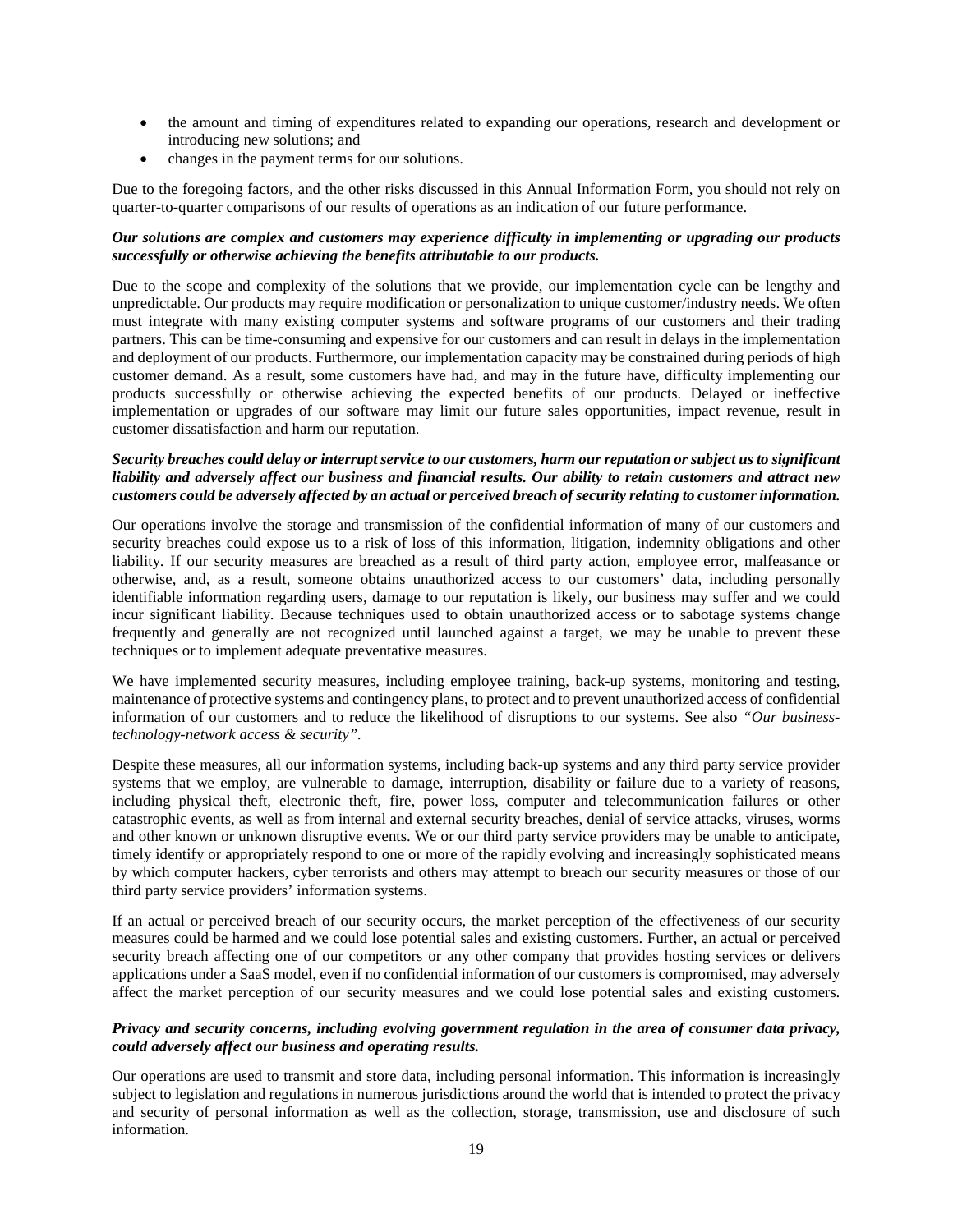- the amount and timing of expenditures related to expanding our operations, research and development or introducing new solutions; and
- changes in the payment terms for our solutions.

Due to the foregoing factors, and the other risks discussed in this Annual Information Form, you should not rely on quarter-to-quarter comparisons of our results of operations as an indication of our future performance.

***Our solutions are complex and customers may experience difficulty in implementing or upgrading our products successfully or otherwise achieving the benefits attributable to our products.***

Due to the scope and complexity of the solutions that we provide, our implementation cycle can be lengthy and unpredictable. Our products may require modification or personalization to unique customer/industry needs. We often must integrate with many existing computer systems and software programs of our customers and their trading partners. This can be time-consuming and expensive for our customers and can result in delays in the implementation and deployment of our products. Furthermore, our implementation capacity may be constrained during periods of high customer demand. As a result, some customers have had, and may in the future have, difficulty implementing our products successfully or otherwise achieving the expected benefits of our products. Delayed or ineffective implementation or upgrades of our software may limit our future sales opportunities, impact revenue, result in customer dissatisfaction and harm our reputation.

***Security breaches could delay or interrupt service to our customers, harm our reputation or subject us to significant liability and adversely affect our business and financial results. Our ability to retain customers and attract new customers could be adversely affected by an actual or perceived breach of security relating to customer information.***

Our operations involve the storage and transmission of the confidential information of many of our customers and security breaches could expose us to a risk of loss of this information, litigation, indemnity obligations and other liability. If our security measures are breached as a result of third party action, employee error, malfeasance or otherwise, and, as a result, someone obtains unauthorized access to our customers' data, including personally identifiable information regarding users, damage to our reputation is likely, our business may suffer and we could incur significant liability. Because techniques used to obtain unauthorized access or to sabotage systems change frequently and generally are not recognized until launched against a target, we may be unable to prevent these techniques or to implement adequate preventative measures.

We have implemented security measures, including employee training, back-up systems, monitoring and testing, maintenance of protective systems and contingency plans, to protect and to prevent unauthorized access of confidential information of our customers and to reduce the likelihood of disruptions to our systems. See also *"Our business-technology-network access & security"*.

Despite these measures, all our information systems, including back-up systems and any third party service provider systems that we employ, are vulnerable to damage, interruption, disability or failure due to a variety of reasons, including physical theft, electronic theft, fire, power loss, computer and telecommunication failures or other catastrophic events, as well as from internal and external security breaches, denial of service attacks, viruses, worms and other known or unknown disruptive events. We or our third party service providers may be unable to anticipate, timely identify or appropriately respond to one or more of the rapidly evolving and increasingly sophisticated means by which computer hackers, cyber terrorists and others may attempt to breach our security measures or those of our third party service providers' information systems.

If an actual or perceived breach of our security occurs, the market perception of the effectiveness of our security measures could be harmed and we could lose potential sales and existing customers. Further, an actual or perceived security breach affecting one of our competitors or any other company that provides hosting services or delivers applications under a SaaS model, even if no confidential information of our customers is compromised, may adversely affect the market perception of our security measures and we could lose potential sales and existing customers.

***Privacy and security concerns, including evolving government regulation in the area of consumer data privacy, could adversely affect our business and operating results.***

Our operations are used to transmit and store data, including personal information. This information is increasingly subject to legislation and regulations in numerous jurisdictions around the world that is intended to protect the privacy and security of personal information as well as the collection, storage, transmission, use and disclosure of such information.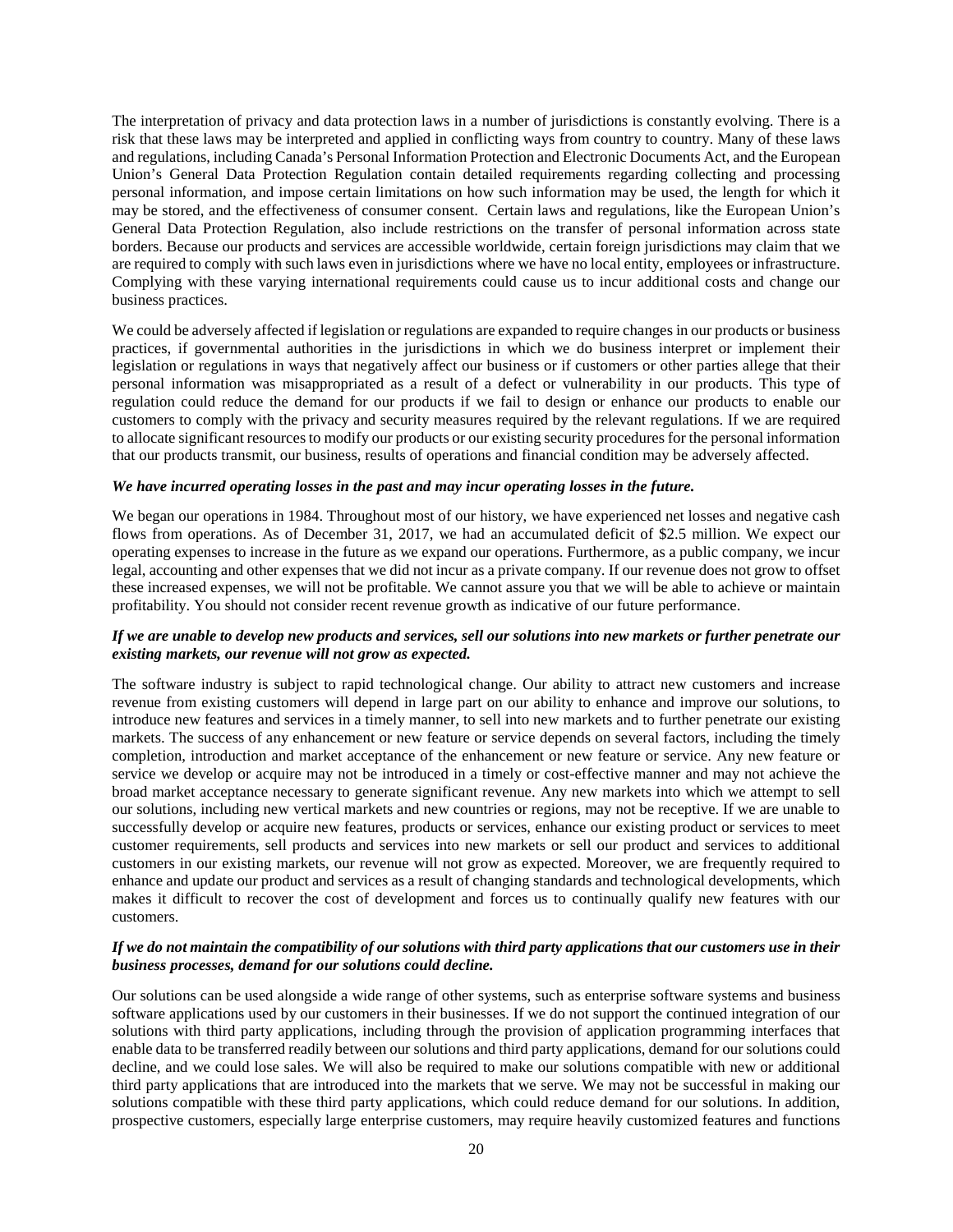The interpretation of privacy and data protection laws in a number of jurisdictions is constantly evolving. There is a risk that these laws may be interpreted and applied in conflicting ways from country to country. Many of these laws and regulations, including Canada's Personal Information Protection and Electronic Documents Act, and the European Union's General Data Protection Regulation contain detailed requirements regarding collecting and processing personal information, and impose certain limitations on how such information may be used, the length for which it may be stored, and the effectiveness of consumer consent. Certain laws and regulations, like the European Union's General Data Protection Regulation, also include restrictions on the transfer of personal information across state borders. Because our products and services are accessible worldwide, certain foreign jurisdictions may claim that we are required to comply with such laws even in jurisdictions where we have no local entity, employees or infrastructure. Complying with these varying international requirements could cause us to incur additional costs and change our business practices.

We could be adversely affected if legislation or regulations are expanded to require changes in our products or business practices, if governmental authorities in the jurisdictions in which we do business interpret or implement their legislation or regulations in ways that negatively affect our business or if customers or other parties allege that their personal information was misappropriated as a result of a defect or vulnerability in our products. This type of regulation could reduce the demand for our products if we fail to design or enhance our products to enable our customers to comply with the privacy and security measures required by the relevant regulations. If we are required to allocate significant resources to modify our products or our existing security procedures for the personal information that our products transmit, our business, results of operations and financial condition may be adversely affected.

***We have incurred operating losses in the past and may incur operating losses in the future.***

We began our operations in 1984. Throughout most of our history, we have experienced net losses and negative cash flows from operations. As of December 31, 2017, we had an accumulated deficit of $2.5 million. We expect our operating expenses to increase in the future as we expand our operations. Furthermore, as a public company, we incur legal, accounting and other expenses that we did not incur as a private company. If our revenue does not grow to offset these increased expenses, we will not be profitable. We cannot assure you that we will be able to achieve or maintain profitability. You should not consider recent revenue growth as indicative of our future performance.

***If we are unable to develop new products and services, sell our solutions into new markets or further penetrate our existing markets, our revenue will not grow as expected.***

The software industry is subject to rapid technological change. Our ability to attract new customers and increase revenue from existing customers will depend in large part on our ability to enhance and improve our solutions, to introduce new features and services in a timely manner, to sell into new markets and to further penetrate our existing markets. The success of any enhancement or new feature or service depends on several factors, including the timely completion, introduction and market acceptance of the enhancement or new feature or service. Any new feature or service we develop or acquire may not be introduced in a timely or cost-effective manner and may not achieve the broad market acceptance necessary to generate significant revenue. Any new markets into which we attempt to sell our solutions, including new vertical markets and new countries or regions, may not be receptive. If we are unable to successfully develop or acquire new features, products or services, enhance our existing product or services to meet customer requirements, sell products and services into new markets or sell our product and services to additional customers in our existing markets, our revenue will not grow as expected. Moreover, we are frequently required to enhance and update our product and services as a result of changing standards and technological developments, which makes it difficult to recover the cost of development and forces us to continually qualify new features with our customers.

***If we do not maintain the compatibility of our solutions with third party applications that our customers use in their business processes, demand for our solutions could decline.***

Our solutions can be used alongside a wide range of other systems, such as enterprise software systems and business software applications used by our customers in their businesses. If we do not support the continued integration of our solutions with third party applications, including through the provision of application programming interfaces that enable data to be transferred readily between our solutions and third party applications, demand for our solutions could decline, and we could lose sales. We will also be required to make our solutions compatible with new or additional third party applications that are introduced into the markets that we serve. We may not be successful in making our solutions compatible with these third party applications, which could reduce demand for our solutions. In addition, prospective customers, especially large enterprise customers, may require heavily customized features and functions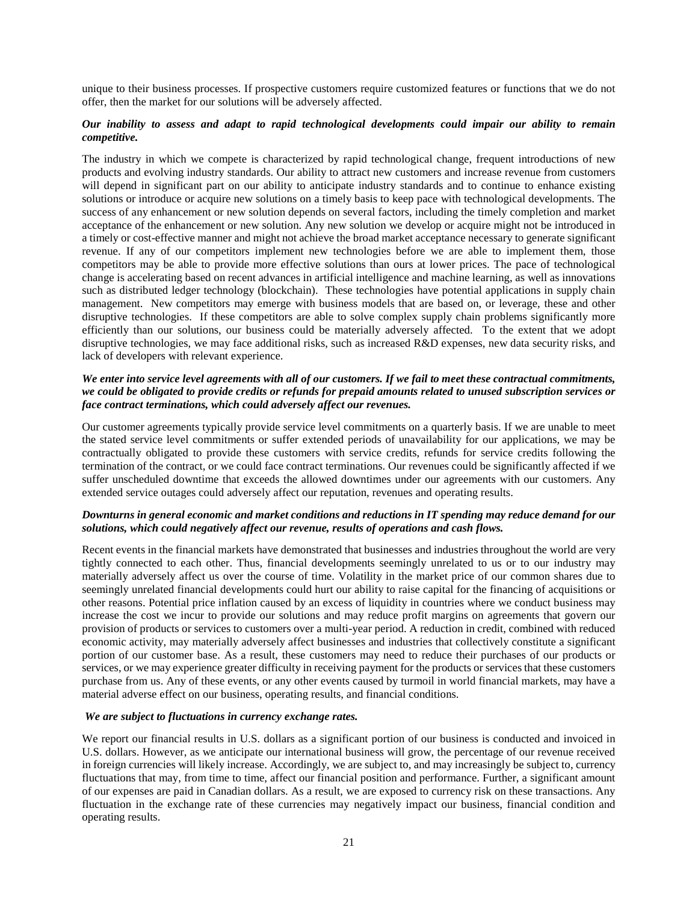unique to their business processes. If prospective customers require customized features or functions that we do not offer, then the market for our solutions will be adversely affected.

***Our inability to assess and adapt to rapid technological developments could impair our ability to remain competitive.***

The industry in which we compete is characterized by rapid technological change, frequent introductions of new products and evolving industry standards. Our ability to attract new customers and increase revenue from customers will depend in significant part on our ability to anticipate industry standards and to continue to enhance existing solutions or introduce or acquire new solutions on a timely basis to keep pace with technological developments. The success of any enhancement or new solution depends on several factors, including the timely completion and market acceptance of the enhancement or new solution. Any new solution we develop or acquire might not be introduced in a timely or cost-effective manner and might not achieve the broad market acceptance necessary to generate significant revenue. If any of our competitors implement new technologies before we are able to implement them, those competitors may be able to provide more effective solutions than ours at lower prices. The pace of technological change is accelerating based on recent advances in artificial intelligence and machine learning, as well as innovations such as distributed ledger technology (blockchain). These technologies have potential applications in supply chain management. New competitors may emerge with business models that are based on, or leverage, these and other disruptive technologies. If these competitors are able to solve complex supply chain problems significantly more efficiently than our solutions, our business could be materially adversely affected. To the extent that we adopt disruptive technologies, we may face additional risks, such as increased R&D expenses, new data security risks, and lack of developers with relevant experience.

***We enter into service level agreements with all of our customers. If we fail to meet these contractual commitments, we could be obligated to provide credits or refunds for prepaid amounts related to unused subscription services or face contract terminations, which could adversely affect our revenues.***

Our customer agreements typically provide service level commitments on a quarterly basis. If we are unable to meet the stated service level commitments or suffer extended periods of unavailability for our applications, we may be contractually obligated to provide these customers with service credits, refunds for service credits following the termination of the contract, or we could face contract terminations. Our revenues could be significantly affected if we suffer unscheduled downtime that exceeds the allowed downtimes under our agreements with our customers. Any extended service outages could adversely affect our reputation, revenues and operating results.

***Downturns in general economic and market conditions and reductions in IT spending may reduce demand for our solutions, which could negatively affect our revenue, results of operations and cash flows.***

Recent events in the financial markets have demonstrated that businesses and industries throughout the world are very tightly connected to each other. Thus, financial developments seemingly unrelated to us or to our industry may materially adversely affect us over the course of time. Volatility in the market price of our common shares due to seemingly unrelated financial developments could hurt our ability to raise capital for the financing of acquisitions or other reasons. Potential price inflation caused by an excess of liquidity in countries where we conduct business may increase the cost we incur to provide our solutions and may reduce profit margins on agreements that govern our provision of products or services to customers over a multi-year period. A reduction in credit, combined with reduced economic activity, may materially adversely affect businesses and industries that collectively constitute a significant portion of our customer base. As a result, these customers may need to reduce their purchases of our products or services, or we may experience greater difficulty in receiving payment for the products or services that these customers purchase from us. Any of these events, or any other events caused by turmoil in world financial markets, may have a material adverse effect on our business, operating results, and financial conditions.

***We are subject to fluctuations in currency exchange rates.***

We report our financial results in U.S. dollars as a significant portion of our business is conducted and invoiced in U.S. dollars. However, as we anticipate our international business will grow, the percentage of our revenue received in foreign currencies will likely increase. Accordingly, we are subject to, and may increasingly be subject to, currency fluctuations that may, from time to time, affect our financial position and performance. Further, a significant amount of our expenses are paid in Canadian dollars. As a result, we are exposed to currency risk on these transactions. Any fluctuation in the exchange rate of these currencies may negatively impact our business, financial condition and operating results.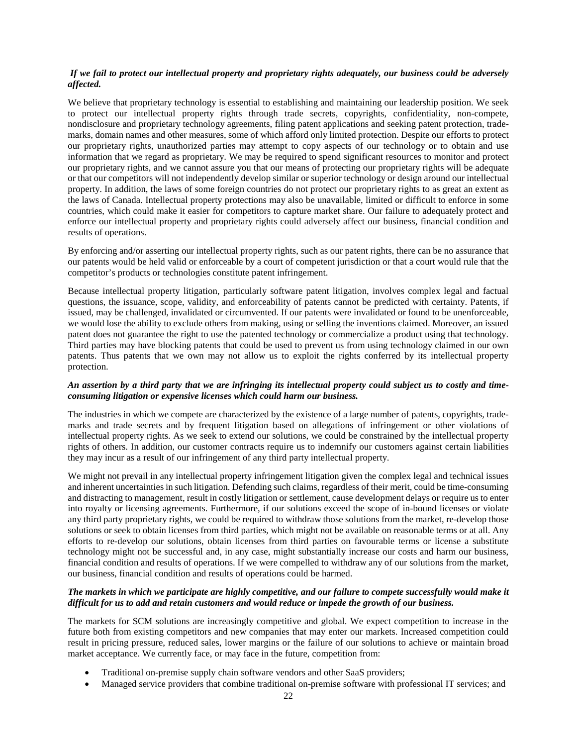***If we fail to protect our intellectual property and proprietary rights adequately, our business could be adversely affected.***

We believe that proprietary technology is essential to establishing and maintaining our leadership position. We seek to protect our intellectual property rights through trade secrets, copyrights, confidentiality, non-compete, nondisclosure and proprietary technology agreements, filing patent applications and seeking patent protection, trade-marks, domain names and other measures, some of which afford only limited protection. Despite our efforts to protect our proprietary rights, unauthorized parties may attempt to copy aspects of our technology or to obtain and use information that we regard as proprietary. We may be required to spend significant resources to monitor and protect our proprietary rights, and we cannot assure you that our means of protecting our proprietary rights will be adequate or that our competitors will not independently develop similar or superior technology or design around our intellectual property. In addition, the laws of some foreign countries do not protect our proprietary rights to as great an extent as the laws of Canada. Intellectual property protections may also be unavailable, limited or difficult to enforce in some countries, which could make it easier for competitors to capture market share. Our failure to adequately protect and enforce our intellectual property and proprietary rights could adversely affect our business, financial condition and results of operations.

By enforcing and/or asserting our intellectual property rights, such as our patent rights, there can be no assurance that our patents would be held valid or enforceable by a court of competent jurisdiction or that a court would rule that the competitor's products or technologies constitute patent infringement.

Because intellectual property litigation, particularly software patent litigation, involves complex legal and factual questions, the issuance, scope, validity, and enforceability of patents cannot be predicted with certainty. Patents, if issued, may be challenged, invalidated or circumvented. If our patents were invalidated or found to be unenforceable, we would lose the ability to exclude others from making, using or selling the inventions claimed. Moreover, an issued patent does not guarantee the right to use the patented technology or commercialize a product using that technology. Third parties may have blocking patents that could be used to prevent us from using technology claimed in our own patents. Thus patents that we own may not allow us to exploit the rights conferred by its intellectual property protection.

***An assertion by a third party that we are infringing its intellectual property could subject us to costly and time-consuming litigation or expensive licenses which could harm our business.***

The industries in which we compete are characterized by the existence of a large number of patents, copyrights, trade-marks and trade secrets and by frequent litigation based on allegations of infringement or other violations of intellectual property rights. As we seek to extend our solutions, we could be constrained by the intellectual property rights of others. In addition, our customer contracts require us to indemnify our customers against certain liabilities they may incur as a result of our infringement of any third party intellectual property.

We might not prevail in any intellectual property infringement litigation given the complex legal and technical issues and inherent uncertainties in such litigation. Defending such claims, regardless of their merit, could be time-consuming and distracting to management, result in costly litigation or settlement, cause development delays or require us to enter into royalty or licensing agreements. Furthermore, if our solutions exceed the scope of in-bound licenses or violate any third party proprietary rights, we could be required to withdraw those solutions from the market, re-develop those solutions or seek to obtain licenses from third parties, which might not be available on reasonable terms or at all. Any efforts to re-develop our solutions, obtain licenses from third parties on favourable terms or license a substitute technology might not be successful and, in any case, might substantially increase our costs and harm our business, financial condition and results of operations. If we were compelled to withdraw any of our solutions from the market, our business, financial condition and results of operations could be harmed.

***The markets in which we participate are highly competitive, and our failure to compete successfully would make it difficult for us to add and retain customers and would reduce or impede the growth of our business.***

The markets for SCM solutions are increasingly competitive and global. We expect competition to increase in the future both from existing competitors and new companies that may enter our markets. Increased competition could result in pricing pressure, reduced sales, lower margins or the failure of our solutions to achieve or maintain broad market acceptance. We currently face, or may face in the future, competition from:

- Traditional on-premise supply chain software vendors and other SaaS providers;
- Managed service providers that combine traditional on-premise software with professional IT services; and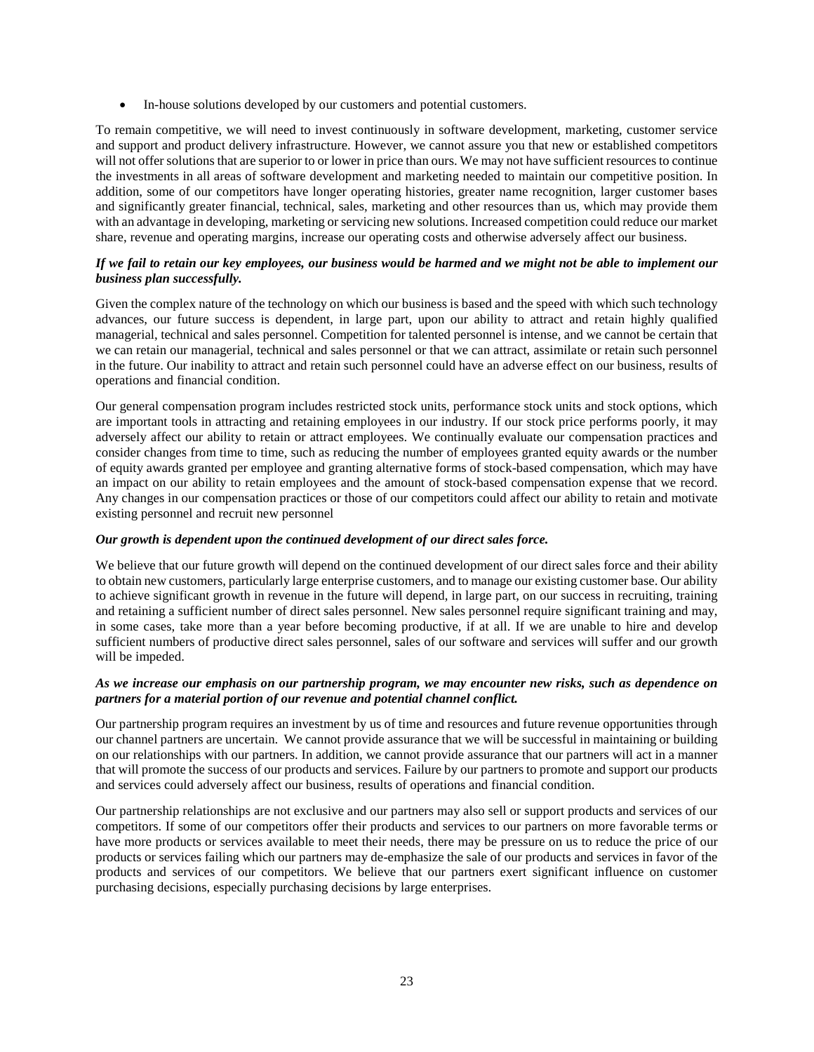- In-house solutions developed by our customers and potential customers.

To remain competitive, we will need to invest continuously in software development, marketing, customer service and support and product delivery infrastructure. However, we cannot assure you that new or established competitors will not offer solutions that are superior to or lower in price than ours. We may not have sufficient resources to continue the investments in all areas of software development and marketing needed to maintain our competitive position. In addition, some of our competitors have longer operating histories, greater name recognition, larger customer bases and significantly greater financial, technical, sales, marketing and other resources than us, which may provide them with an advantage in developing, marketing or servicing new solutions. Increased competition could reduce our market share, revenue and operating margins, increase our operating costs and otherwise adversely affect our business.

***If we fail to retain our key employees, our business would be harmed and we might not be able to implement our business plan successfully.***

Given the complex nature of the technology on which our business is based and the speed with which such technology advances, our future success is dependent, in large part, upon our ability to attract and retain highly qualified managerial, technical and sales personnel. Competition for talented personnel is intense, and we cannot be certain that we can retain our managerial, technical and sales personnel or that we can attract, assimilate or retain such personnel in the future. Our inability to attract and retain such personnel could have an adverse effect on our business, results of operations and financial condition.

Our general compensation program includes restricted stock units, performance stock units and stock options, which are important tools in attracting and retaining employees in our industry. If our stock price performs poorly, it may adversely affect our ability to retain or attract employees. We continually evaluate our compensation practices and consider changes from time to time, such as reducing the number of employees granted equity awards or the number of equity awards granted per employee and granting alternative forms of stock-based compensation, which may have an impact on our ability to retain employees and the amount of stock-based compensation expense that we record. Any changes in our compensation practices or those of our competitors could affect our ability to retain and motivate existing personnel and recruit new personnel

***Our growth is dependent upon the continued development of our direct sales force.***

We believe that our future growth will depend on the continued development of our direct sales force and their ability to obtain new customers, particularly large enterprise customers, and to manage our existing customer base. Our ability to achieve significant growth in revenue in the future will depend, in large part, on our success in recruiting, training and retaining a sufficient number of direct sales personnel. New sales personnel require significant training and may, in some cases, take more than a year before becoming productive, if at all. If we are unable to hire and develop sufficient numbers of productive direct sales personnel, sales of our software and services will suffer and our growth will be impeded.

***As we increase our emphasis on our partnership program, we may encounter new risks, such as dependence on partners for a material portion of our revenue and potential channel conflict.***

Our partnership program requires an investment by us of time and resources and future revenue opportunities through our channel partners are uncertain. We cannot provide assurance that we will be successful in maintaining or building on our relationships with our partners. In addition, we cannot provide assurance that our partners will act in a manner that will promote the success of our products and services. Failure by our partners to promote and support our products and services could adversely affect our business, results of operations and financial condition.

Our partnership relationships are not exclusive and our partners may also sell or support products and services of our competitors. If some of our competitors offer their products and services to our partners on more favorable terms or have more products or services available to meet their needs, there may be pressure on us to reduce the price of our products or services failing which our partners may de-emphasize the sale of our products and services in favor of the products and services of our competitors. We believe that our partners exert significant influence on customer purchasing decisions, especially purchasing decisions by large enterprises.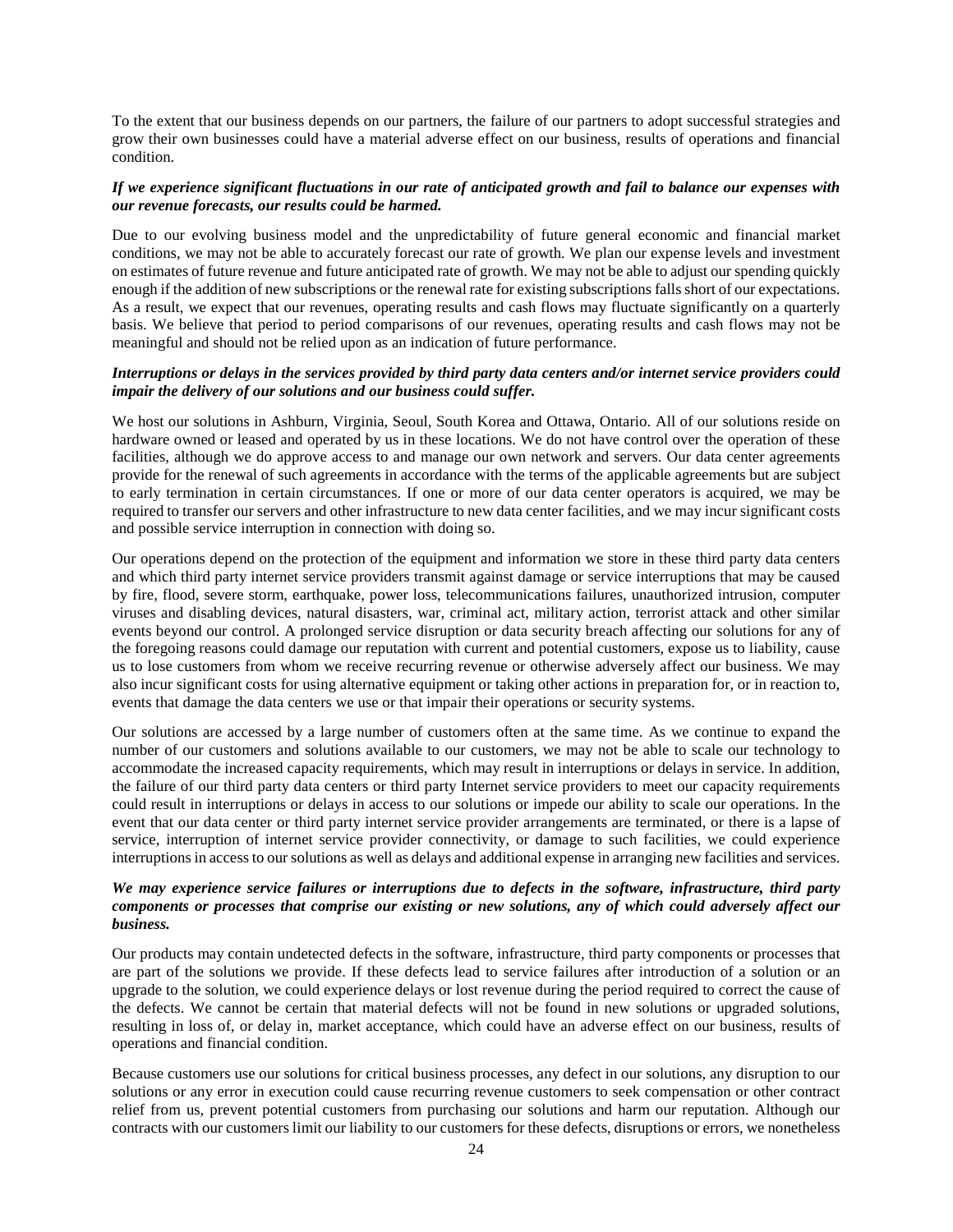To the extent that our business depends on our partners, the failure of our partners to adopt successful strategies and grow their own businesses could have a material adverse effect on our business, results of operations and financial condition.

***If we experience significant fluctuations in our rate of anticipated growth and fail to balance our expenses with our revenue forecasts, our results could be harmed.***

Due to our evolving business model and the unpredictability of future general economic and financial market conditions, we may not be able to accurately forecast our rate of growth. We plan our expense levels and investment on estimates of future revenue and future anticipated rate of growth. We may not be able to adjust our spending quickly enough if the addition of new subscriptions or the renewal rate for existing subscriptions falls short of our expectations. As a result, we expect that our revenues, operating results and cash flows may fluctuate significantly on a quarterly basis. We believe that period to period comparisons of our revenues, operating results and cash flows may not be meaningful and should not be relied upon as an indication of future performance.

***Interruptions or delays in the services provided by third party data centers and/or internet service providers could impair the delivery of our solutions and our business could suffer.***

We host our solutions in Ashburn, Virginia, Seoul, South Korea and Ottawa, Ontario. All of our solutions reside on hardware owned or leased and operated by us in these locations. We do not have control over the operation of these facilities, although we do approve access to and manage our own network and servers. Our data center agreements provide for the renewal of such agreements in accordance with the terms of the applicable agreements but are subject to early termination in certain circumstances. If one or more of our data center operators is acquired, we may be required to transfer our servers and other infrastructure to new data center facilities, and we may incur significant costs and possible service interruption in connection with doing so.

Our operations depend on the protection of the equipment and information we store in these third party data centers and which third party internet service providers transmit against damage or service interruptions that may be caused by fire, flood, severe storm, earthquake, power loss, telecommunications failures, unauthorized intrusion, computer viruses and disabling devices, natural disasters, war, criminal act, military action, terrorist attack and other similar events beyond our control. A prolonged service disruption or data security breach affecting our solutions for any of the foregoing reasons could damage our reputation with current and potential customers, expose us to liability, cause us to lose customers from whom we receive recurring revenue or otherwise adversely affect our business. We may also incur significant costs for using alternative equipment or taking other actions in preparation for, or in reaction to, events that damage the data centers we use or that impair their operations or security systems.

Our solutions are accessed by a large number of customers often at the same time. As we continue to expand the number of our customers and solutions available to our customers, we may not be able to scale our technology to accommodate the increased capacity requirements, which may result in interruptions or delays in service. In addition, the failure of our third party data centers or third party Internet service providers to meet our capacity requirements could result in interruptions or delays in access to our solutions or impede our ability to scale our operations. In the event that our data center or third party internet service provider arrangements are terminated, or there is a lapse of service, interruption of internet service provider connectivity, or damage to such facilities, we could experience interruptions in access to our solutions as well as delays and additional expense in arranging new facilities and services.

***We may experience service failures or interruptions due to defects in the software, infrastructure, third party components or processes that comprise our existing or new solutions, any of which could adversely affect our business.***

Our products may contain undetected defects in the software, infrastructure, third party components or processes that are part of the solutions we provide. If these defects lead to service failures after introduction of a solution or an upgrade to the solution, we could experience delays or lost revenue during the period required to correct the cause of the defects. We cannot be certain that material defects will not be found in new solutions or upgraded solutions, resulting in loss of, or delay in, market acceptance, which could have an adverse effect on our business, results of operations and financial condition.

Because customers use our solutions for critical business processes, any defect in our solutions, any disruption to our solutions or any error in execution could cause recurring revenue customers to seek compensation or other contract relief from us, prevent potential customers from purchasing our solutions and harm our reputation. Although our contracts with our customers limit our liability to our customers for these defects, disruptions or errors, we nonetheless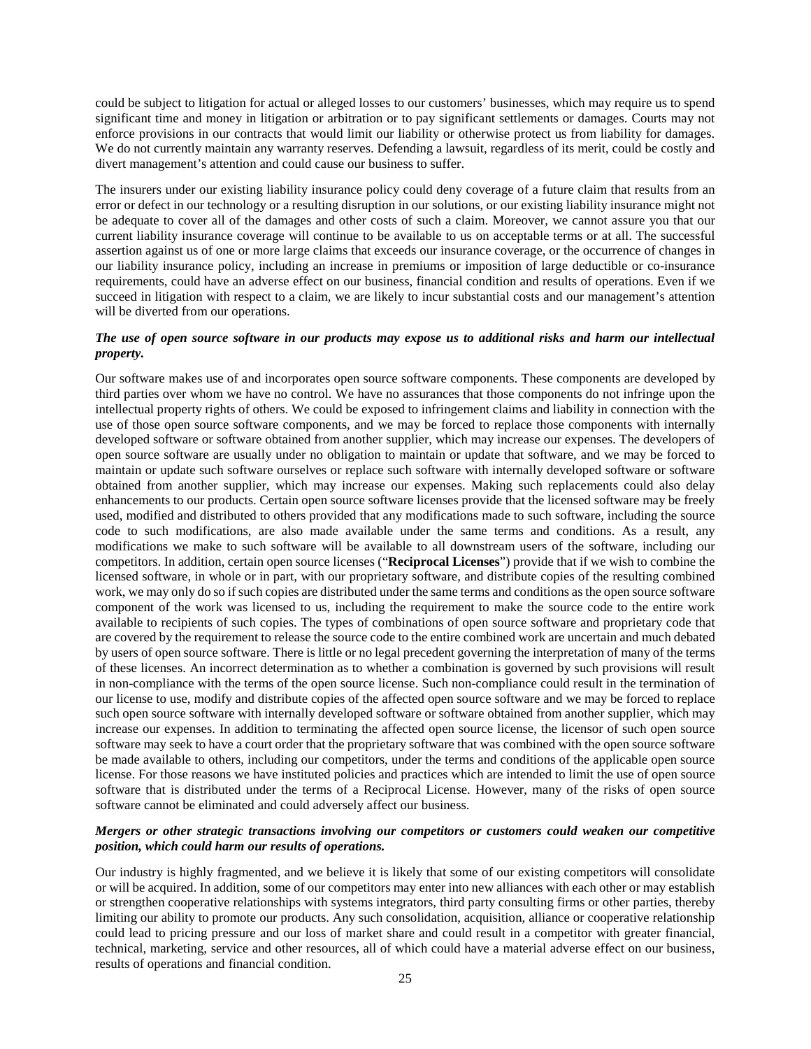could be subject to litigation for actual or alleged losses to our customers' businesses, which may require us to spend significant time and money in litigation or arbitration or to pay significant settlements or damages. Courts may not enforce provisions in our contracts that would limit our liability or otherwise protect us from liability for damages. We do not currently maintain any warranty reserves. Defending a lawsuit, regardless of its merit, could be costly and divert management's attention and could cause our business to suffer.

The insurers under our existing liability insurance policy could deny coverage of a future claim that results from an error or defect in our technology or a resulting disruption in our solutions, or our existing liability insurance might not be adequate to cover all of the damages and other costs of such a claim. Moreover, we cannot assure you that our current liability insurance coverage will continue to be available to us on acceptable terms or at all. The successful assertion against us of one or more large claims that exceeds our insurance coverage, or the occurrence of changes in our liability insurance policy, including an increase in premiums or imposition of large deductible or co-insurance requirements, could have an adverse effect on our business, financial condition and results of operations. Even if we succeed in litigation with respect to a claim, we are likely to incur substantial costs and our management's attention will be diverted from our operations.

***The use of open source software in our products may expose us to additional risks and harm our intellectual property.***

Our software makes use of and incorporates open source software components. These components are developed by third parties over whom we have no control. We have no assurances that those components do not infringe upon the intellectual property rights of others. We could be exposed to infringement claims and liability in connection with the use of those open source software components, and we may be forced to replace those components with internally developed software or software obtained from another supplier, which may increase our expenses. The developers of open source software are usually under no obligation to maintain or update that software, and we may be forced to maintain or update such software ourselves or replace such software with internally developed software or software obtained from another supplier, which may increase our expenses. Making such replacements could also delay enhancements to our products. Certain open source software licenses provide that the licensed software may be freely used, modified and distributed to others provided that any modifications made to such software, including the source code to such modifications, are also made available under the same terms and conditions. As a result, any modifications we make to such software will be available to all downstream users of the software, including our competitors. In addition, certain open source licenses ("**Reciprocal Licenses**") provide that if we wish to combine the licensed software, in whole or in part, with our proprietary software, and distribute copies of the resulting combined work, we may only do so if such copies are distributed under the same terms and conditions as the open source software component of the work was licensed to us, including the requirement to make the source code to the entire work available to recipients of such copies. The types of combinations of open source software and proprietary code that are covered by the requirement to release the source code to the entire combined work are uncertain and much debated by users of open source software. There is little or no legal precedent governing the interpretation of many of the terms of these licenses. An incorrect determination as to whether a combination is governed by such provisions will result in non-compliance with the terms of the open source license. Such non-compliance could result in the termination of our license to use, modify and distribute copies of the affected open source software and we may be forced to replace such open source software with internally developed software or software obtained from another supplier, which may increase our expenses. In addition to terminating the affected open source license, the licensor of such open source software may seek to have a court order that the proprietary software that was combined with the open source software be made available to others, including our competitors, under the terms and conditions of the applicable open source license. For those reasons we have instituted policies and practices which are intended to limit the use of open source software that is distributed under the terms of a Reciprocal License. However, many of the risks of open source software cannot be eliminated and could adversely affect our business.

***Mergers or other strategic transactions involving our competitors or customers could weaken our competitive position, which could harm our results of operations.***

Our industry is highly fragmented, and we believe it is likely that some of our existing competitors will consolidate or will be acquired. In addition, some of our competitors may enter into new alliances with each other or may establish or strengthen cooperative relationships with systems integrators, third party consulting firms or other parties, thereby limiting our ability to promote our products. Any such consolidation, acquisition, alliance or cooperative relationship could lead to pricing pressure and our loss of market share and could result in a competitor with greater financial, technical, marketing, service and other resources, all of which could have a material adverse effect on our business, results of operations and financial condition.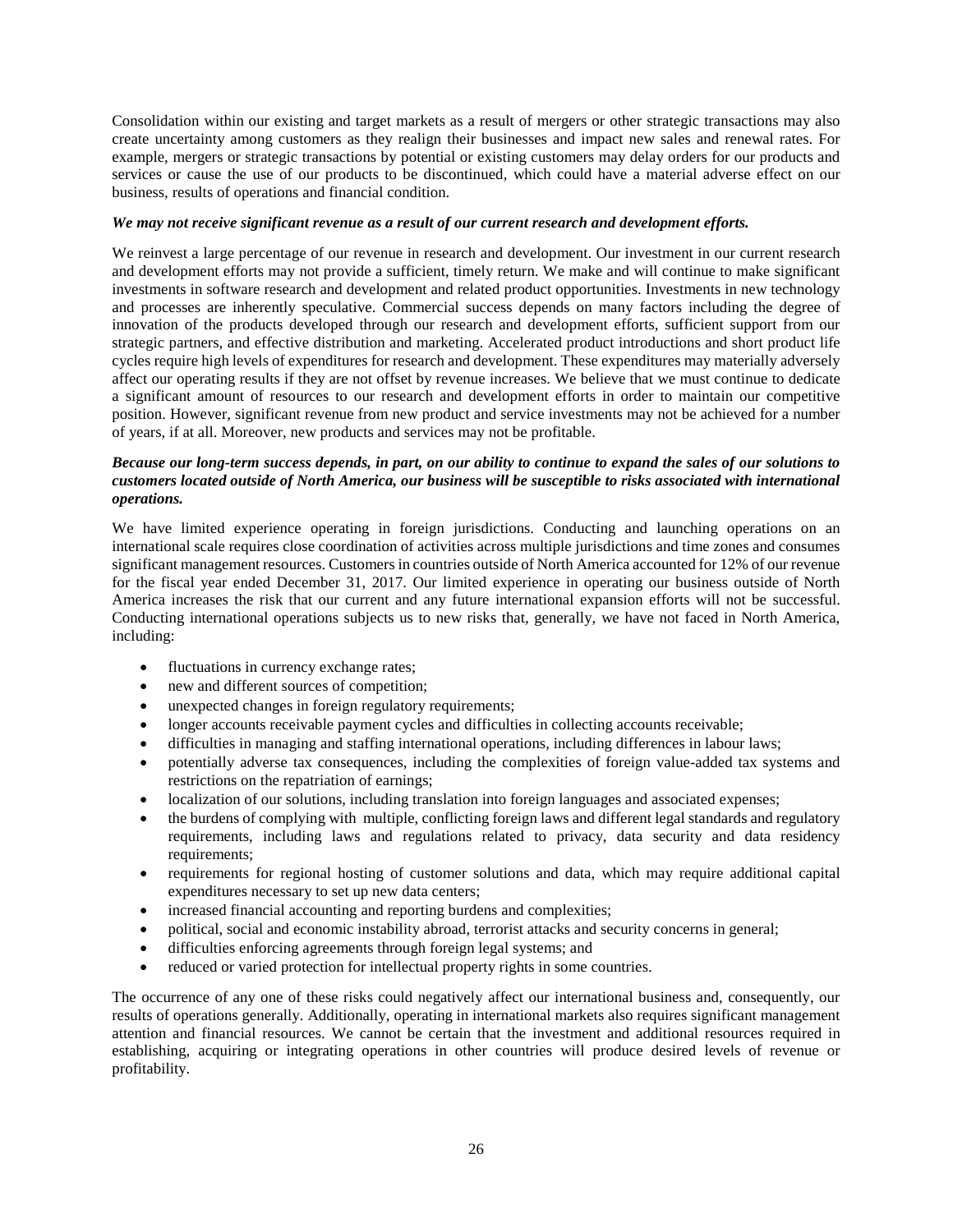Consolidation within our existing and target markets as a result of mergers or other strategic transactions may also create uncertainty among customers as they realign their businesses and impact new sales and renewal rates. For example, mergers or strategic transactions by potential or existing customers may delay orders for our products and services or cause the use of our products to be discontinued, which could have a material adverse effect on our business, results of operations and financial condition.

***We may not receive significant revenue as a result of our current research and development efforts.***

We reinvest a large percentage of our revenue in research and development. Our investment in our current research and development efforts may not provide a sufficient, timely return. We make and will continue to make significant investments in software research and development and related product opportunities. Investments in new technology and processes are inherently speculative. Commercial success depends on many factors including the degree of innovation of the products developed through our research and development efforts, sufficient support from our strategic partners, and effective distribution and marketing. Accelerated product introductions and short product life cycles require high levels of expenditures for research and development. These expenditures may materially adversely affect our operating results if they are not offset by revenue increases. We believe that we must continue to dedicate a significant amount of resources to our research and development efforts in order to maintain our competitive position. However, significant revenue from new product and service investments may not be achieved for a number of years, if at all. Moreover, new products and services may not be profitable.

***Because our long-term success depends, in part, on our ability to continue to expand the sales of our solutions to customers located outside of North America, our business will be susceptible to risks associated with international operations.***

We have limited experience operating in foreign jurisdictions. Conducting and launching operations on an international scale requires close coordination of activities across multiple jurisdictions and time zones and consumes significant management resources. Customers in countries outside of North America accounted for 12% of our revenue for the fiscal year ended December 31, 2017. Our limited experience in operating our business outside of North America increases the risk that our current and any future international expansion efforts will not be successful. Conducting international operations subjects us to new risks that, generally, we have not faced in North America, including:

- fluctuations in currency exchange rates;
- new and different sources of competition;
- unexpected changes in foreign regulatory requirements;
- longer accounts receivable payment cycles and difficulties in collecting accounts receivable;
- difficulties in managing and staffing international operations, including differences in labour laws;
- potentially adverse tax consequences, including the complexities of foreign value-added tax systems and restrictions on the repatriation of earnings;
- localization of our solutions, including translation into foreign languages and associated expenses;
- the burdens of complying with multiple, conflicting foreign laws and different legal standards and regulatory requirements, including laws and regulations related to privacy, data security and data residency requirements;
- requirements for regional hosting of customer solutions and data, which may require additional capital expenditures necessary to set up new data centers;
- increased financial accounting and reporting burdens and complexities;
- political, social and economic instability abroad, terrorist attacks and security concerns in general;
- difficulties enforcing agreements through foreign legal systems; and
- reduced or varied protection for intellectual property rights in some countries.

The occurrence of any one of these risks could negatively affect our international business and, consequently, our results of operations generally. Additionally, operating in international markets also requires significant management attention and financial resources. We cannot be certain that the investment and additional resources required in establishing, acquiring or integrating operations in other countries will produce desired levels of revenue or profitability.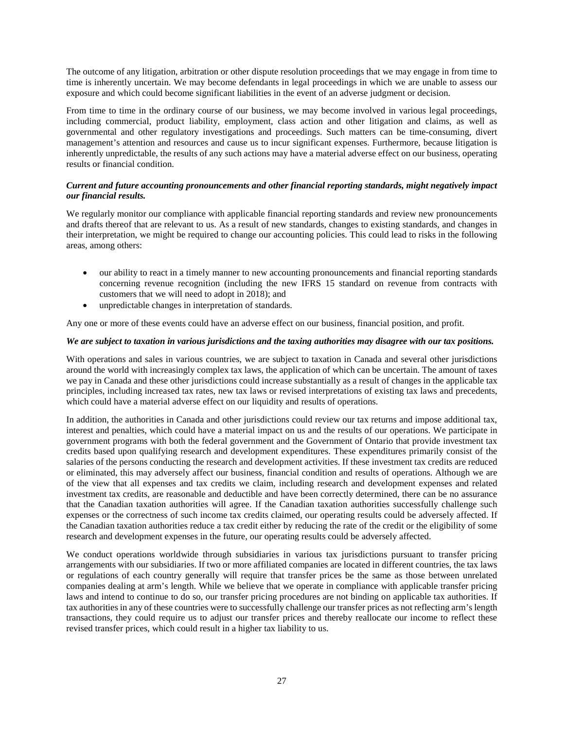The outcome of any litigation, arbitration or other dispute resolution proceedings that we may engage in from time to time is inherently uncertain. We may become defendants in legal proceedings in which we are unable to assess our exposure and which could become significant liabilities in the event of an adverse judgment or decision.

From time to time in the ordinary course of our business, we may become involved in various legal proceedings, including commercial, product liability, employment, class action and other litigation and claims, as well as governmental and other regulatory investigations and proceedings. Such matters can be time-consuming, divert management's attention and resources and cause us to incur significant expenses. Furthermore, because litigation is inherently unpredictable, the results of any such actions may have a material adverse effect on our business, operating results or financial condition.

***Current and future accounting pronouncements and other financial reporting standards, might negatively impact our financial results.***

We regularly monitor our compliance with applicable financial reporting standards and review new pronouncements and drafts thereof that are relevant to us. As a result of new standards, changes to existing standards, and changes in their interpretation, we might be required to change our accounting policies. This could lead to risks in the following areas, among others:

- our ability to react in a timely manner to new accounting pronouncements and financial reporting standards concerning revenue recognition (including the new IFRS 15 standard on revenue from contracts with customers that we will need to adopt in 2018); and
- unpredictable changes in interpretation of standards.

Any one or more of these events could have an adverse effect on our business, financial position, and profit.

***We are subject to taxation in various jurisdictions and the taxing authorities may disagree with our tax positions.***

With operations and sales in various countries, we are subject to taxation in Canada and several other jurisdictions around the world with increasingly complex tax laws, the application of which can be uncertain. The amount of taxes we pay in Canada and these other jurisdictions could increase substantially as a result of changes in the applicable tax principles, including increased tax rates, new tax laws or revised interpretations of existing tax laws and precedents, which could have a material adverse effect on our liquidity and results of operations.

In addition, the authorities in Canada and other jurisdictions could review our tax returns and impose additional tax, interest and penalties, which could have a material impact on us and the results of our operations. We participate in government programs with both the federal government and the Government of Ontario that provide investment tax credits based upon qualifying research and development expenditures. These expenditures primarily consist of the salaries of the persons conducting the research and development activities. If these investment tax credits are reduced or eliminated, this may adversely affect our business, financial condition and results of operations. Although we are of the view that all expenses and tax credits we claim, including research and development expenses and related investment tax credits, are reasonable and deductible and have been correctly determined, there can be no assurance that the Canadian taxation authorities will agree. If the Canadian taxation authorities successfully challenge such expenses or the correctness of such income tax credits claimed, our operating results could be adversely affected. If the Canadian taxation authorities reduce a tax credit either by reducing the rate of the credit or the eligibility of some research and development expenses in the future, our operating results could be adversely affected.

We conduct operations worldwide through subsidiaries in various tax jurisdictions pursuant to transfer pricing arrangements with our subsidiaries. If two or more affiliated companies are located in different countries, the tax laws or regulations of each country generally will require that transfer prices be the same as those between unrelated companies dealing at arm's length. While we believe that we operate in compliance with applicable transfer pricing laws and intend to continue to do so, our transfer pricing procedures are not binding on applicable tax authorities. If tax authorities in any of these countries were to successfully challenge our transfer prices as not reflecting arm's length transactions, they could require us to adjust our transfer prices and thereby reallocate our income to reflect these revised transfer prices, which could result in a higher tax liability to us.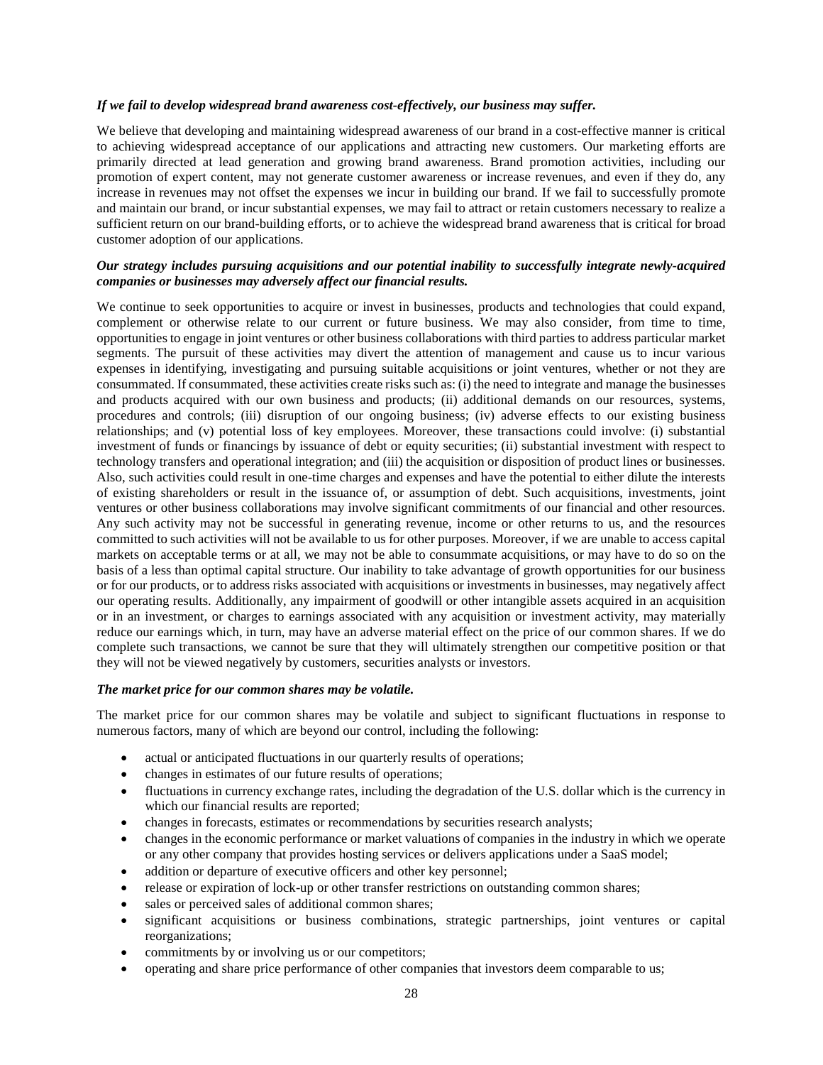***If we fail to develop widespread brand awareness cost-effectively, our business may suffer.***

We believe that developing and maintaining widespread awareness of our brand in a cost-effective manner is critical to achieving widespread acceptance of our applications and attracting new customers. Our marketing efforts are primarily directed at lead generation and growing brand awareness. Brand promotion activities, including our promotion of expert content, may not generate customer awareness or increase revenues, and even if they do, any increase in revenues may not offset the expenses we incur in building our brand. If we fail to successfully promote and maintain our brand, or incur substantial expenses, we may fail to attract or retain customers necessary to realize a sufficient return on our brand-building efforts, or to achieve the widespread brand awareness that is critical for broad customer adoption of our applications.

***Our strategy includes pursuing acquisitions and our potential inability to successfully integrate newly-acquired companies or businesses may adversely affect our financial results.***

We continue to seek opportunities to acquire or invest in businesses, products and technologies that could expand, complement or otherwise relate to our current or future business. We may also consider, from time to time, opportunities to engage in joint ventures or other business collaborations with third parties to address particular market segments. The pursuit of these activities may divert the attention of management and cause us to incur various expenses in identifying, investigating and pursuing suitable acquisitions or joint ventures, whether or not they are consummated. If consummated, these activities create risks such as: (i) the need to integrate and manage the businesses and products acquired with our own business and products; (ii) additional demands on our resources, systems, procedures and controls; (iii) disruption of our ongoing business; (iv) adverse effects to our existing business relationships; and (v) potential loss of key employees. Moreover, these transactions could involve: (i) substantial investment of funds or financings by issuance of debt or equity securities; (ii) substantial investment with respect to technology transfers and operational integration; and (iii) the acquisition or disposition of product lines or businesses. Also, such activities could result in one-time charges and expenses and have the potential to either dilute the interests of existing shareholders or result in the issuance of, or assumption of debt. Such acquisitions, investments, joint ventures or other business collaborations may involve significant commitments of our financial and other resources. Any such activity may not be successful in generating revenue, income or other returns to us, and the resources committed to such activities will not be available to us for other purposes. Moreover, if we are unable to access capital markets on acceptable terms or at all, we may not be able to consummate acquisitions, or may have to do so on the basis of a less than optimal capital structure. Our inability to take advantage of growth opportunities for our business or for our products, or to address risks associated with acquisitions or investments in businesses, may negatively affect our operating results. Additionally, any impairment of goodwill or other intangible assets acquired in an acquisition or in an investment, or charges to earnings associated with any acquisition or investment activity, may materially reduce our earnings which, in turn, may have an adverse material effect on the price of our common shares. If we do complete such transactions, we cannot be sure that they will ultimately strengthen our competitive position or that they will not be viewed negatively by customers, securities analysts or investors.

***The market price for our common shares may be volatile.***

The market price for our common shares may be volatile and subject to significant fluctuations in response to numerous factors, many of which are beyond our control, including the following:

- actual or anticipated fluctuations in our quarterly results of operations;
- changes in estimates of our future results of operations;
- fluctuations in currency exchange rates, including the degradation of the U.S. dollar which is the currency in which our financial results are reported;
- changes in forecasts, estimates or recommendations by securities research analysts;
- changes in the economic performance or market valuations of companies in the industry in which we operate or any other company that provides hosting services or delivers applications under a SaaS model;
- addition or departure of executive officers and other key personnel;
- release or expiration of lock-up or other transfer restrictions on outstanding common shares;
- sales or perceived sales of additional common shares;
- significant acquisitions or business combinations, strategic partnerships, joint ventures or capital reorganizations;
- commitments by or involving us or our competitors;
- operating and share price performance of other companies that investors deem comparable to us;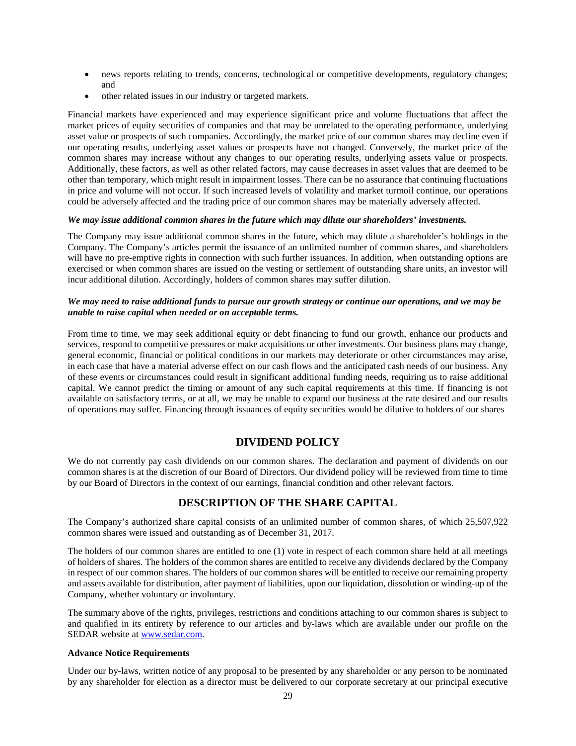- news reports relating to trends, concerns, technological or competitive developments, regulatory changes; and
- other related issues in our industry or targeted markets.

Financial markets have experienced and may experience significant price and volume fluctuations that affect the market prices of equity securities of companies and that may be unrelated to the operating performance, underlying asset value or prospects of such companies. Accordingly, the market price of our common shares may decline even if our operating results, underlying asset values or prospects have not changed. Conversely, the market price of the common shares may increase without any changes to our operating results, underlying assets value or prospects. Additionally, these factors, as well as other related factors, may cause decreases in asset values that are deemed to be other than temporary, which might result in impairment losses. There can be no assurance that continuing fluctuations in price and volume will not occur. If such increased levels of volatility and market turmoil continue, our operations could be adversely affected and the trading price of our common shares may be materially adversely affected.

***We may issue additional common shares in the future which may dilute our shareholders' investments.***

The Company may issue additional common shares in the future, which may dilute a shareholder's holdings in the Company. The Company's articles permit the issuance of an unlimited number of common shares, and shareholders will have no pre-emptive rights in connection with such further issuances. In addition, when outstanding options are exercised or when common shares are issued on the vesting or settlement of outstanding share units, an investor will incur additional dilution. Accordingly, holders of common shares may suffer dilution.

***We may need to raise additional funds to pursue our growth strategy or continue our operations, and we may be unable to raise capital when needed or on acceptable terms.***

From time to time, we may seek additional equity or debt financing to fund our growth, enhance our products and services, respond to competitive pressures or make acquisitions or other investments. Our business plans may change, general economic, financial or political conditions in our markets may deteriorate or other circumstances may arise, in each case that have a material adverse effect on our cash flows and the anticipated cash needs of our business. Any of these events or circumstances could result in significant additional funding needs, requiring us to raise additional capital. We cannot predict the timing or amount of any such capital requirements at this time. If financing is not available on satisfactory terms, or at all, we may be unable to expand our business at the rate desired and our results of operations may suffer. Financing through issuances of equity securities would be dilutive to holders of our shares

## DIVIDEND POLICY

We do not currently pay cash dividends on our common shares. The declaration and payment of dividends on our common shares is at the discretion of our Board of Directors. Our dividend policy will be reviewed from time to time by our Board of Directors in the context of our earnings, financial condition and other relevant factors.

## DESCRIPTION OF THE SHARE CAPITAL

The Company's authorized share capital consists of an unlimited number of common shares, of which 25,507,922 common shares were issued and outstanding as of December 31, 2017.

The holders of our common shares are entitled to one (1) vote in respect of each common share held at all meetings of holders of shares. The holders of the common shares are entitled to receive any dividends declared by the Company in respect of our common shares. The holders of our common shares will be entitled to receive our remaining property and assets available for distribution, after payment of liabilities, upon our liquidation, dissolution or winding-up of the Company, whether voluntary or involuntary.

The summary above of the rights, privileges, restrictions and conditions attaching to our common shares is subject to and qualified in its entirety by reference to our articles and by-laws which are available under our profile on the SEDAR website at www.sedar.com.

**Advance Notice Requirements**

Under our by-laws, written notice of any proposal to be presented by any shareholder or any person to be nominated by any shareholder for election as a director must be delivered to our corporate secretary at our principal executive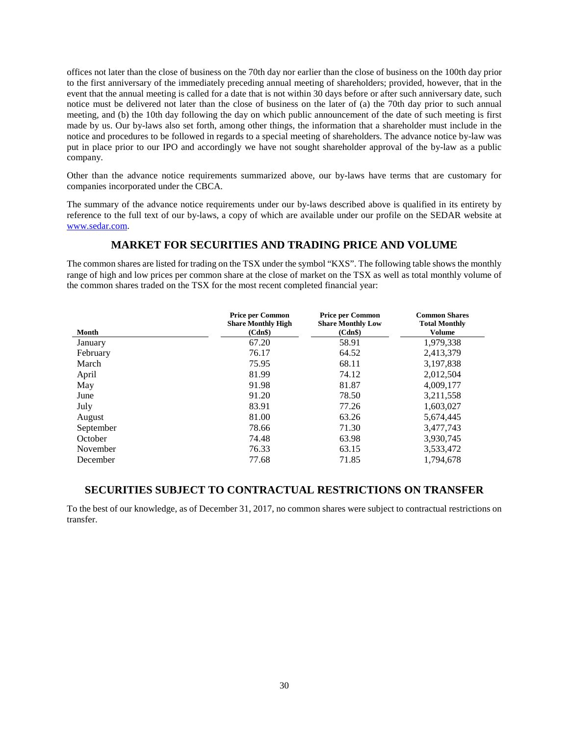offices not later than the close of business on the 70th day nor earlier than the close of business on the 100th day prior to the first anniversary of the immediately preceding annual meeting of shareholders; provided, however, that in the event that the annual meeting is called for a date that is not within 30 days before or after such anniversary date, such notice must be delivered not later than the close of business on the later of (a) the 70th day prior to such annual meeting, and (b) the 10th day following the day on which public announcement of the date of such meeting is first made by us. Our by-laws also set forth, among other things, the information that a shareholder must include in the notice and procedures to be followed in regards to a special meeting of shareholders. The advance notice by-law was put in place prior to our IPO and accordingly we have not sought shareholder approval of the by-law as a public company.

Other than the advance notice requirements summarized above, our by-laws have terms that are customary for companies incorporated under the CBCA.

The summary of the advance notice requirements under our by-laws described above is qualified in its entirety by reference to the full text of our by-laws, a copy of which are available under our profile on the SEDAR website at www.sedar.com.

## MARKET FOR SECURITIES AND TRADING PRICE AND VOLUME

The common shares are listed for trading on the TSX under the symbol "KXS". The following table shows the monthly range of high and low prices per common share at the close of market on the TSX as well as total monthly volume of the common shares traded on the TSX for the most recent completed financial year:

| Month | Price per Common Share Monthly High (Cdn$) | Price per Common Share Monthly Low (Cdn$) | Common Shares Total Monthly Volume |
|---|---|---|---|
| January | 67.20 | 58.91 | 1,979,338 |
| February | 76.17 | 64.52 | 2,413,379 |
| March | 75.95 | 68.11 | 3,197,838 |
| April | 81.99 | 74.12 | 2,012,504 |
| May | 91.98 | 81.87 | 4,009,177 |
| June | 91.20 | 78.50 | 3,211,558 |
| July | 83.91 | 77.26 | 1,603,027 |
| August | 81.00 | 63.26 | 5,674,445 |
| September | 78.66 | 71.30 | 3,477,743 |
| October | 74.48 | 63.98 | 3,930,745 |
| November | 76.33 | 63.15 | 3,533,472 |
| December | 77.68 | 71.85 | 1,794,678 |

## SECURITIES SUBJECT TO CONTRACTUAL RESTRICTIONS ON TRANSFER

To the best of our knowledge, as of December 31, 2017, no common shares were subject to contractual restrictions on transfer.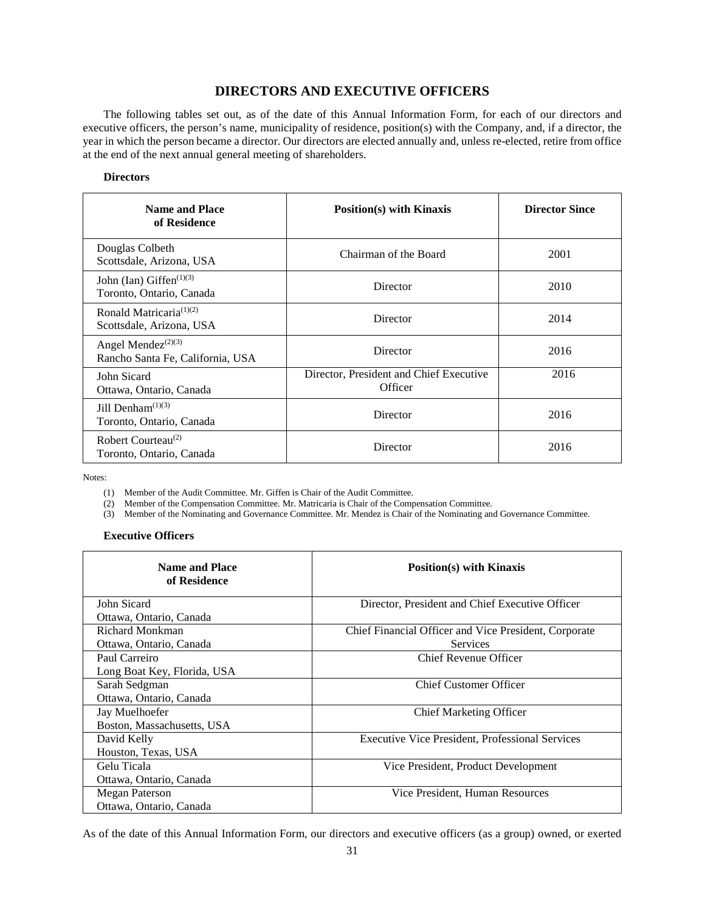# DIRECTORS AND EXECUTIVE OFFICERS

The following tables set out, as of the date of this Annual Information Form, for each of our directors and executive officers, the person's name, municipality of residence, position(s) with the Company, and, if a director, the year in which the person became a director. Our directors are elected annually and, unless re-elected, retire from office at the end of the next annual general meeting of shareholders.

### Directors

| Name and Place of Residence | Position(s) with Kinaxis | Director Since |
|---|---|---|
| Douglas Colbeth<br>Scottsdale, Arizona, USA | Chairman of the Board | 2001 |
| John (Ian) Giffen(1)(3)<br>Toronto, Ontario, Canada | Director | 2010 |
| Ronald Matricaria(1)(2)<br>Scottsdale, Arizona, USA | Director | 2014 |
| Angel Mendez(2)(3)<br>Rancho Santa Fe, California, USA | Director | 2016 |
| John Sicard<br>Ottawa, Ontario, Canada | Director, President and Chief Executive Officer | 2016 |
| Jill Denham(1)(3)<br>Toronto, Ontario, Canada | Director | 2016 |
| Robert Courteau(2)<br>Toronto, Ontario, Canada | Director | 2016 |

Notes:

(1) Member of the Audit Committee. Mr. Giffen is Chair of the Audit Committee.

(2) Member of the Compensation Committee. Mr. Matricaria is Chair of the Compensation Committee.

(3) Member of the Nominating and Governance Committee. Mr. Mendez is Chair of the Nominating and Governance Committee.

### Executive Officers

| Name and Place of Residence | Position(s) with Kinaxis |
|---|---|
| John Sicard<br>Ottawa, Ontario, Canada | Director, President and Chief Executive Officer |
| Richard Monkman<br>Ottawa, Ontario, Canada | Chief Financial Officer and Vice President, Corporate Services |
| Paul Carreiro<br>Long Boat Key, Florida, USA | Chief Revenue Officer |
| Sarah Sedgman<br>Ottawa, Ontario, Canada | Chief Customer Officer |
| Jay Muelhoefer<br>Boston, Massachusetts, USA | Chief Marketing Officer |
| David Kelly<br>Houston, Texas, USA | Executive Vice President, Professional Services |
| Gelu Ticala<br>Ottawa, Ontario, Canada | Vice President, Product Development |
| Megan Paterson<br>Ottawa, Ontario, Canada | Vice President, Human Resources |

As of the date of this Annual Information Form, our directors and executive officers (as a group) owned, or exerted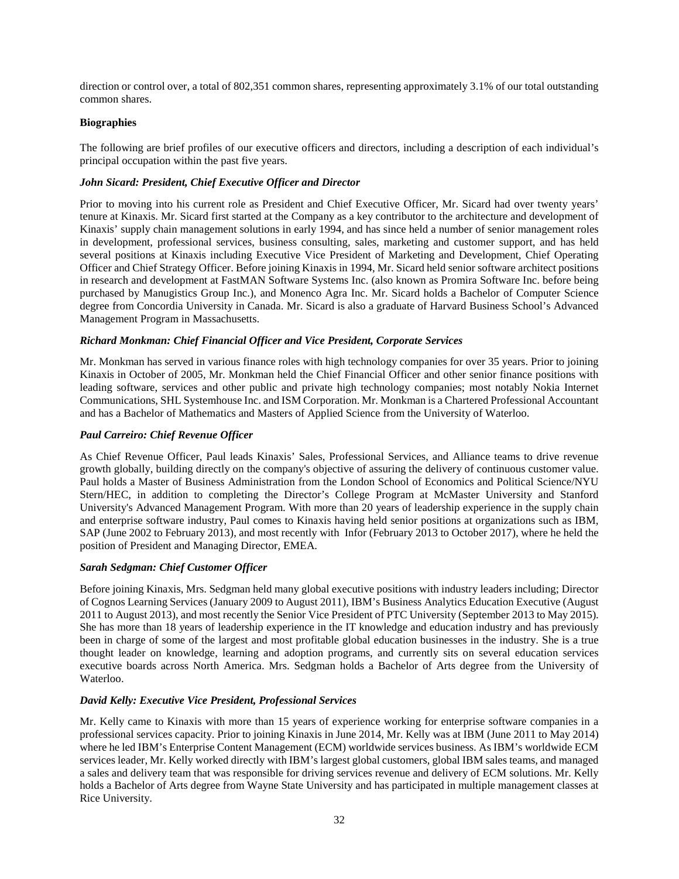direction or control over, a total of 802,351 common shares, representing approximately 3.1% of our total outstanding common shares.

**Biographies**

The following are brief profiles of our executive officers and directors, including a description of each individual's principal occupation within the past five years.

***John Sicard: President, Chief Executive Officer and Director***

Prior to moving into his current role as President and Chief Executive Officer, Mr. Sicard had over twenty years' tenure at Kinaxis. Mr. Sicard first started at the Company as a key contributor to the architecture and development of Kinaxis' supply chain management solutions in early 1994, and has since held a number of senior management roles in development, professional services, business consulting, sales, marketing and customer support, and has held several positions at Kinaxis including Executive Vice President of Marketing and Development, Chief Operating Officer and Chief Strategy Officer. Before joining Kinaxis in 1994, Mr. Sicard held senior software architect positions in research and development at FastMAN Software Systems Inc. (also known as Promira Software Inc. before being purchased by Manugistics Group Inc.), and Monenco Agra Inc. Mr. Sicard holds a Bachelor of Computer Science degree from Concordia University in Canada. Mr. Sicard is also a graduate of Harvard Business School's Advanced Management Program in Massachusetts.

***Richard Monkman: Chief Financial Officer and Vice President, Corporate Services***

Mr. Monkman has served in various finance roles with high technology companies for over 35 years. Prior to joining Kinaxis in October of 2005, Mr. Monkman held the Chief Financial Officer and other senior finance positions with leading software, services and other public and private high technology companies; most notably Nokia Internet Communications, SHL Systemhouse Inc. and ISM Corporation. Mr. Monkman is a Chartered Professional Accountant and has a Bachelor of Mathematics and Masters of Applied Science from the University of Waterloo.

***Paul Carreiro: Chief Revenue Officer***

As Chief Revenue Officer, Paul leads Kinaxis' Sales, Professional Services, and Alliance teams to drive revenue growth globally, building directly on the company's objective of assuring the delivery of continuous customer value. Paul holds a Master of Business Administration from the London School of Economics and Political Science/NYU Stern/HEC, in addition to completing the Director's College Program at McMaster University and Stanford University's Advanced Management Program. With more than 20 years of leadership experience in the supply chain and enterprise software industry, Paul comes to Kinaxis having held senior positions at organizations such as IBM, SAP (June 2002 to February 2013), and most recently with Infor (February 2013 to October 2017), where he held the position of President and Managing Director, EMEA.

***Sarah Sedgman: Chief Customer Officer***

Before joining Kinaxis, Mrs. Sedgman held many global executive positions with industry leaders including; Director of Cognos Learning Services (January 2009 to August 2011), IBM's Business Analytics Education Executive (August 2011 to August 2013), and most recently the Senior Vice President of PTC University (September 2013 to May 2015). She has more than 18 years of leadership experience in the IT knowledge and education industry and has previously been in charge of some of the largest and most profitable global education businesses in the industry. She is a true thought leader on knowledge, learning and adoption programs, and currently sits on several education services executive boards across North America. Mrs. Sedgman holds a Bachelor of Arts degree from the University of Waterloo.

***David Kelly: Executive Vice President, Professional Services***

Mr. Kelly came to Kinaxis with more than 15 years of experience working for enterprise software companies in a professional services capacity. Prior to joining Kinaxis in June 2014, Mr. Kelly was at IBM (June 2011 to May 2014) where he led IBM's Enterprise Content Management (ECM) worldwide services business. As IBM's worldwide ECM services leader, Mr. Kelly worked directly with IBM's largest global customers, global IBM sales teams, and managed a sales and delivery team that was responsible for driving services revenue and delivery of ECM solutions. Mr. Kelly holds a Bachelor of Arts degree from Wayne State University and has participated in multiple management classes at Rice University.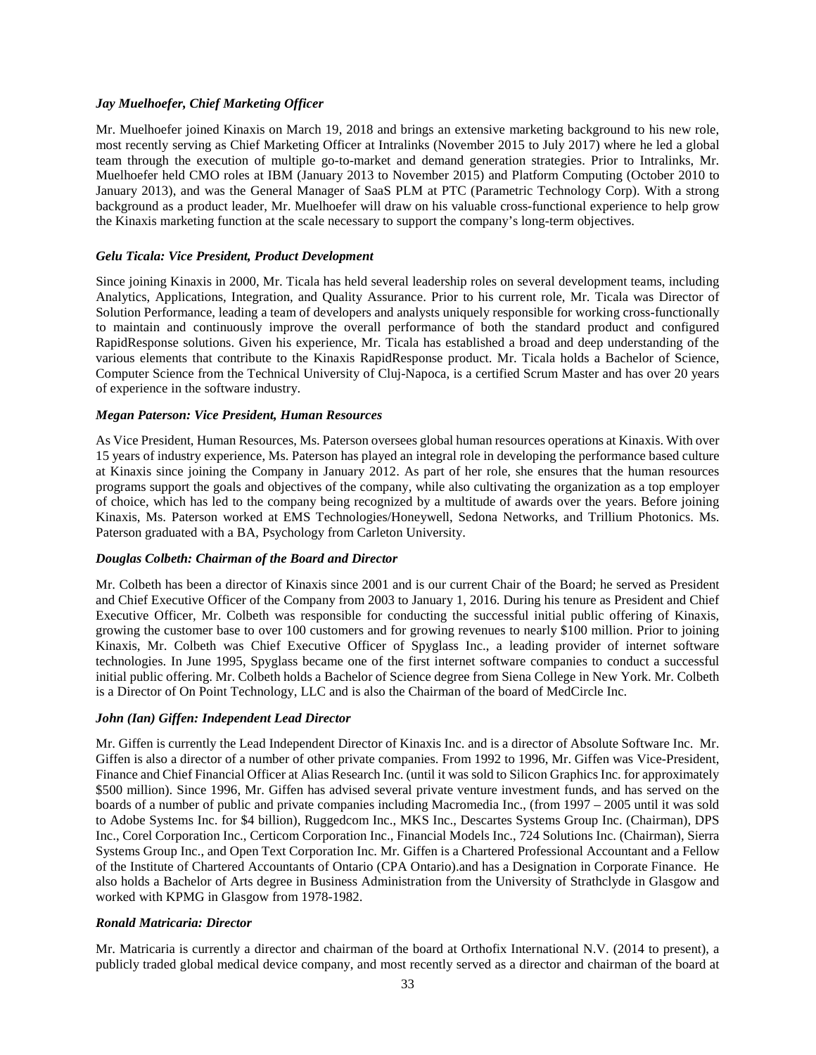***Jay Muelhoefer, Chief Marketing Officer***

Mr. Muelhoefer joined Kinaxis on March 19, 2018 and brings an extensive marketing background to his new role, most recently serving as Chief Marketing Officer at Intralinks (November 2015 to July 2017) where he led a global team through the execution of multiple go-to-market and demand generation strategies. Prior to Intralinks, Mr. Muelhoefer held CMO roles at IBM (January 2013 to November 2015) and Platform Computing (October 2010 to January 2013), and was the General Manager of SaaS PLM at PTC (Parametric Technology Corp). With a strong background as a product leader, Mr. Muelhoefer will draw on his valuable cross-functional experience to help grow the Kinaxis marketing function at the scale necessary to support the company's long-term objectives.

***Gelu Ticala: Vice President, Product Development***

Since joining Kinaxis in 2000, Mr. Ticala has held several leadership roles on several development teams, including Analytics, Applications, Integration, and Quality Assurance. Prior to his current role, Mr. Ticala was Director of Solution Performance, leading a team of developers and analysts uniquely responsible for working cross-functionally to maintain and continuously improve the overall performance of both the standard product and configured RapidResponse solutions. Given his experience, Mr. Ticala has established a broad and deep understanding of the various elements that contribute to the Kinaxis RapidResponse product. Mr. Ticala holds a Bachelor of Science, Computer Science from the Technical University of Cluj-Napoca, is a certified Scrum Master and has over 20 years of experience in the software industry.

***Megan Paterson: Vice President, Human Resources***

As Vice President, Human Resources, Ms. Paterson oversees global human resources operations at Kinaxis. With over 15 years of industry experience, Ms. Paterson has played an integral role in developing the performance based culture at Kinaxis since joining the Company in January 2012. As part of her role, she ensures that the human resources programs support the goals and objectives of the company, while also cultivating the organization as a top employer of choice, which has led to the company being recognized by a multitude of awards over the years. Before joining Kinaxis, Ms. Paterson worked at EMS Technologies/Honeywell, Sedona Networks, and Trillium Photonics. Ms. Paterson graduated with a BA, Psychology from Carleton University.

***Douglas Colbeth: Chairman of the Board and Director***

Mr. Colbeth has been a director of Kinaxis since 2001 and is our current Chair of the Board; he served as President and Chief Executive Officer of the Company from 2003 to January 1, 2016. During his tenure as President and Chief Executive Officer, Mr. Colbeth was responsible for conducting the successful initial public offering of Kinaxis, growing the customer base to over 100 customers and for growing revenues to nearly $100 million. Prior to joining Kinaxis, Mr. Colbeth was Chief Executive Officer of Spyglass Inc., a leading provider of internet software technologies. In June 1995, Spyglass became one of the first internet software companies to conduct a successful initial public offering. Mr. Colbeth holds a Bachelor of Science degree from Siena College in New York. Mr. Colbeth is a Director of On Point Technology, LLC and is also the Chairman of the board of MedCircle Inc.

***John (Ian) Giffen: Independent Lead Director***

Mr. Giffen is currently the Lead Independent Director of Kinaxis Inc. and is a director of Absolute Software Inc. Mr. Giffen is also a director of a number of other private companies. From 1992 to 1996, Mr. Giffen was Vice-President, Finance and Chief Financial Officer at Alias Research Inc. (until it was sold to Silicon Graphics Inc. for approximately $500 million). Since 1996, Mr. Giffen has advised several private venture investment funds, and has served on the boards of a number of public and private companies including Macromedia Inc., (from 1997 – 2005 until it was sold to Adobe Systems Inc. for $4 billion), Ruggedcom Inc., MKS Inc., Descartes Systems Group Inc. (Chairman), DPS Inc., Corel Corporation Inc., Certicom Corporation Inc., Financial Models Inc., 724 Solutions Inc. (Chairman), Sierra Systems Group Inc., and Open Text Corporation Inc. Mr. Giffen is a Chartered Professional Accountant and a Fellow of the Institute of Chartered Accountants of Ontario (CPA Ontario).and has a Designation in Corporate Finance. He also holds a Bachelor of Arts degree in Business Administration from the University of Strathclyde in Glasgow and worked with KPMG in Glasgow from 1978-1982.

***Ronald Matricaria: Director***

Mr. Matricaria is currently a director and chairman of the board at Orthofix International N.V. (2014 to present), a publicly traded global medical device company, and most recently served as a director and chairman of the board at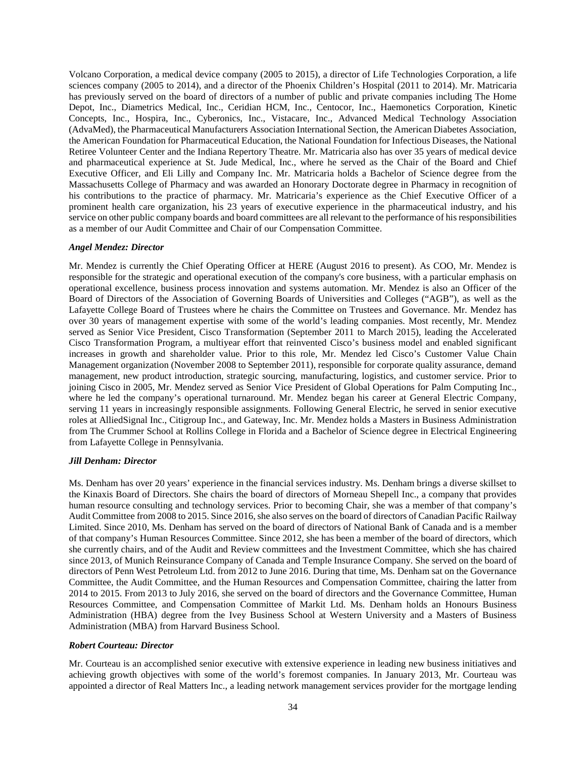Volcano Corporation, a medical device company (2005 to 2015), a director of Life Technologies Corporation, a life sciences company (2005 to 2014), and a director of the Phoenix Children's Hospital (2011 to 2014). Mr. Matricaria has previously served on the board of directors of a number of public and private companies including The Home Depot, Inc., Diametrics Medical, Inc., Ceridian HCM, Inc., Centocor, Inc., Haemonetics Corporation, Kinetic Concepts, Inc., Hospira, Inc., Cyberonics, Inc., Vistacare, Inc., Advanced Medical Technology Association (AdvaMed), the Pharmaceutical Manufacturers Association International Section, the American Diabetes Association, the American Foundation for Pharmaceutical Education, the National Foundation for Infectious Diseases, the National Retiree Volunteer Center and the Indiana Repertory Theatre. Mr. Matricaria also has over 35 years of medical device and pharmaceutical experience at St. Jude Medical, Inc., where he served as the Chair of the Board and Chief Executive Officer, and Eli Lilly and Company Inc. Mr. Matricaria holds a Bachelor of Science degree from the Massachusetts College of Pharmacy and was awarded an Honorary Doctorate degree in Pharmacy in recognition of his contributions to the practice of pharmacy. Mr. Matricaria's experience as the Chief Executive Officer of a prominent health care organization, his 23 years of executive experience in the pharmaceutical industry, and his service on other public company boards and board committees are all relevant to the performance of his responsibilities as a member of our Audit Committee and Chair of our Compensation Committee.

***Angel Mendez: Director***

Mr. Mendez is currently the Chief Operating Officer at HERE (August 2016 to present). As COO, Mr. Mendez is responsible for the strategic and operational execution of the company's core business, with a particular emphasis on operational excellence, business process innovation and systems automation. Mr. Mendez is also an Officer of the Board of Directors of the Association of Governing Boards of Universities and Colleges ("AGB"), as well as the Lafayette College Board of Trustees where he chairs the Committee on Trustees and Governance. Mr. Mendez has over 30 years of management expertise with some of the world's leading companies. Most recently, Mr. Mendez served as Senior Vice President, Cisco Transformation (September 2011 to March 2015), leading the Accelerated Cisco Transformation Program, a multiyear effort that reinvented Cisco's business model and enabled significant increases in growth and shareholder value. Prior to this role, Mr. Mendez led Cisco's Customer Value Chain Management organization (November 2008 to September 2011), responsible for corporate quality assurance, demand management, new product introduction, strategic sourcing, manufacturing, logistics, and customer service. Prior to joining Cisco in 2005, Mr. Mendez served as Senior Vice President of Global Operations for Palm Computing Inc., where he led the company's operational turnaround. Mr. Mendez began his career at General Electric Company, serving 11 years in increasingly responsible assignments. Following General Electric, he served in senior executive roles at AlliedSignal Inc., Citigroup Inc., and Gateway, Inc. Mr. Mendez holds a Masters in Business Administration from The Crummer School at Rollins College in Florida and a Bachelor of Science degree in Electrical Engineering from Lafayette College in Pennsylvania.

***Jill Denham: Director***

Ms. Denham has over 20 years' experience in the financial services industry. Ms. Denham brings a diverse skillset to the Kinaxis Board of Directors. She chairs the board of directors of Morneau Shepell Inc., a company that provides human resource consulting and technology services. Prior to becoming Chair, she was a member of that company's Audit Committee from 2008 to 2015. Since 2016, she also serves on the board of directors of Canadian Pacific Railway Limited. Since 2010, Ms. Denham has served on the board of directors of National Bank of Canada and is a member of that company's Human Resources Committee. Since 2012, she has been a member of the board of directors, which she currently chairs, and of the Audit and Review committees and the Investment Committee, which she has chaired since 2013, of Munich Reinsurance Company of Canada and Temple Insurance Company. She served on the board of directors of Penn West Petroleum Ltd. from 2012 to June 2016. During that time, Ms. Denham sat on the Governance Committee, the Audit Committee, and the Human Resources and Compensation Committee, chairing the latter from 2014 to 2015. From 2013 to July 2016, she served on the board of directors and the Governance Committee, Human Resources Committee, and Compensation Committee of Markit Ltd. Ms. Denham holds an Honours Business Administration (HBA) degree from the Ivey Business School at Western University and a Masters of Business Administration (MBA) from Harvard Business School.

***Robert Courteau: Director***

Mr. Courteau is an accomplished senior executive with extensive experience in leading new business initiatives and achieving growth objectives with some of the world's foremost companies. In January 2013, Mr. Courteau was appointed a director of Real Matters Inc., a leading network management services provider for the mortgage lending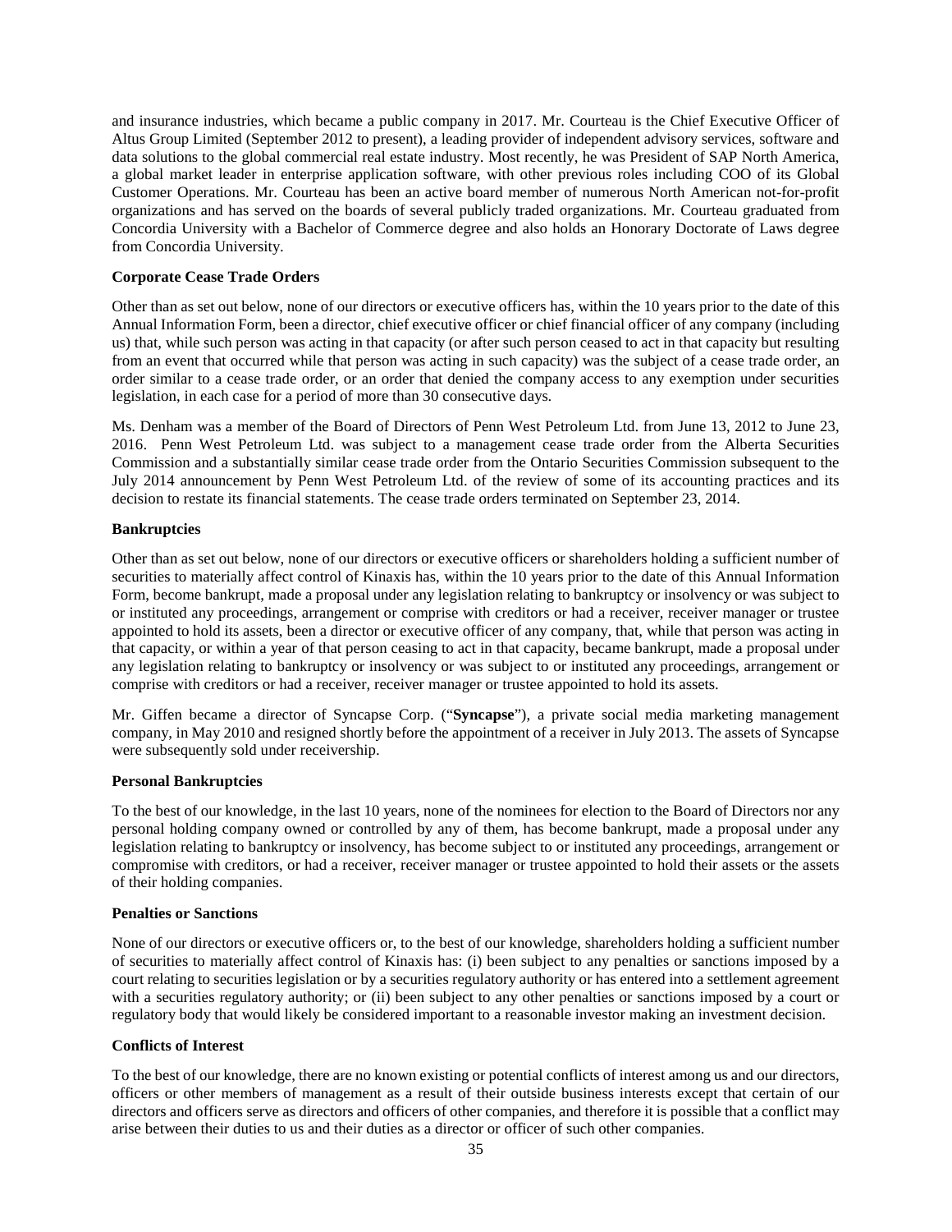and insurance industries, which became a public company in 2017. Mr. Courteau is the Chief Executive Officer of Altus Group Limited (September 2012 to present), a leading provider of independent advisory services, software and data solutions to the global commercial real estate industry. Most recently, he was President of SAP North America, a global market leader in enterprise application software, with other previous roles including COO of its Global Customer Operations. Mr. Courteau has been an active board member of numerous North American not-for-profit organizations and has served on the boards of several publicly traded organizations. Mr. Courteau graduated from Concordia University with a Bachelor of Commerce degree and also holds an Honorary Doctorate of Laws degree from Concordia University.

**Corporate Cease Trade Orders**

Other than as set out below, none of our directors or executive officers has, within the 10 years prior to the date of this Annual Information Form, been a director, chief executive officer or chief financial officer of any company (including us) that, while such person was acting in that capacity (or after such person ceased to act in that capacity but resulting from an event that occurred while that person was acting in such capacity) was the subject of a cease trade order, an order similar to a cease trade order, or an order that denied the company access to any exemption under securities legislation, in each case for a period of more than 30 consecutive days.

Ms. Denham was a member of the Board of Directors of Penn West Petroleum Ltd. from June 13, 2012 to June 23, 2016. Penn West Petroleum Ltd. was subject to a management cease trade order from the Alberta Securities Commission and a substantially similar cease trade order from the Ontario Securities Commission subsequent to the July 2014 announcement by Penn West Petroleum Ltd. of the review of some of its accounting practices and its decision to restate its financial statements. The cease trade orders terminated on September 23, 2014.

**Bankruptcies**

Other than as set out below, none of our directors or executive officers or shareholders holding a sufficient number of securities to materially affect control of Kinaxis has, within the 10 years prior to the date of this Annual Information Form, become bankrupt, made a proposal under any legislation relating to bankruptcy or insolvency or was subject to or instituted any proceedings, arrangement or comprise with creditors or had a receiver, receiver manager or trustee appointed to hold its assets, been a director or executive officer of any company, that, while that person was acting in that capacity, or within a year of that person ceasing to act in that capacity, became bankrupt, made a proposal under any legislation relating to bankruptcy or insolvency or was subject to or instituted any proceedings, arrangement or comprise with creditors or had a receiver, receiver manager or trustee appointed to hold its assets.

Mr. Giffen became a director of Syncapse Corp. ("**Syncapse**"), a private social media marketing management company, in May 2010 and resigned shortly before the appointment of a receiver in July 2013. The assets of Syncapse were subsequently sold under receivership.

**Personal Bankruptcies**

To the best of our knowledge, in the last 10 years, none of the nominees for election to the Board of Directors nor any personal holding company owned or controlled by any of them, has become bankrupt, made a proposal under any legislation relating to bankruptcy or insolvency, has become subject to or instituted any proceedings, arrangement or compromise with creditors, or had a receiver, receiver manager or trustee appointed to hold their assets or the assets of their holding companies.

**Penalties or Sanctions**

None of our directors or executive officers or, to the best of our knowledge, shareholders holding a sufficient number of securities to materially affect control of Kinaxis has: (i) been subject to any penalties or sanctions imposed by a court relating to securities legislation or by a securities regulatory authority or has entered into a settlement agreement with a securities regulatory authority; or (ii) been subject to any other penalties or sanctions imposed by a court or regulatory body that would likely be considered important to a reasonable investor making an investment decision.

**Conflicts of Interest**

To the best of our knowledge, there are no known existing or potential conflicts of interest among us and our directors, officers or other members of management as a result of their outside business interests except that certain of our directors and officers serve as directors and officers of other companies, and therefore it is possible that a conflict may arise between their duties to us and their duties as a director or officer of such other companies.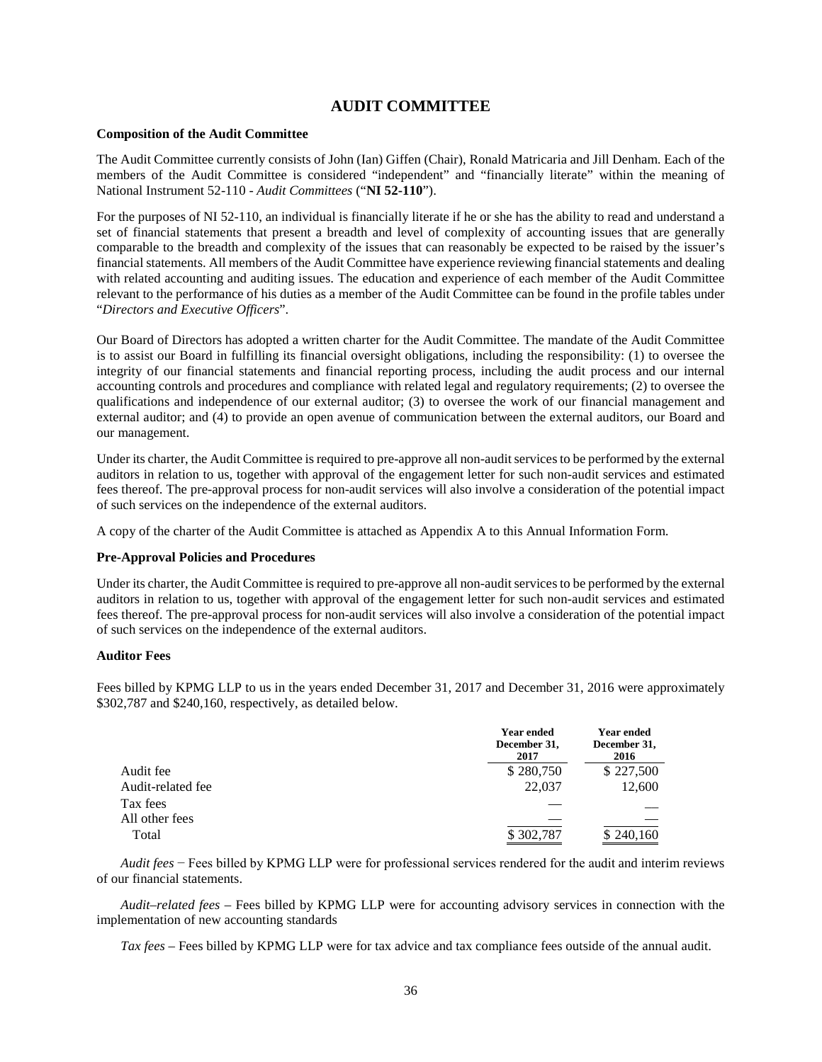# AUDIT COMMITTEE

**Composition of the Audit Committee**

The Audit Committee currently consists of John (Ian) Giffen (Chair), Ronald Matricaria and Jill Denham. Each of the members of the Audit Committee is considered "independent" and "financially literate" within the meaning of National Instrument 52-110 - *Audit Committees* ("**NI 52-110**").

For the purposes of NI 52-110, an individual is financially literate if he or she has the ability to read and understand a set of financial statements that present a breadth and level of complexity of accounting issues that are generally comparable to the breadth and complexity of the issues that can reasonably be expected to be raised by the issuer's financial statements. All members of the Audit Committee have experience reviewing financial statements and dealing with related accounting and auditing issues. The education and experience of each member of the Audit Committee relevant to the performance of his duties as a member of the Audit Committee can be found in the profile tables under "*Directors and Executive Officers*".

Our Board of Directors has adopted a written charter for the Audit Committee. The mandate of the Audit Committee is to assist our Board in fulfilling its financial oversight obligations, including the responsibility: (1) to oversee the integrity of our financial statements and financial reporting process, including the audit process and our internal accounting controls and procedures and compliance with related legal and regulatory requirements; (2) to oversee the qualifications and independence of our external auditor; (3) to oversee the work of our financial management and external auditor; and (4) to provide an open avenue of communication between the external auditors, our Board and our management.

Under its charter, the Audit Committee is required to pre-approve all non-audit services to be performed by the external auditors in relation to us, together with approval of the engagement letter for such non-audit services and estimated fees thereof. The pre-approval process for non-audit services will also involve a consideration of the potential impact of such services on the independence of the external auditors.

A copy of the charter of the Audit Committee is attached as Appendix A to this Annual Information Form.

**Pre-Approval Policies and Procedures**

Under its charter, the Audit Committee is required to pre-approve all non-audit services to be performed by the external auditors in relation to us, together with approval of the engagement letter for such non-audit services and estimated fees thereof. The pre-approval process for non-audit services will also involve a consideration of the potential impact of such services on the independence of the external auditors.

**Auditor Fees**

Fees billed by KPMG LLP to us in the years ended December 31, 2017 and December 31, 2016 were approximately \$302,787 and \$240,160, respectively, as detailed below.

| | Year ended December 31, 2017 | Year ended December 31, 2016 |
|---|---|---|
| Audit fee | \$ 280,750 | \$ 227,500 |
| Audit-related fee | 22,037 | 12,600 |
| Tax fees | — | — |
| All other fees | — | — |
| Total | \$ 302,787 | \$ 240,160 |

*Audit fees* − Fees billed by KPMG LLP were for professional services rendered for the audit and interim reviews of our financial statements.

*Audit–related fees* – Fees billed by KPMG LLP were for accounting advisory services in connection with the implementation of new accounting standards

*Tax fees* – Fees billed by KPMG LLP were for tax advice and tax compliance fees outside of the annual audit.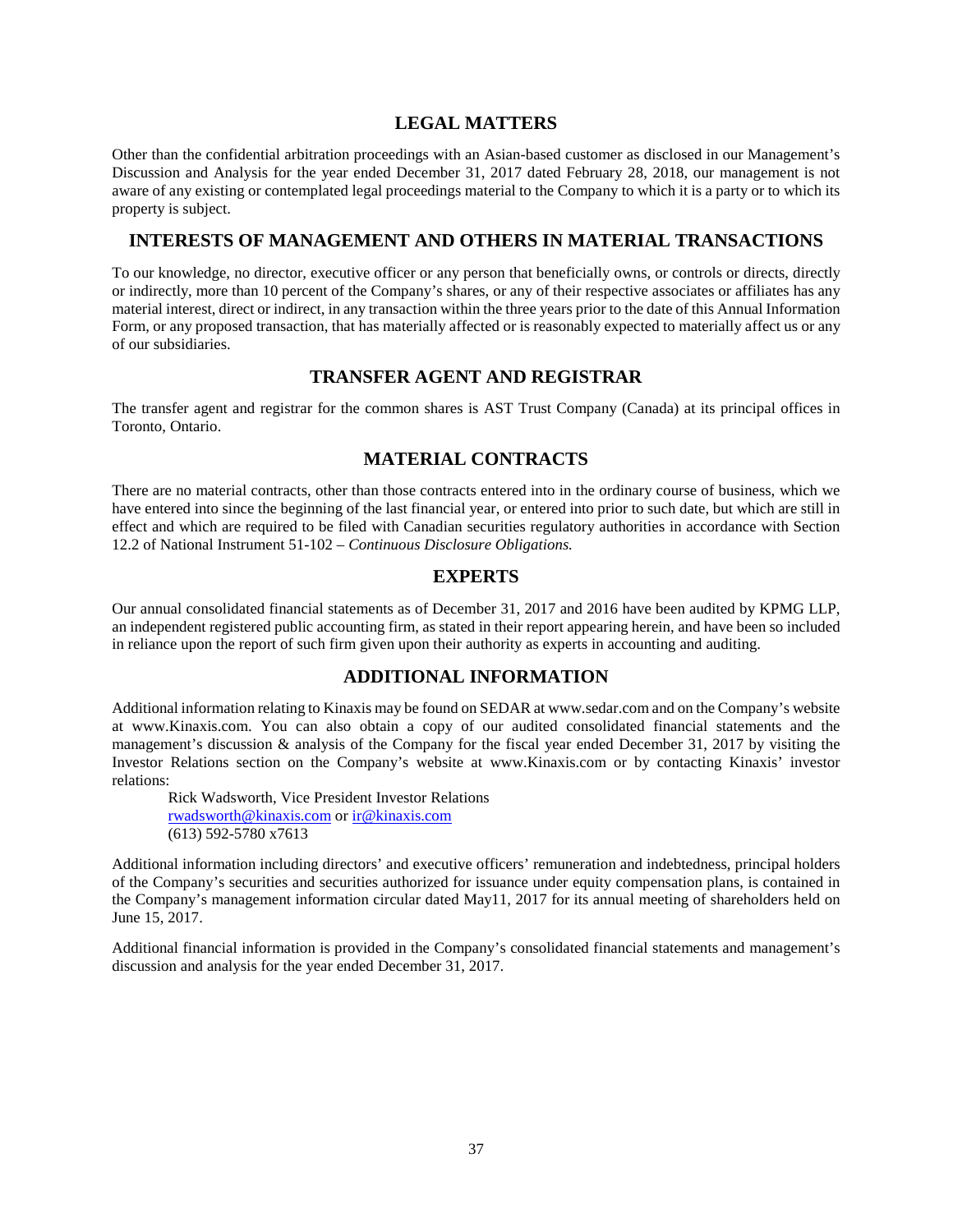## LEGAL MATTERS

Other than the confidential arbitration proceedings with an Asian-based customer as disclosed in our Management's Discussion and Analysis for the year ended December 31, 2017 dated February 28, 2018, our management is not aware of any existing or contemplated legal proceedings material to the Company to which it is a party or to which its property is subject.

## INTERESTS OF MANAGEMENT AND OTHERS IN MATERIAL TRANSACTIONS

To our knowledge, no director, executive officer or any person that beneficially owns, or controls or directs, directly or indirectly, more than 10 percent of the Company's shares, or any of their respective associates or affiliates has any material interest, direct or indirect, in any transaction within the three years prior to the date of this Annual Information Form, or any proposed transaction, that has materially affected or is reasonably expected to materially affect us or any of our subsidiaries.

## TRANSFER AGENT AND REGISTRAR

The transfer agent and registrar for the common shares is AST Trust Company (Canada) at its principal offices in Toronto, Ontario.

## MATERIAL CONTRACTS

There are no material contracts, other than those contracts entered into in the ordinary course of business, which we have entered into since the beginning of the last financial year, or entered into prior to such date, but which are still in effect and which are required to be filed with Canadian securities regulatory authorities in accordance with Section 12.2 of National Instrument 51-102 – *Continuous Disclosure Obligations.*

## EXPERTS

Our annual consolidated financial statements as of December 31, 2017 and 2016 have been audited by KPMG LLP, an independent registered public accounting firm, as stated in their report appearing herein, and have been so included in reliance upon the report of such firm given upon their authority as experts in accounting and auditing.

## ADDITIONAL INFORMATION

Additional information relating to Kinaxis may be found on SEDAR at www.sedar.com and on the Company's website at www.Kinaxis.com. You can also obtain a copy of our audited consolidated financial statements and the management's discussion & analysis of the Company for the fiscal year ended December 31, 2017 by visiting the Investor Relations section on the Company's website at www.Kinaxis.com or by contacting Kinaxis' investor relations:

> Rick Wadsworth, Vice President Investor Relations
> rwadsworth@kinaxis.com or ir@kinaxis.com
> (613) 592-5780 x7613

Additional information including directors' and executive officers' remuneration and indebtedness, principal holders of the Company's securities and securities authorized for issuance under equity compensation plans, is contained in the Company's management information circular dated May11, 2017 for its annual meeting of shareholders held on June 15, 2017.

Additional financial information is provided in the Company's consolidated financial statements and management's discussion and analysis for the year ended December 31, 2017.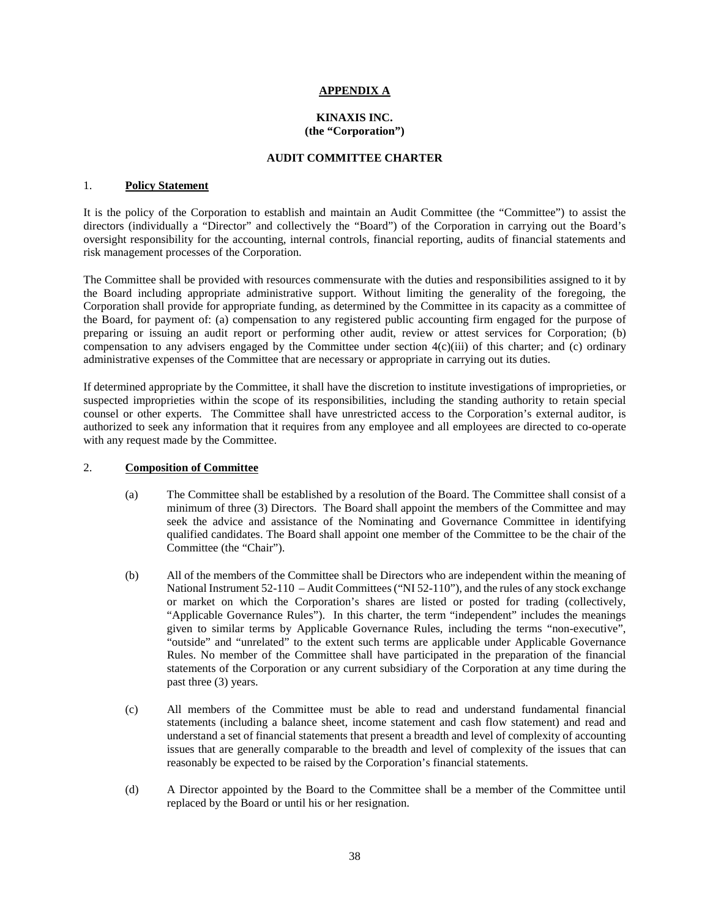# APPENDIX A

## KINAXIS INC.
## (the "Corporation")

## AUDIT COMMITTEE CHARTER

### 1. **Policy Statement**

It is the policy of the Corporation to establish and maintain an Audit Committee (the "Committee") to assist the directors (individually a "Director" and collectively the "Board") of the Corporation in carrying out the Board's oversight responsibility for the accounting, internal controls, financial reporting, audits of financial statements and risk management processes of the Corporation.

The Committee shall be provided with resources commensurate with the duties and responsibilities assigned to it by the Board including appropriate administrative support. Without limiting the generality of the foregoing, the Corporation shall provide for appropriate funding, as determined by the Committee in its capacity as a committee of the Board, for payment of: (a) compensation to any registered public accounting firm engaged for the purpose of preparing or issuing an audit report or performing other audit, review or attest services for Corporation; (b) compensation to any advisers engaged by the Committee under section 4(c)(iii) of this charter; and (c) ordinary administrative expenses of the Committee that are necessary or appropriate in carrying out its duties.

If determined appropriate by the Committee, it shall have the discretion to institute investigations of improprieties, or suspected improprieties within the scope of its responsibilities, including the standing authority to retain special counsel or other experts. The Committee shall have unrestricted access to the Corporation's external auditor, is authorized to seek any information that it requires from any employee and all employees are directed to co-operate with any request made by the Committee.

### 2. **Composition of Committee**

(a) The Committee shall be established by a resolution of the Board. The Committee shall consist of a minimum of three (3) Directors. The Board shall appoint the members of the Committee and may seek the advice and assistance of the Nominating and Governance Committee in identifying qualified candidates. The Board shall appoint one member of the Committee to be the chair of the Committee (the "Chair").

(b) All of the members of the Committee shall be Directors who are independent within the meaning of National Instrument 52-110 – Audit Committees ("NI 52-110"), and the rules of any stock exchange or market on which the Corporation's shares are listed or posted for trading (collectively, "Applicable Governance Rules"). In this charter, the term "independent" includes the meanings given to similar terms by Applicable Governance Rules, including the terms "non-executive", "outside" and "unrelated" to the extent such terms are applicable under Applicable Governance Rules. No member of the Committee shall have participated in the preparation of the financial statements of the Corporation or any current subsidiary of the Corporation at any time during the past three (3) years.

(c) All members of the Committee must be able to read and understand fundamental financial statements (including a balance sheet, income statement and cash flow statement) and read and understand a set of financial statements that present a breadth and level of complexity of accounting issues that are generally comparable to the breadth and level of complexity of the issues that can reasonably be expected to be raised by the Corporation's financial statements.

(d) A Director appointed by the Board to the Committee shall be a member of the Committee until replaced by the Board or until his or her resignation.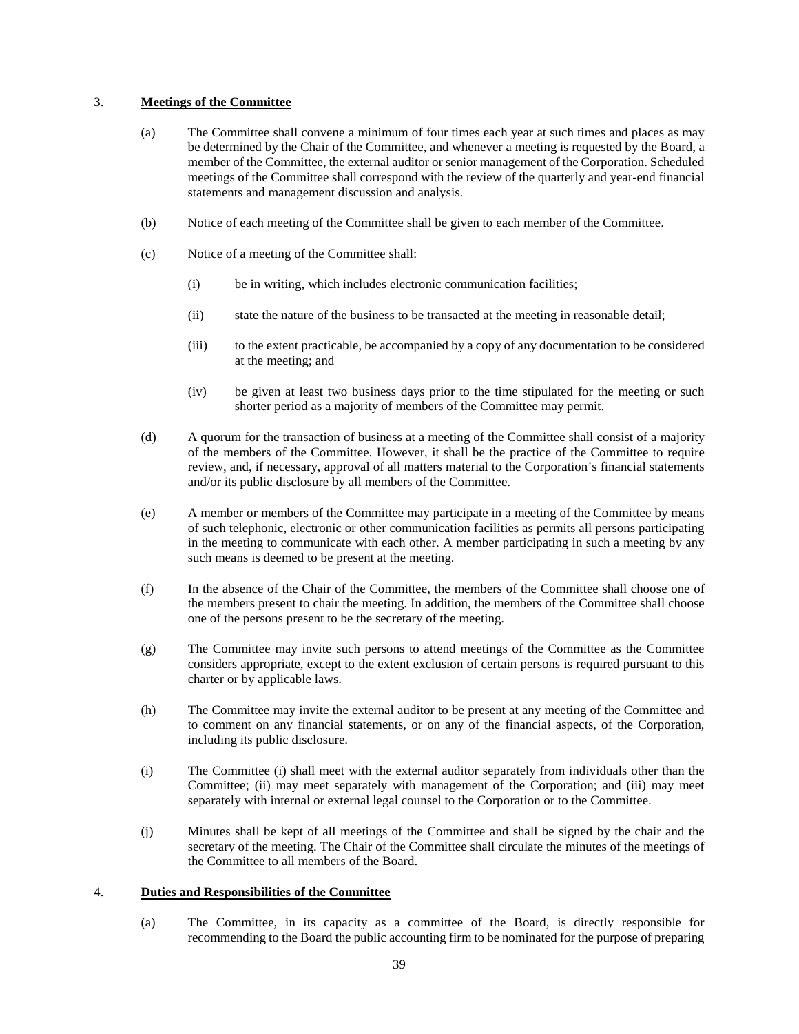## 3. **Meetings of the Committee**

(a) The Committee shall convene a minimum of four times each year at such times and places as may be determined by the Chair of the Committee, and whenever a meeting is requested by the Board, a member of the Committee, the external auditor or senior management of the Corporation. Scheduled meetings of the Committee shall correspond with the review of the quarterly and year-end financial statements and management discussion and analysis.

(b) Notice of each meeting of the Committee shall be given to each member of the Committee.

(c) Notice of a meeting of the Committee shall:

- (i) be in writing, which includes electronic communication facilities;
- (ii) state the nature of the business to be transacted at the meeting in reasonable detail;
- (iii) to the extent practicable, be accompanied by a copy of any documentation to be considered at the meeting; and
- (iv) be given at least two business days prior to the time stipulated for the meeting or such shorter period as a majority of members of the Committee may permit.

(d) A quorum for the transaction of business at a meeting of the Committee shall consist of a majority of the members of the Committee. However, it shall be the practice of the Committee to require review, and, if necessary, approval of all matters material to the Corporation's financial statements and/or its public disclosure by all members of the Committee.

(e) A member or members of the Committee may participate in a meeting of the Committee by means of such telephonic, electronic or other communication facilities as permits all persons participating in the meeting to communicate with each other. A member participating in such a meeting by any such means is deemed to be present at the meeting.

(f) In the absence of the Chair of the Committee, the members of the Committee shall choose one of the members present to chair the meeting. In addition, the members of the Committee shall choose one of the persons present to be the secretary of the meeting.

(g) The Committee may invite such persons to attend meetings of the Committee as the Committee considers appropriate, except to the extent exclusion of certain persons is required pursuant to this charter or by applicable laws.

(h) The Committee may invite the external auditor to be present at any meeting of the Committee and to comment on any financial statements, or on any of the financial aspects, of the Corporation, including its public disclosure.

(i) The Committee (i) shall meet with the external auditor separately from individuals other than the Committee; (ii) may meet separately with management of the Corporation; and (iii) may meet separately with internal or external legal counsel to the Corporation or to the Committee.

(j) Minutes shall be kept of all meetings of the Committee and shall be signed by the chair and the secretary of the meeting. The Chair of the Committee shall circulate the minutes of the meetings of the Committee to all members of the Board.

## 4. **Duties and Responsibilities of the Committee**

(a) The Committee, in its capacity as a committee of the Board, is directly responsible for recommending to the Board the public accounting firm to be nominated for the purpose of preparing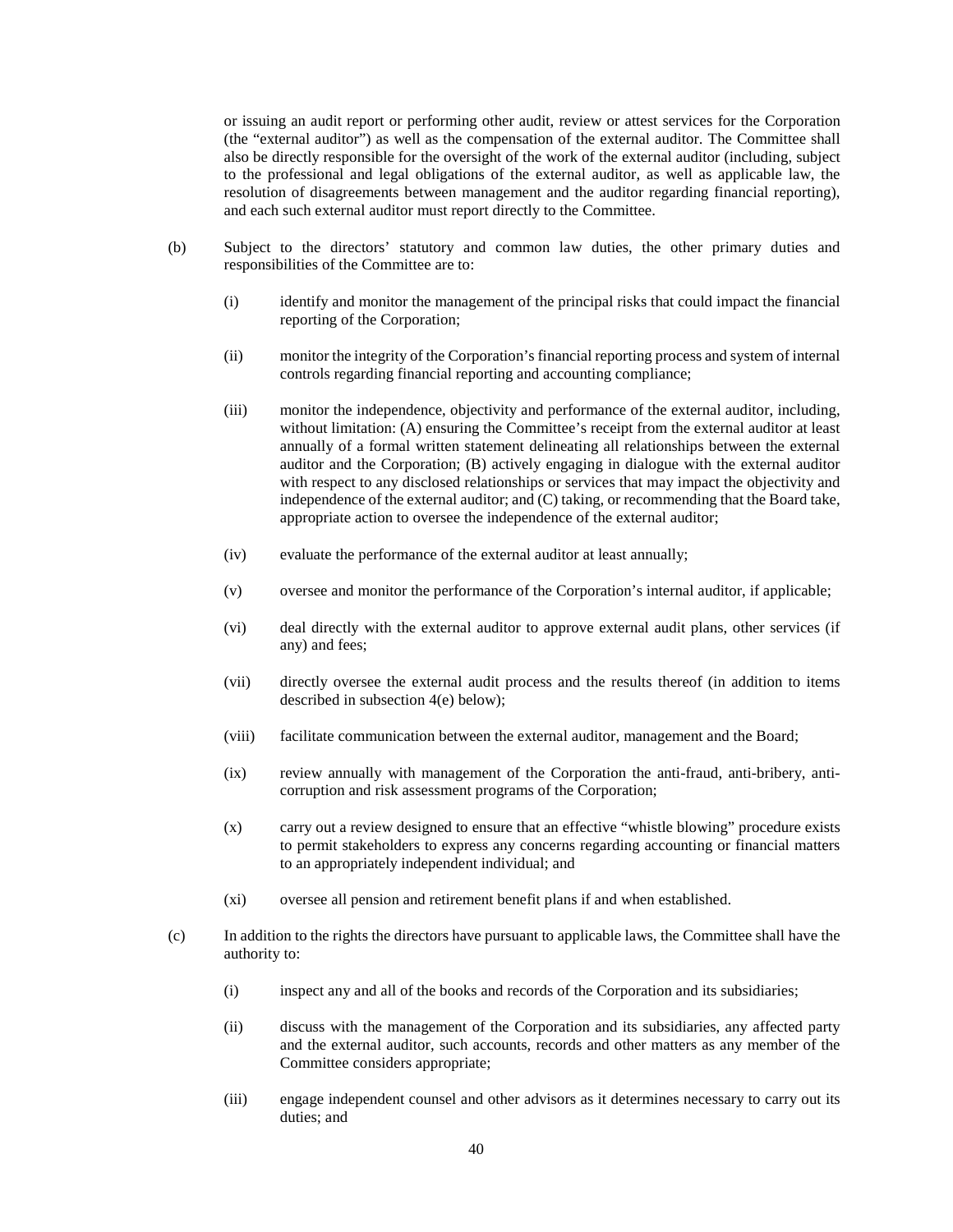or issuing an audit report or performing other audit, review or attest services for the Corporation (the "external auditor") as well as the compensation of the external auditor. The Committee shall also be directly responsible for the oversight of the work of the external auditor (including, subject to the professional and legal obligations of the external auditor, as well as applicable law, the resolution of disagreements between management and the auditor regarding financial reporting), and each such external auditor must report directly to the Committee.

(b) Subject to the directors' statutory and common law duties, the other primary duties and responsibilities of the Committee are to:

  (i) identify and monitor the management of the principal risks that could impact the financial reporting of the Corporation;

  (ii) monitor the integrity of the Corporation's financial reporting process and system of internal controls regarding financial reporting and accounting compliance;

  (iii) monitor the independence, objectivity and performance of the external auditor, including, without limitation: (A) ensuring the Committee's receipt from the external auditor at least annually of a formal written statement delineating all relationships between the external auditor and the Corporation; (B) actively engaging in dialogue with the external auditor with respect to any disclosed relationships or services that may impact the objectivity and independence of the external auditor; and (C) taking, or recommending that the Board take, appropriate action to oversee the independence of the external auditor;

  (iv) evaluate the performance of the external auditor at least annually;

  (v) oversee and monitor the performance of the Corporation's internal auditor, if applicable;

  (vi) deal directly with the external auditor to approve external audit plans, other services (if any) and fees;

  (vii) directly oversee the external audit process and the results thereof (in addition to items described in subsection 4(e) below);

  (viii) facilitate communication between the external auditor, management and the Board;

  (ix) review annually with management of the Corporation the anti-fraud, anti-bribery, anti-corruption and risk assessment programs of the Corporation;

  (x) carry out a review designed to ensure that an effective "whistle blowing" procedure exists to permit stakeholders to express any concerns regarding accounting or financial matters to an appropriately independent individual; and

  (xi) oversee all pension and retirement benefit plans if and when established.

(c) In addition to the rights the directors have pursuant to applicable laws, the Committee shall have the authority to:

  (i) inspect any and all of the books and records of the Corporation and its subsidiaries;

  (ii) discuss with the management of the Corporation and its subsidiaries, any affected party and the external auditor, such accounts, records and other matters as any member of the Committee considers appropriate;

  (iii) engage independent counsel and other advisors as it determines necessary to carry out its duties; and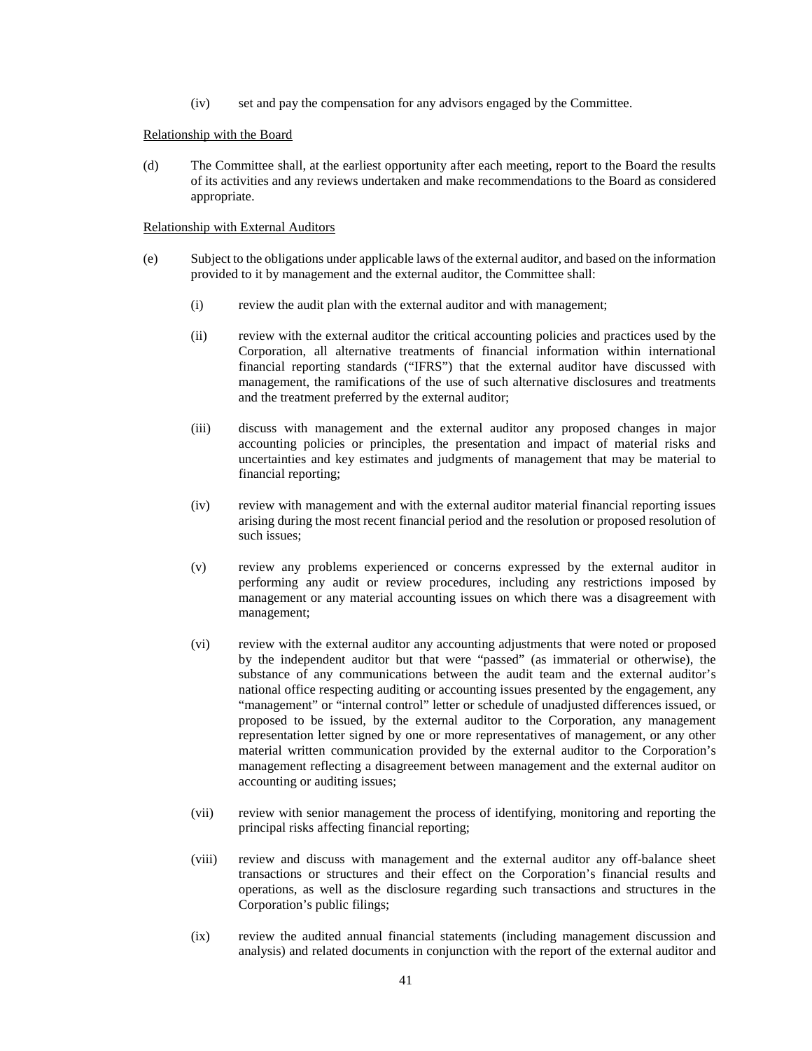(iv) set and pay the compensation for any advisors engaged by the Committee.

Relationship with the Board

(d) The Committee shall, at the earliest opportunity after each meeting, report to the Board the results of its activities and any reviews undertaken and make recommendations to the Board as considered appropriate.

Relationship with External Auditors

(e) Subject to the obligations under applicable laws of the external auditor, and based on the information provided to it by management and the external auditor, the Committee shall:

(i) review the audit plan with the external auditor and with management;

(ii) review with the external auditor the critical accounting policies and practices used by the Corporation, all alternative treatments of financial information within international financial reporting standards ("IFRS") that the external auditor have discussed with management, the ramifications of the use of such alternative disclosures and treatments and the treatment preferred by the external auditor;

(iii) discuss with management and the external auditor any proposed changes in major accounting policies or principles, the presentation and impact of material risks and uncertainties and key estimates and judgments of management that may be material to financial reporting;

(iv) review with management and with the external auditor material financial reporting issues arising during the most recent financial period and the resolution or proposed resolution of such issues;

(v) review any problems experienced or concerns expressed by the external auditor in performing any audit or review procedures, including any restrictions imposed by management or any material accounting issues on which there was a disagreement with management;

(vi) review with the external auditor any accounting adjustments that were noted or proposed by the independent auditor but that were "passed" (as immaterial or otherwise), the substance of any communications between the audit team and the external auditor's national office respecting auditing or accounting issues presented by the engagement, any "management" or "internal control" letter or schedule of unadjusted differences issued, or proposed to be issued, by the external auditor to the Corporation, any management representation letter signed by one or more representatives of management, or any other material written communication provided by the external auditor to the Corporation's management reflecting a disagreement between management and the external auditor on accounting or auditing issues;

(vii) review with senior management the process of identifying, monitoring and reporting the principal risks affecting financial reporting;

(viii) review and discuss with management and the external auditor any off-balance sheet transactions or structures and their effect on the Corporation's financial results and operations, as well as the disclosure regarding such transactions and structures in the Corporation's public filings;

(ix) review the audited annual financial statements (including management discussion and analysis) and related documents in conjunction with the report of the external auditor and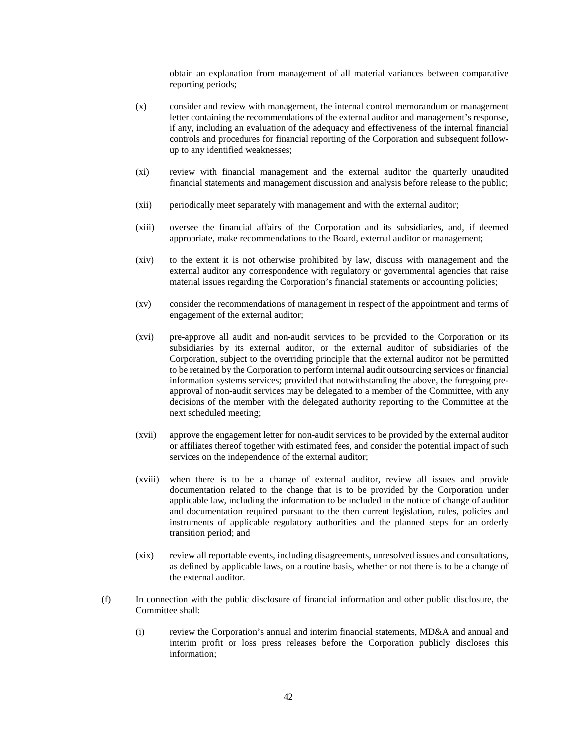obtain an explanation from management of all material variances between comparative reporting periods;

(x) consider and review with management, the internal control memorandum or management letter containing the recommendations of the external auditor and management's response, if any, including an evaluation of the adequacy and effectiveness of the internal financial controls and procedures for financial reporting of the Corporation and subsequent follow-up to any identified weaknesses;

(xi) review with financial management and the external auditor the quarterly unaudited financial statements and management discussion and analysis before release to the public;

(xii) periodically meet separately with management and with the external auditor;

(xiii) oversee the financial affairs of the Corporation and its subsidiaries, and, if deemed appropriate, make recommendations to the Board, external auditor or management;

(xiv) to the extent it is not otherwise prohibited by law, discuss with management and the external auditor any correspondence with regulatory or governmental agencies that raise material issues regarding the Corporation's financial statements or accounting policies;

(xv) consider the recommendations of management in respect of the appointment and terms of engagement of the external auditor;

(xvi) pre-approve all audit and non-audit services to be provided to the Corporation or its subsidiaries by its external auditor, or the external auditor of subsidiaries of the Corporation, subject to the overriding principle that the external auditor not be permitted to be retained by the Corporation to perform internal audit outsourcing services or financial information systems services; provided that notwithstanding the above, the foregoing pre-approval of non-audit services may be delegated to a member of the Committee, with any decisions of the member with the delegated authority reporting to the Committee at the next scheduled meeting;

(xvii) approve the engagement letter for non-audit services to be provided by the external auditor or affiliates thereof together with estimated fees, and consider the potential impact of such services on the independence of the external auditor;

(xviii) when there is to be a change of external auditor, review all issues and provide documentation related to the change that is to be provided by the Corporation under applicable law, including the information to be included in the notice of change of auditor and documentation required pursuant to the then current legislation, rules, policies and instruments of applicable regulatory authorities and the planned steps for an orderly transition period; and

(xix) review all reportable events, including disagreements, unresolved issues and consultations, as defined by applicable laws, on a routine basis, whether or not there is to be a change of the external auditor.

(f) In connection with the public disclosure of financial information and other public disclosure, the Committee shall:

(i) review the Corporation's annual and interim financial statements, MD&A and annual and interim profit or loss press releases before the Corporation publicly discloses this information;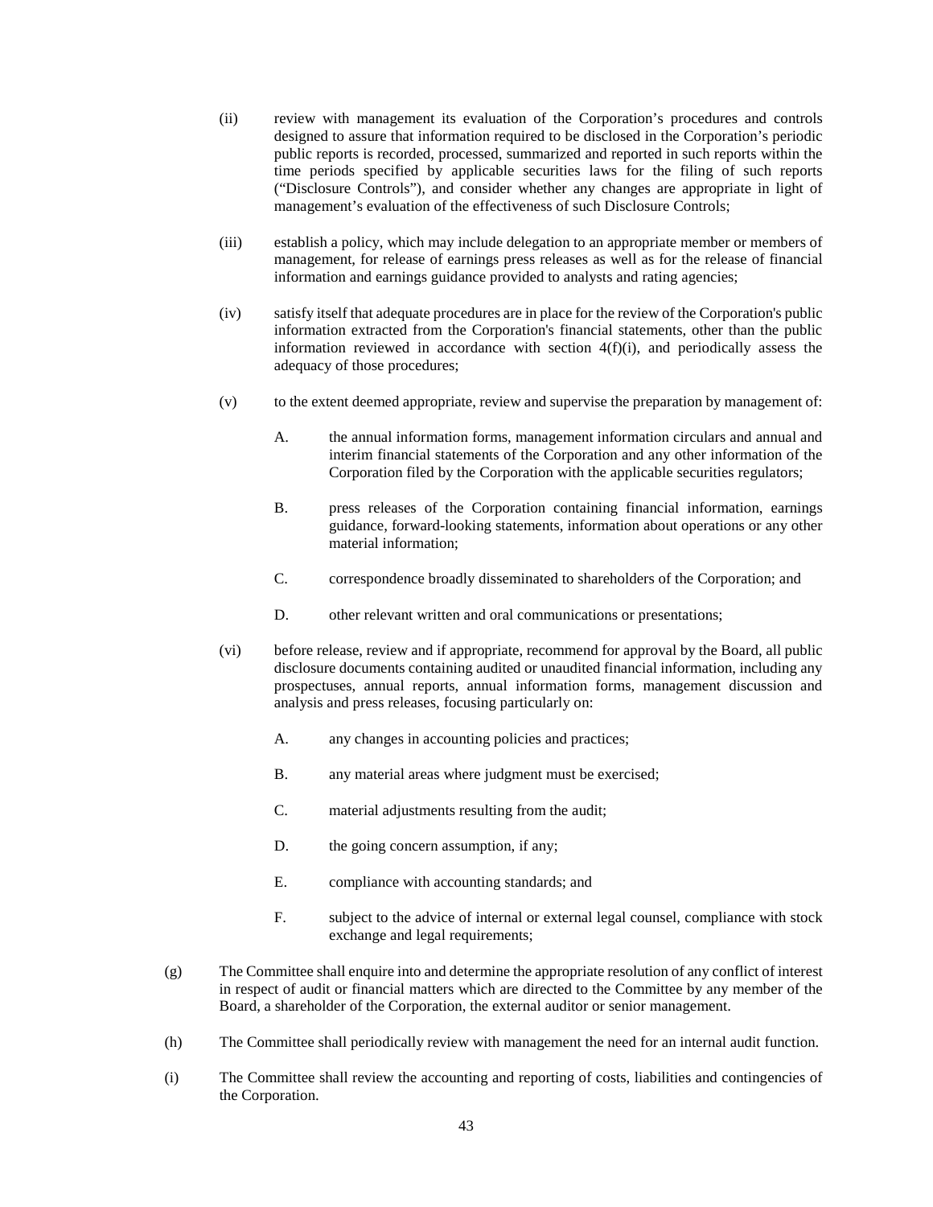(ii) review with management its evaluation of the Corporation's procedures and controls designed to assure that information required to be disclosed in the Corporation's periodic public reports is recorded, processed, summarized and reported in such reports within the time periods specified by applicable securities laws for the filing of such reports ("Disclosure Controls"), and consider whether any changes are appropriate in light of management's evaluation of the effectiveness of such Disclosure Controls;

(iii) establish a policy, which may include delegation to an appropriate member or members of management, for release of earnings press releases as well as for the release of financial information and earnings guidance provided to analysts and rating agencies;

(iv) satisfy itself that adequate procedures are in place for the review of the Corporation's public information extracted from the Corporation's financial statements, other than the public information reviewed in accordance with section 4(f)(i), and periodically assess the adequacy of those procedures;

(v) to the extent deemed appropriate, review and supervise the preparation by management of:

A. the annual information forms, management information circulars and annual and interim financial statements of the Corporation and any other information of the Corporation filed by the Corporation with the applicable securities regulators;

B. press releases of the Corporation containing financial information, earnings guidance, forward-looking statements, information about operations or any other material information;

C. correspondence broadly disseminated to shareholders of the Corporation; and

D. other relevant written and oral communications or presentations;

(vi) before release, review and if appropriate, recommend for approval by the Board, all public disclosure documents containing audited or unaudited financial information, including any prospectuses, annual reports, annual information forms, management discussion and analysis and press releases, focusing particularly on:

A. any changes in accounting policies and practices;

B. any material areas where judgment must be exercised;

C. material adjustments resulting from the audit;

D. the going concern assumption, if any;

E. compliance with accounting standards; and

F. subject to the advice of internal or external legal counsel, compliance with stock exchange and legal requirements;

(g) The Committee shall enquire into and determine the appropriate resolution of any conflict of interest in respect of audit or financial matters which are directed to the Committee by any member of the Board, a shareholder of the Corporation, the external auditor or senior management.

(h) The Committee shall periodically review with management the need for an internal audit function.

(i) The Committee shall review the accounting and reporting of costs, liabilities and contingencies of the Corporation.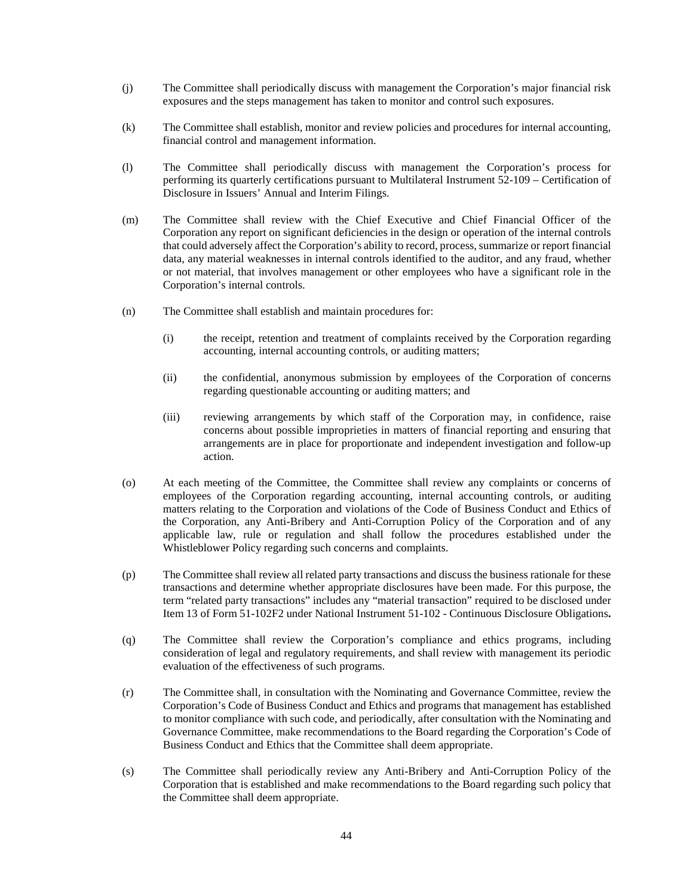(j) The Committee shall periodically discuss with management the Corporation's major financial risk exposures and the steps management has taken to monitor and control such exposures.

(k) The Committee shall establish, monitor and review policies and procedures for internal accounting, financial control and management information.

(l) The Committee shall periodically discuss with management the Corporation's process for performing its quarterly certifications pursuant to Multilateral Instrument 52-109 – Certification of Disclosure in Issuers' Annual and Interim Filings.

(m) The Committee shall review with the Chief Executive and Chief Financial Officer of the Corporation any report on significant deficiencies in the design or operation of the internal controls that could adversely affect the Corporation's ability to record, process, summarize or report financial data, any material weaknesses in internal controls identified to the auditor, and any fraud, whether or not material, that involves management or other employees who have a significant role in the Corporation's internal controls.

(n) The Committee shall establish and maintain procedures for:

(i) the receipt, retention and treatment of complaints received by the Corporation regarding accounting, internal accounting controls, or auditing matters;

(ii) the confidential, anonymous submission by employees of the Corporation of concerns regarding questionable accounting or auditing matters; and

(iii) reviewing arrangements by which staff of the Corporation may, in confidence, raise concerns about possible improprieties in matters of financial reporting and ensuring that arrangements are in place for proportionate and independent investigation and follow-up action.

(o) At each meeting of the Committee, the Committee shall review any complaints or concerns of employees of the Corporation regarding accounting, internal accounting controls, or auditing matters relating to the Corporation and violations of the Code of Business Conduct and Ethics of the Corporation, any Anti-Bribery and Anti-Corruption Policy of the Corporation and of any applicable law, rule or regulation and shall follow the procedures established under the Whistleblower Policy regarding such concerns and complaints.

(p) The Committee shall review all related party transactions and discuss the business rationale for these transactions and determine whether appropriate disclosures have been made. For this purpose, the term "related party transactions" includes any "material transaction" required to be disclosed under Item 13 of Form 51-102F2 under National Instrument 51-102 - Continuous Disclosure Obligations**.**

(q) The Committee shall review the Corporation's compliance and ethics programs, including consideration of legal and regulatory requirements, and shall review with management its periodic evaluation of the effectiveness of such programs.

(r) The Committee shall, in consultation with the Nominating and Governance Committee, review the Corporation's Code of Business Conduct and Ethics and programs that management has established to monitor compliance with such code, and periodically, after consultation with the Nominating and Governance Committee, make recommendations to the Board regarding the Corporation's Code of Business Conduct and Ethics that the Committee shall deem appropriate.

(s) The Committee shall periodically review any Anti-Bribery and Anti-Corruption Policy of the Corporation that is established and make recommendations to the Board regarding such policy that the Committee shall deem appropriate.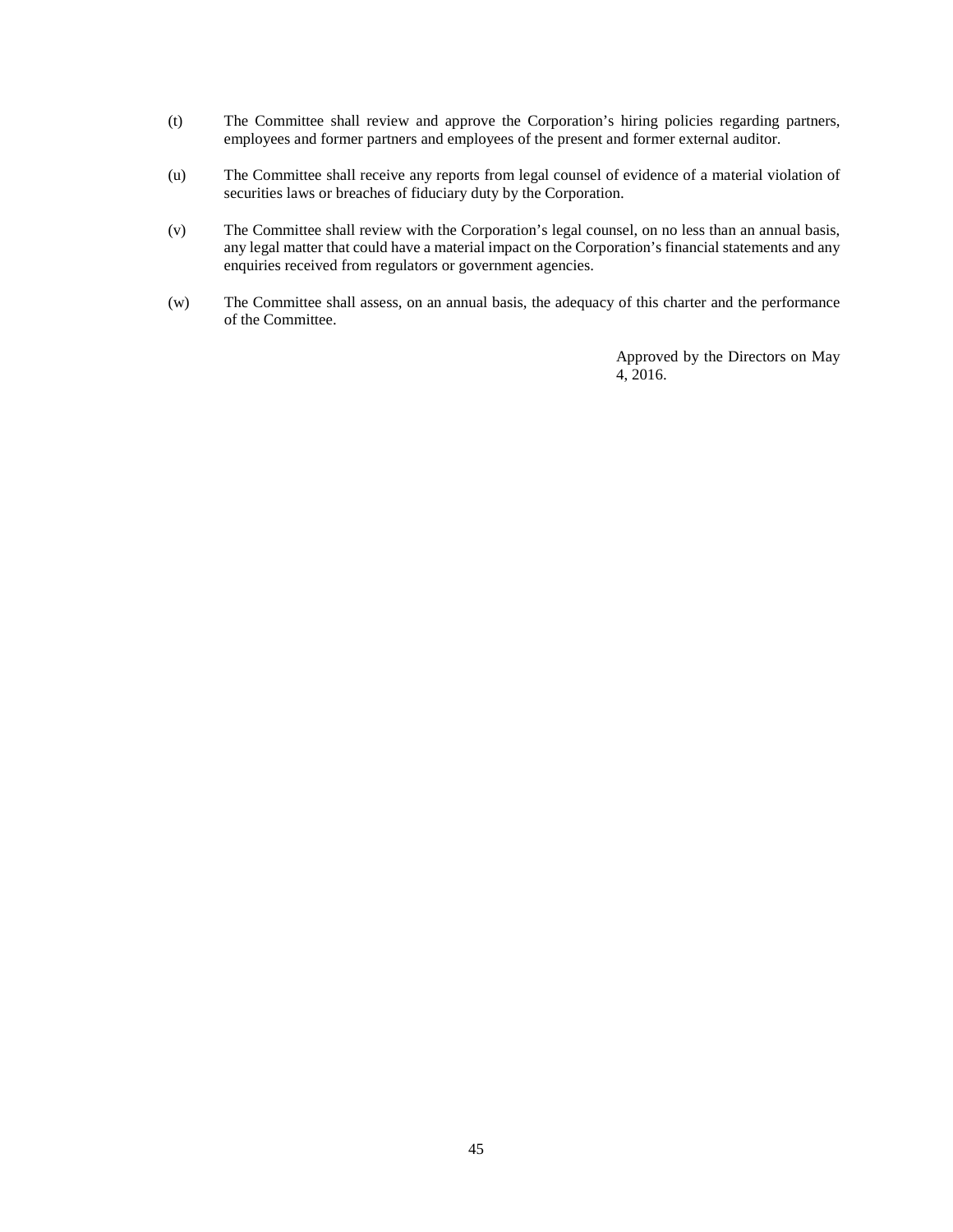(t) The Committee shall review and approve the Corporation's hiring policies regarding partners, employees and former partners and employees of the present and former external auditor.

(u) The Committee shall receive any reports from legal counsel of evidence of a material violation of securities laws or breaches of fiduciary duty by the Corporation.

(v) The Committee shall review with the Corporation's legal counsel, on no less than an annual basis, any legal matter that could have a material impact on the Corporation's financial statements and any enquiries received from regulators or government agencies.

(w) The Committee shall assess, on an annual basis, the adequacy of this charter and the performance of the Committee.

Approved by the Directors on May 4, 2016.